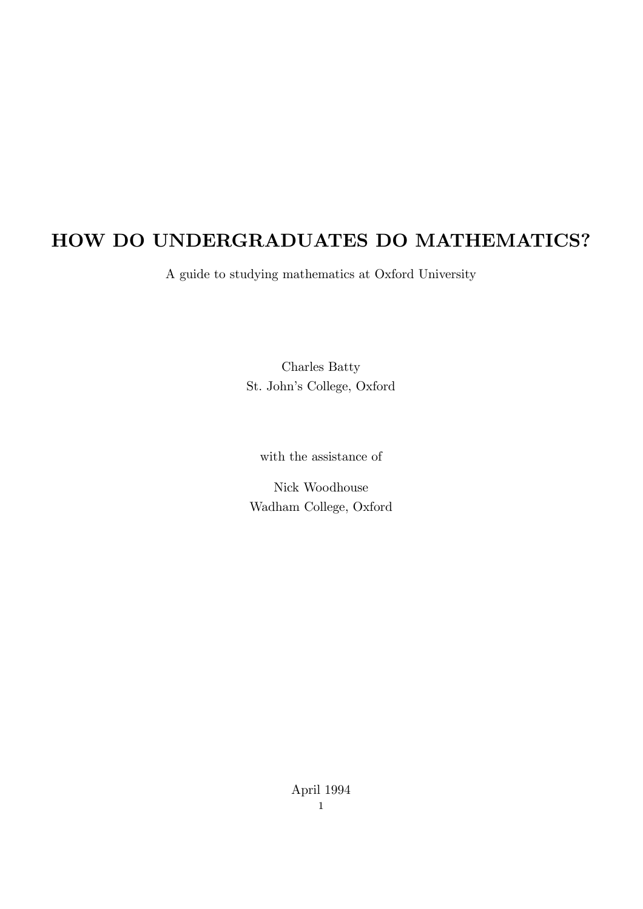# HOW DO UNDERGRADUATES DO MATHEMATICS?

A guide to studying mathematics at Oxford University

Charles Batty
St. John's College, Oxford

with the assistance of

Nick Woodhouse
Wadham College, Oxford

April 1994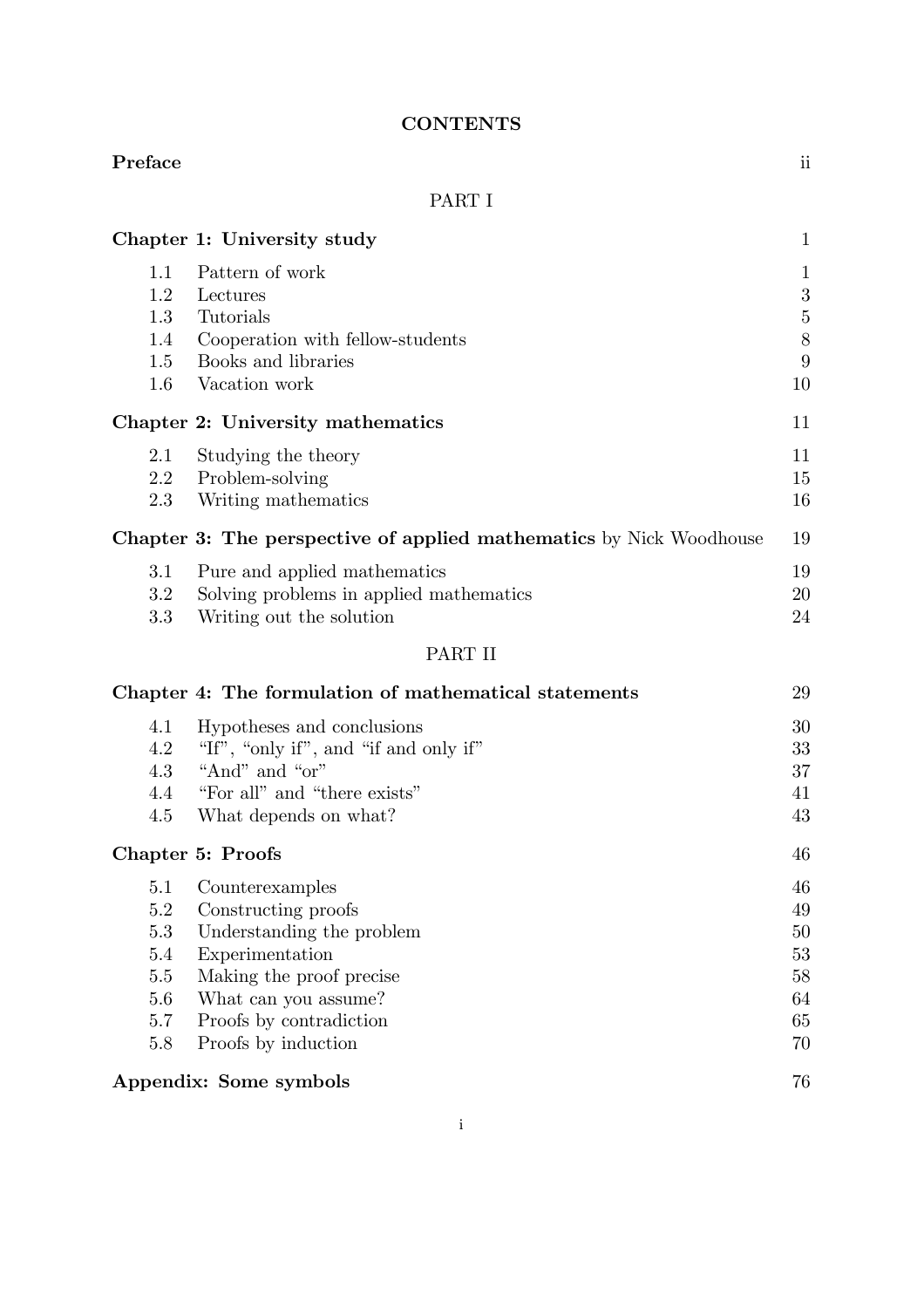# CONTENTS

| | | |
|---|---|---|
| **Preface** | | ii |

## PART I

| | | |
|---|---|---|
| **Chapter 1: University study** | | 1 |
| 1.1 | Pattern of work | 1 |
| 1.2 | Lectures | 3 |
| 1.3 | Tutorials | 5 |
| 1.4 | Cooperation with fellow-students | 8 |
| 1.5 | Books and libraries | 9 |
| 1.6 | Vacation work | 10 |
| **Chapter 2: University mathematics** | | 11 |
| 2.1 | Studying the theory | 11 |
| 2.2 | Problem-solving | 15 |
| 2.3 | Writing mathematics | 16 |
| **Chapter 3: The perspective of applied mathematics** by Nick Woodhouse | | 19 |
| 3.1 | Pure and applied mathematics | 19 |
| 3.2 | Solving problems in applied mathematics | 20 |
| 3.3 | Writing out the solution | 24 |

## PART II

| | | |
|---|---|---|
| **Chapter 4: The formulation of mathematical statements** | | 29 |
| 4.1 | Hypotheses and conclusions | 30 |
| 4.2 | "If", "only if", and "if and only if" | 33 |
| 4.3 | "And" and "or" | 37 |
| 4.4 | "For all" and "there exists" | 41 |
| 4.5 | What depends on what? | 43 |
| **Chapter 5: Proofs** | | 46 |
| 5.1 | Counterexamples | 46 |
| 5.2 | Constructing proofs | 49 |
| 5.3 | Understanding the problem | 50 |
| 5.4 | Experimentation | 53 |
| 5.5 | Making the proof precise | 58 |
| 5.6 | What can you assume? | 64 |
| 5.7 | Proofs by contradiction | 65 |
| 5.8 | Proofs by induction | 70 |
| **Appendix: Some symbols** | | 76 |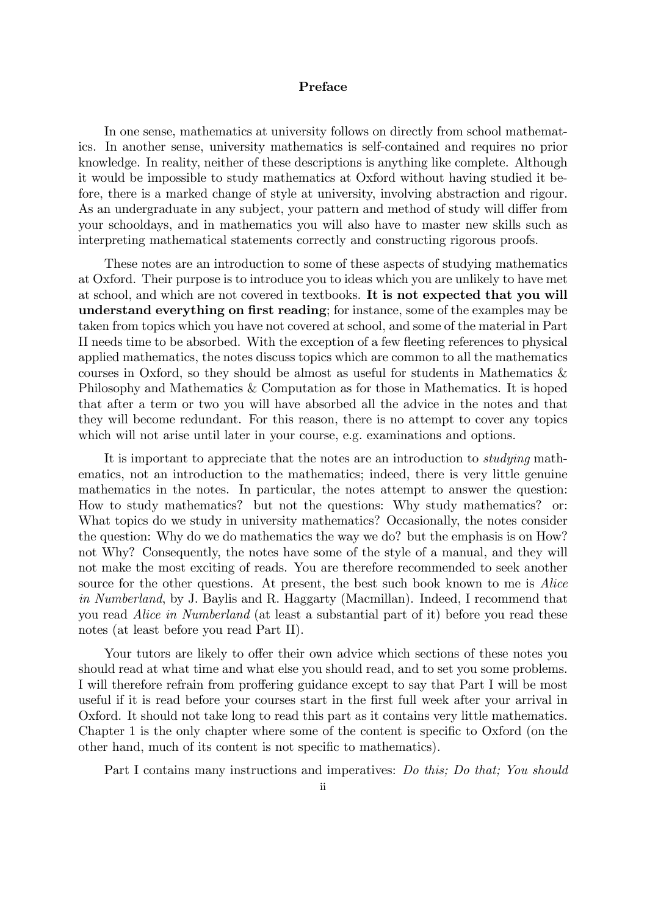## Preface

In one sense, mathematics at university follows on directly from school mathematics. In another sense, university mathematics is self-contained and requires no prior knowledge. In reality, neither of these descriptions is anything like complete. Although it would be impossible to study mathematics at Oxford without having studied it before, there is a marked change of style at university, involving abstraction and rigour. As an undergraduate in any subject, your pattern and method of study will differ from your schooldays, and in mathematics you will also have to master new skills such as interpreting mathematical statements correctly and constructing rigorous proofs.

These notes are an introduction to some of these aspects of studying mathematics at Oxford. Their purpose is to introduce you to ideas which you are unlikely to have met at school, and which are not covered in textbooks. **It is not expected that you will understand everything on first reading**; for instance, some of the examples may be taken from topics which you have not covered at school, and some of the material in Part II needs time to be absorbed. With the exception of a few fleeting references to physical applied mathematics, the notes discuss topics which are common to all the mathematics courses in Oxford, so they should be almost as useful for students in Mathematics & Philosophy and Mathematics & Computation as for those in Mathematics. It is hoped that after a term or two you will have absorbed all the advice in the notes and that they will become redundant. For this reason, there is no attempt to cover any topics which will not arise until later in your course, e.g. examinations and options.

It is important to appreciate that the notes are an introduction to *studying* mathematics, not an introduction to the mathematics; indeed, there is very little genuine mathematics in the notes. In particular, the notes attempt to answer the question: How to study mathematics? but not the questions: Why study mathematics? or: What topics do we study in university mathematics? Occasionally, the notes consider the question: Why do we do mathematics the way we do? but the emphasis is on How? not Why? Consequently, the notes have some of the style of a manual, and they will not make the most exciting of reads. You are therefore recommended to seek another source for the other questions. At present, the best such book known to me is *Alice in Numberland*, by J. Baylis and R. Haggarty (Macmillan). Indeed, I recommend that you read *Alice in Numberland* (at least a substantial part of it) before you read these notes (at least before you read Part II).

Your tutors are likely to offer their own advice which sections of these notes you should read at what time and what else you should read, and to set you some problems. I will therefore refrain from proffering guidance except to say that Part I will be most useful if it is read before your courses start in the first full week after your arrival in Oxford. It should not take long to read this part as it contains very little mathematics. Chapter 1 is the only chapter where some of the content is specific to Oxford (on the other hand, much of its content is not specific to mathematics).

Part I contains many instructions and imperatives: *Do this; Do that; You should*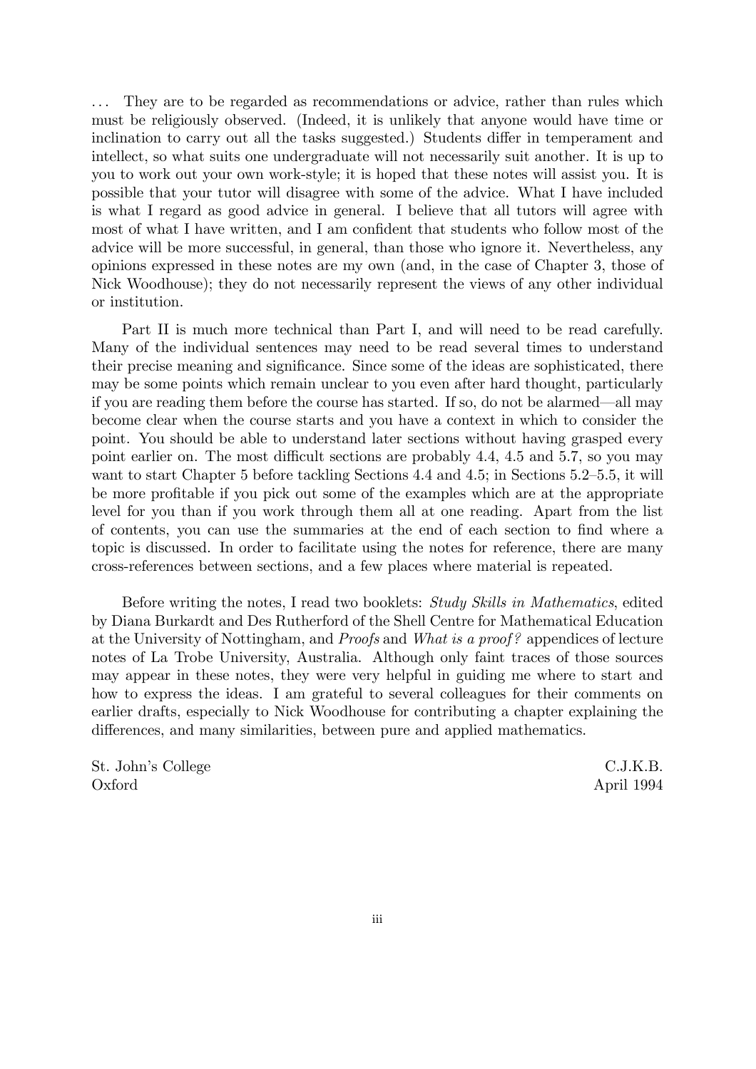... They are to be regarded as recommendations or advice, rather than rules which must be religiously observed. (Indeed, it is unlikely that anyone would have time or inclination to carry out all the tasks suggested.) Students differ in temperament and intellect, so what suits one undergraduate will not necessarily suit another. It is up to you to work out your own work-style; it is hoped that these notes will assist you. It is possible that your tutor will disagree with some of the advice. What I have included is what I regard as good advice in general. I believe that all tutors will agree with most of what I have written, and I am confident that students who follow most of the advice will be more successful, in general, than those who ignore it. Nevertheless, any opinions expressed in these notes are my own (and, in the case of Chapter 3, those of Nick Woodhouse); they do not necessarily represent the views of any other individual or institution.

Part II is much more technical than Part I, and will need to be read carefully. Many of the individual sentences may need to be read several times to understand their precise meaning and significance. Since some of the ideas are sophisticated, there may be some points which remain unclear to you even after hard thought, particularly if you are reading them before the course has started. If so, do not be alarmed—all may become clear when the course starts and you have a context in which to consider the point. You should be able to understand later sections without having grasped every point earlier on. The most difficult sections are probably 4.4, 4.5 and 5.7, so you may want to start Chapter 5 before tackling Sections 4.4 and 4.5; in Sections 5.2–5.5, it will be more profitable if you pick out some of the examples which are at the appropriate level for you than if you work through them all at one reading. Apart from the list of contents, you can use the summaries at the end of each section to find where a topic is discussed. In order to facilitate using the notes for reference, there are many cross-references between sections, and a few places where material is repeated.

Before writing the notes, I read two booklets: *Study Skills in Mathematics*, edited by Diana Burkardt and Des Rutherford of the Shell Centre for Mathematical Education at the University of Nottingham, and *Proofs* and *What is a proof?* appendices of lecture notes of La Trobe University, Australia. Although only faint traces of those sources may appear in these notes, they were very helpful in guiding me where to start and how to express the ideas. I am grateful to several colleagues for their comments on earlier drafts, especially to Nick Woodhouse for contributing a chapter explaining the differences, and many similarities, between pure and applied mathematics.

St. John's College
Oxford

C.J.K.B.
April 1994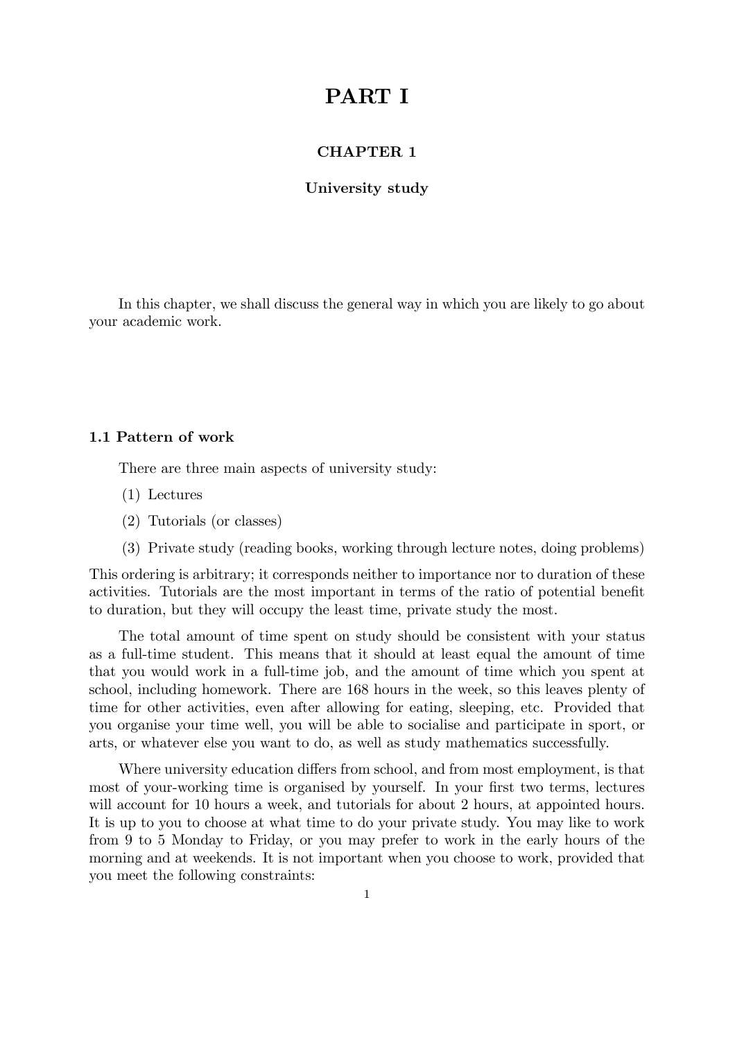# PART I

## CHAPTER 1

### University study

In this chapter, we shall discuss the general way in which you are likely to go about your academic work.

### 1.1 Pattern of work

There are three main aspects of university study:

(1) Lectures

(2) Tutorials (or classes)

(3) Private study (reading books, working through lecture notes, doing problems)

This ordering is arbitrary; it corresponds neither to importance nor to duration of these activities. Tutorials are the most important in terms of the ratio of potential benefit to duration, but they will occupy the least time, private study the most.

The total amount of time spent on study should be consistent with your status as a full-time student. This means that it should at least equal the amount of time that you would work in a full-time job, and the amount of time which you spent at school, including homework. There are 168 hours in the week, so this leaves plenty of time for other activities, even after allowing for eating, sleeping, etc. Provided that you organise your time well, you will be able to socialise and participate in sport, or arts, or whatever else you want to do, as well as study mathematics successfully.

Where university education differs from school, and from most employment, is that most of your-working time is organised by yourself. In your first two terms, lectures will account for 10 hours a week, and tutorials for about 2 hours, at appointed hours. It is up to you to choose at what time to do your private study. You may like to work from 9 to 5 Monday to Friday, or you may prefer to work in the early hours of the morning and at weekends. It is not important when you choose to work, provided that you meet the following constraints: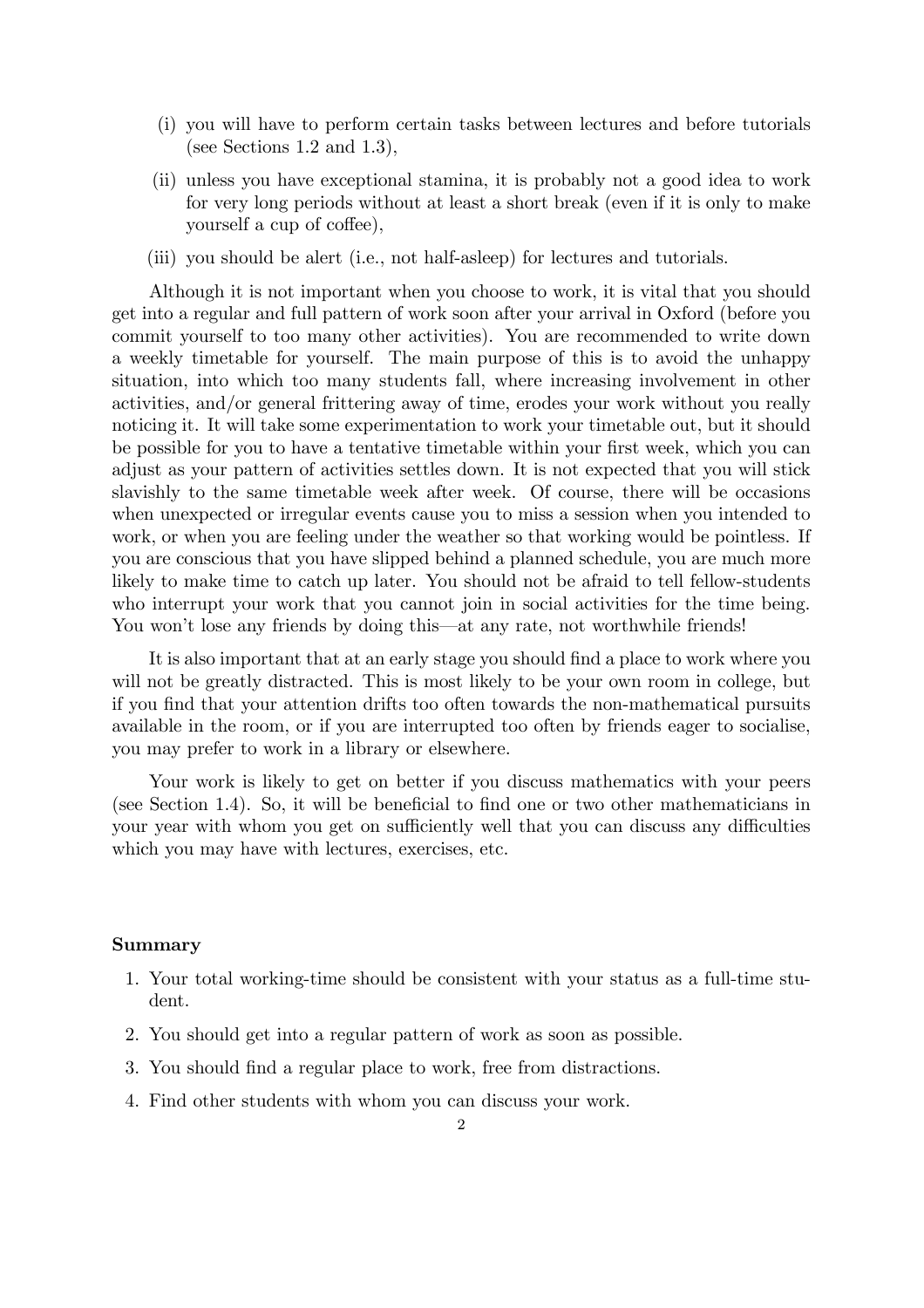(i) you will have to perform certain tasks between lectures and before tutorials (see Sections 1.2 and 1.3),

(ii) unless you have exceptional stamina, it is probably not a good idea to work for very long periods without at least a short break (even if it is only to make yourself a cup of coffee),

(iii) you should be alert (i.e., not half-asleep) for lectures and tutorials.

Although it is not important when you choose to work, it is vital that you should get into a regular and full pattern of work soon after your arrival in Oxford (before you commit yourself to too many other activities). You are recommended to write down a weekly timetable for yourself. The main purpose of this is to avoid the unhappy situation, into which too many students fall, where increasing involvement in other activities, and/or general frittering away of time, erodes your work without you really noticing it. It will take some experimentation to work your timetable out, but it should be possible for you to have a tentative timetable within your first week, which you can adjust as your pattern of activities settles down. It is not expected that you will stick slavishly to the same timetable week after week. Of course, there will be occasions when unexpected or irregular events cause you to miss a session when you intended to work, or when you are feeling under the weather so that working would be pointless. If you are conscious that you have slipped behind a planned schedule, you are much more likely to make time to catch up later. You should not be afraid to tell fellow-students who interrupt your work that you cannot join in social activities for the time being. You won't lose any friends by doing this—at any rate, not worthwhile friends!

It is also important that at an early stage you should find a place to work where you will not be greatly distracted. This is most likely to be your own room in college, but if you find that your attention drifts too often towards the non-mathematical pursuits available in the room, or if you are interrupted too often by friends eager to socialise, you may prefer to work in a library or elsewhere.

Your work is likely to get on better if you discuss mathematics with your peers (see Section 1.4). So, it will be beneficial to find one or two other mathematicians in your year with whom you get on sufficiently well that you can discuss any difficulties which you may have with lectures, exercises, etc.

**Summary**

1. Your total working-time should be consistent with your status as a full-time student.
2. You should get into a regular pattern of work as soon as possible.
3. You should find a regular place to work, free from distractions.
4. Find other students with whom you can discuss your work.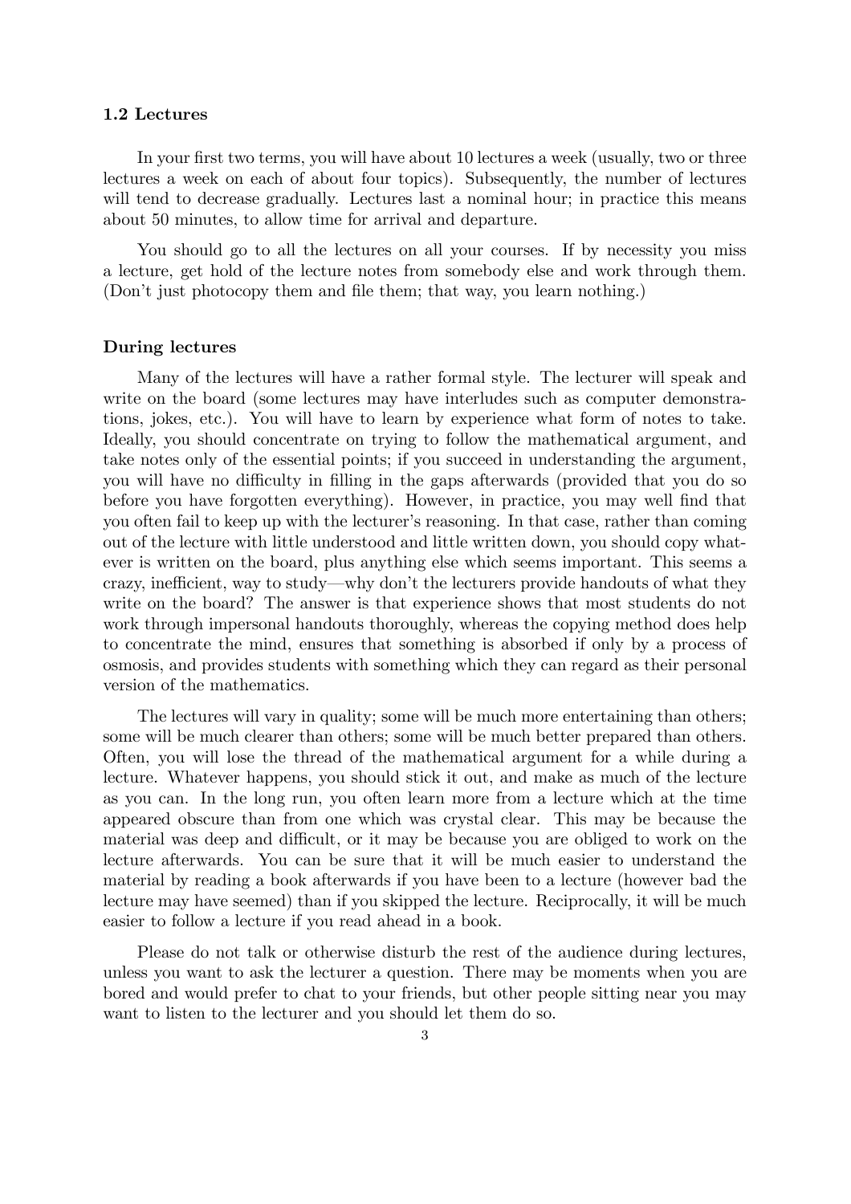### 1.2 Lectures

In your first two terms, you will have about 10 lectures a week (usually, two or three lectures a week on each of about four topics). Subsequently, the number of lectures will tend to decrease gradually. Lectures last a nominal hour; in practice this means about 50 minutes, to allow time for arrival and departure.

You should go to all the lectures on all your courses. If by necessity you miss a lecture, get hold of the lecture notes from somebody else and work through them. (Don't just photocopy them and file them; that way, you learn nothing.)

#### During lectures

Many of the lectures will have a rather formal style. The lecturer will speak and write on the board (some lectures may have interludes such as computer demonstrations, jokes, etc.). You will have to learn by experience what form of notes to take. Ideally, you should concentrate on trying to follow the mathematical argument, and take notes only of the essential points; if you succeed in understanding the argument, you will have no difficulty in filling in the gaps afterwards (provided that you do so before you have forgotten everything). However, in practice, you may well find that you often fail to keep up with the lecturer's reasoning. In that case, rather than coming out of the lecture with little understood and little written down, you should copy whatever is written on the board, plus anything else which seems important. This seems a crazy, inefficient, way to study—why don't the lecturers provide handouts of what they write on the board? The answer is that experience shows that most students do not work through impersonal handouts thoroughly, whereas the copying method does help to concentrate the mind, ensures that something is absorbed if only by a process of osmosis, and provides students with something which they can regard as their personal version of the mathematics.

The lectures will vary in quality; some will be much more entertaining than others; some will be much clearer than others; some will be much better prepared than others. Often, you will lose the thread of the mathematical argument for a while during a lecture. Whatever happens, you should stick it out, and make as much of the lecture as you can. In the long run, you often learn more from a lecture which at the time appeared obscure than from one which was crystal clear. This may be because the material was deep and difficult, or it may be because you are obliged to work on the lecture afterwards. You can be sure that it will be much easier to understand the material by reading a book afterwards if you have been to a lecture (however bad the lecture may have seemed) than if you skipped the lecture. Reciprocally, it will be much easier to follow a lecture if you read ahead in a book.

Please do not talk or otherwise disturb the rest of the audience during lectures, unless you want to ask the lecturer a question. There may be moments when you are bored and would prefer to chat to your friends, but other people sitting near you may want to listen to the lecturer and you should let them do so.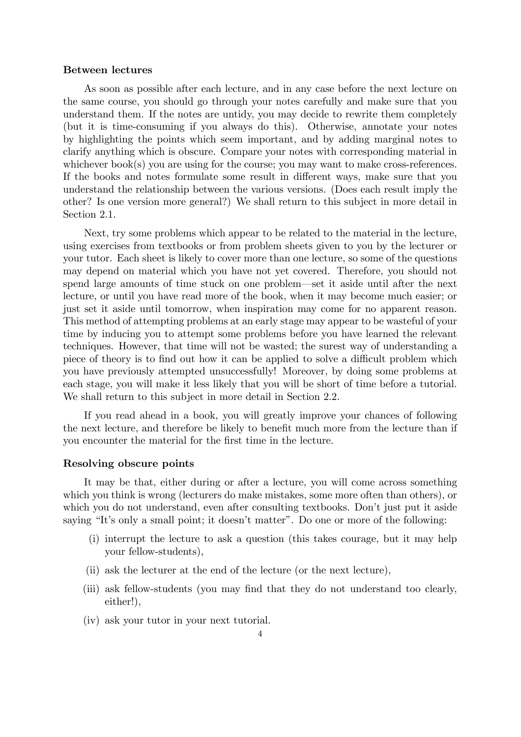**Between lectures**

As soon as possible after each lecture, and in any case before the next lecture on the same course, you should go through your notes carefully and make sure that you understand them. If the notes are untidy, you may decide to rewrite them completely (but it is time-consuming if you always do this). Otherwise, annotate your notes by highlighting the points which seem important, and by adding marginal notes to clarify anything which is obscure. Compare your notes with corresponding material in whichever book(s) you are using for the course; you may want to make cross-references. If the books and notes formulate some result in different ways, make sure that you understand the relationship between the various versions. (Does each result imply the other? Is one version more general?) We shall return to this subject in more detail in Section 2.1.

Next, try some problems which appear to be related to the material in the lecture, using exercises from textbooks or from problem sheets given to you by the lecturer or your tutor. Each sheet is likely to cover more than one lecture, so some of the questions may depend on material which you have not yet covered. Therefore, you should not spend large amounts of time stuck on one problem—set it aside until after the next lecture, or until you have read more of the book, when it may become much easier; or just set it aside until tomorrow, when inspiration may come for no apparent reason. This method of attempting problems at an early stage may appear to be wasteful of your time by inducing you to attempt some problems before you have learned the relevant techniques. However, that time will not be wasted; the surest way of understanding a piece of theory is to find out how it can be applied to solve a difficult problem which you have previously attempted unsuccessfully! Moreover, by doing some problems at each stage, you will make it less likely that you will be short of time before a tutorial. We shall return to this subject in more detail in Section 2.2.

If you read ahead in a book, you will greatly improve your chances of following the next lecture, and therefore be likely to benefit much more from the lecture than if you encounter the material for the first time in the lecture.

**Resolving obscure points**

It may be that, either during or after a lecture, you will come across something which you think is wrong (lecturers do make mistakes, some more often than others), or which you do not understand, even after consulting textbooks. Don't just put it aside saying "It's only a small point; it doesn't matter". Do one or more of the following:

(i) interrupt the lecture to ask a question (this takes courage, but it may help your fellow-students),

(ii) ask the lecturer at the end of the lecture (or the next lecture),

(iii) ask fellow-students (you may find that they do not understand too clearly, either!),

(iv) ask your tutor in your next tutorial.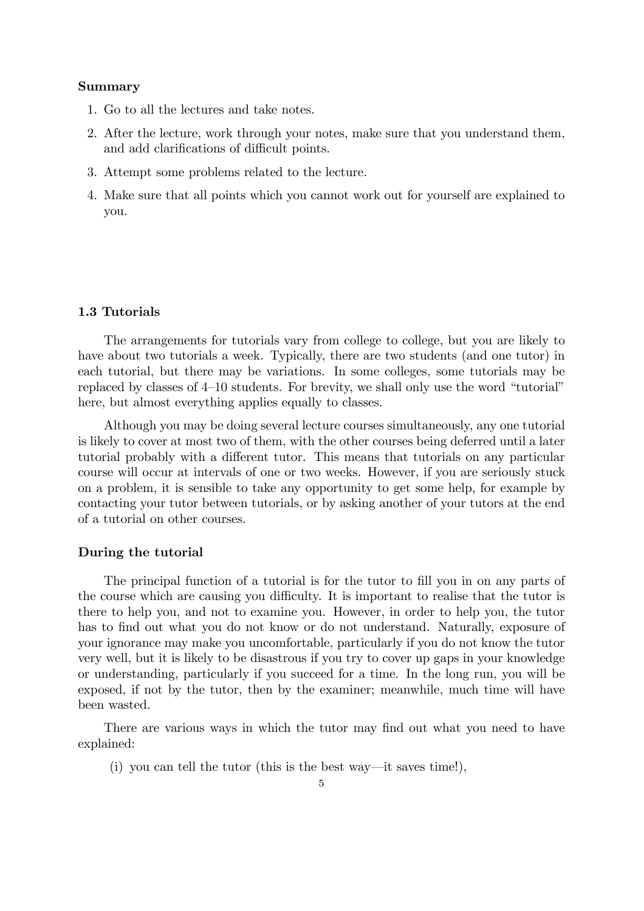**Summary**

1. Go to all the lectures and take notes.
2. After the lecture, work through your notes, make sure that you understand them, and add clarifications of difficult points.
3. Attempt some problems related to the lecture.
4. Make sure that all points which you cannot work out for yourself are explained to you.

### 1.3 Tutorials

The arrangements for tutorials vary from college to college, but you are likely to have about two tutorials a week. Typically, there are two students (and one tutor) in each tutorial, but there may be variations. In some colleges, some tutorials may be replaced by classes of 4–10 students. For brevity, we shall only use the word "tutorial" here, but almost everything applies equally to classes.

Although you may be doing several lecture courses simultaneously, any one tutorial is likely to cover at most two of them, with the other courses being deferred until a later tutorial probably with a different tutor. This means that tutorials on any particular course will occur at intervals of one or two weeks. However, if you are seriously stuck on a problem, it is sensible to take any opportunity to get some help, for example by contacting your tutor between tutorials, or by asking another of your tutors at the end of a tutorial on other courses.

**During the tutorial**

The principal function of a tutorial is for the tutor to fill you in on any parts of the course which are causing you difficulty. It is important to realise that the tutor is there to help you, and not to examine you. However, in order to help you, the tutor has to find out what you do not know or do not understand. Naturally, exposure of your ignorance may make you uncomfortable, particularly if you do not know the tutor very well, but it is likely to be disastrous if you try to cover up gaps in your knowledge or understanding, particularly if you succeed for a time. In the long run, you will be exposed, if not by the tutor, then by the examiner; meanwhile, much time will have been wasted.

There are various ways in which the tutor may find out what you need to have explained:

(i) you can tell the tutor (this is the best way—it saves time!),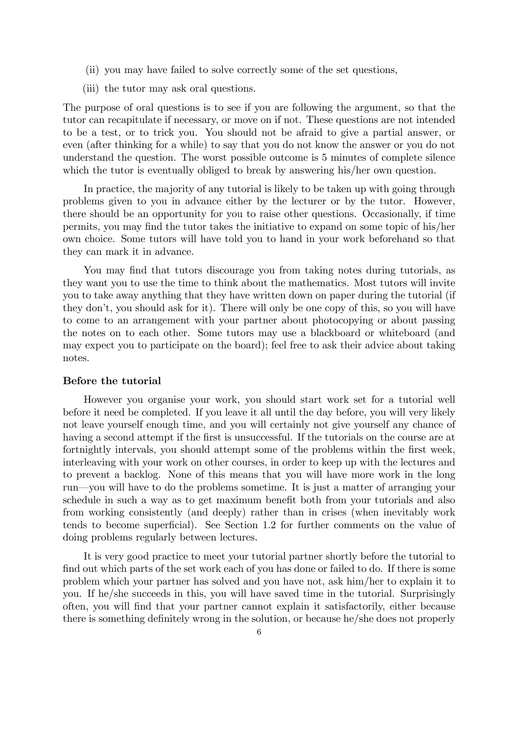(ii) you may have failed to solve correctly some of the set questions,

(iii) the tutor may ask oral questions.

The purpose of oral questions is to see if you are following the argument, so that the tutor can recapitulate if necessary, or move on if not. These questions are not intended to be a test, or to trick you. You should not be afraid to give a partial answer, or even (after thinking for a while) to say that you do not know the answer or you do not understand the question. The worst possible outcome is 5 minutes of complete silence which the tutor is eventually obliged to break by answering his/her own question.

In practice, the majority of any tutorial is likely to be taken up with going through problems given to you in advance either by the lecturer or by the tutor. However, there should be an opportunity for you to raise other questions. Occasionally, if time permits, you may find the tutor takes the initiative to expand on some topic of his/her own choice. Some tutors will have told you to hand in your work beforehand so that they can mark it in advance.

You may find that tutors discourage you from taking notes during tutorials, as they want you to use the time to think about the mathematics. Most tutors will invite you to take away anything that they have written down on paper during the tutorial (if they don't, you should ask for it). There will only be one copy of this, so you will have to come to an arrangement with your partner about photocopying or about passing the notes on to each other. Some tutors may use a blackboard or whiteboard (and may expect you to participate on the board); feel free to ask their advice about taking notes.

**Before the tutorial**

However you organise your work, you should start work set for a tutorial well before it need be completed. If you leave it all until the day before, you will very likely not leave yourself enough time, and you will certainly not give yourself any chance of having a second attempt if the first is unsuccessful. If the tutorials on the course are at fortnightly intervals, you should attempt some of the problems within the first week, interleaving with your work on other courses, in order to keep up with the lectures and to prevent a backlog. None of this means that you will have more work in the long run—you will have to do the problems sometime. It is just a matter of arranging your schedule in such a way as to get maximum benefit both from your tutorials and also from working consistently (and deeply) rather than in crises (when inevitably work tends to become superficial). See Section 1.2 for further comments on the value of doing problems regularly between lectures.

It is very good practice to meet your tutorial partner shortly before the tutorial to find out which parts of the set work each of you has done or failed to do. If there is some problem which your partner has solved and you have not, ask him/her to explain it to you. If he/she succeeds in this, you will have saved time in the tutorial. Surprisingly often, you will find that your partner cannot explain it satisfactorily, either because there is something definitely wrong in the solution, or because he/she does not properly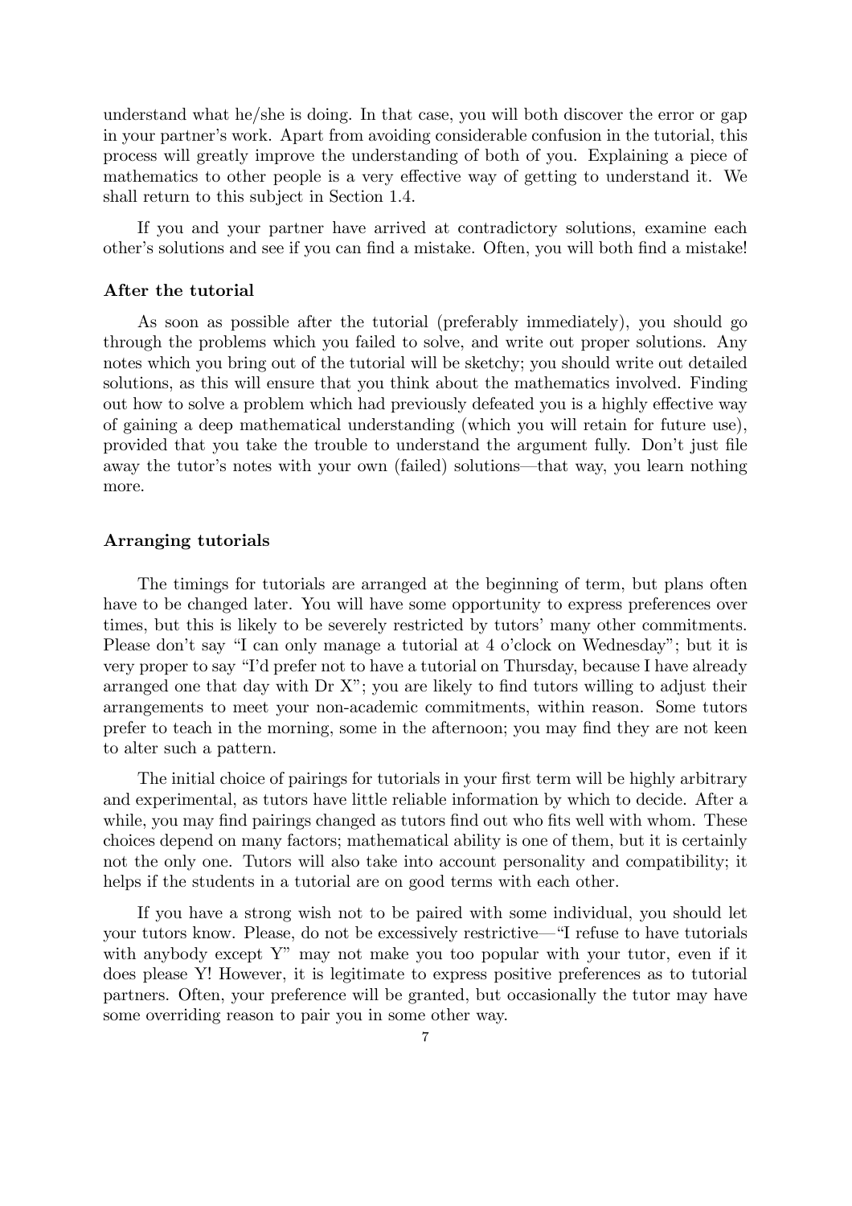understand what he/she is doing. In that case, you will both discover the error or gap in your partner's work. Apart from avoiding considerable confusion in the tutorial, this process will greatly improve the understanding of both of you. Explaining a piece of mathematics to other people is a very effective way of getting to understand it. We shall return to this subject in Section 1.4.

If you and your partner have arrived at contradictory solutions, examine each other's solutions and see if you can find a mistake. Often, you will both find a mistake!

**After the tutorial**

As soon as possible after the tutorial (preferably immediately), you should go through the problems which you failed to solve, and write out proper solutions. Any notes which you bring out of the tutorial will be sketchy; you should write out detailed solutions, as this will ensure that you think about the mathematics involved. Finding out how to solve a problem which had previously defeated you is a highly effective way of gaining a deep mathematical understanding (which you will retain for future use), provided that you take the trouble to understand the argument fully. Don't just file away the tutor's notes with your own (failed) solutions—that way, you learn nothing more.

**Arranging tutorials**

The timings for tutorials are arranged at the beginning of term, but plans often have to be changed later. You will have some opportunity to express preferences over times, but this is likely to be severely restricted by tutors' many other commitments. Please don't say "I can only manage a tutorial at 4 o'clock on Wednesday"; but it is very proper to say "I'd prefer not to have a tutorial on Thursday, because I have already arranged one that day with Dr X"; you are likely to find tutors willing to adjust their arrangements to meet your non-academic commitments, within reason. Some tutors prefer to teach in the morning, some in the afternoon; you may find they are not keen to alter such a pattern.

The initial choice of pairings for tutorials in your first term will be highly arbitrary and experimental, as tutors have little reliable information by which to decide. After a while, you may find pairings changed as tutors find out who fits well with whom. These choices depend on many factors; mathematical ability is one of them, but it is certainly not the only one. Tutors will also take into account personality and compatibility; it helps if the students in a tutorial are on good terms with each other.

If you have a strong wish not to be paired with some individual, you should let your tutors know. Please, do not be excessively restrictive—"I refuse to have tutorials with anybody except Y" may not make you too popular with your tutor, even if it does please Y! However, it is legitimate to express positive preferences as to tutorial partners. Often, your preference will be granted, but occasionally the tutor may have some overriding reason to pair you in some other way.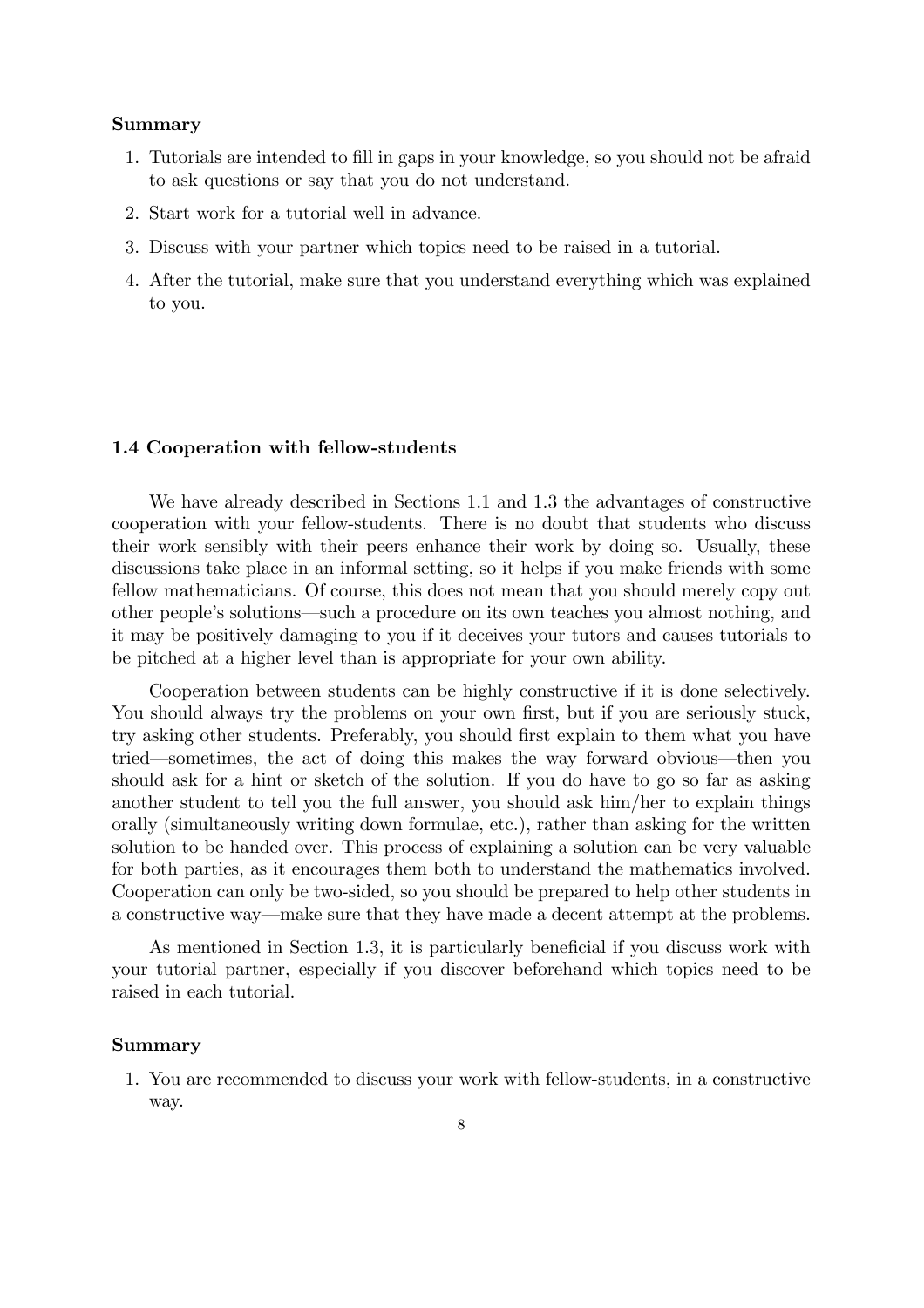**Summary**

1. Tutorials are intended to fill in gaps in your knowledge, so you should not be afraid to ask questions or say that you do not understand.
2. Start work for a tutorial well in advance.
3. Discuss with your partner which topics need to be raised in a tutorial.
4. After the tutorial, make sure that you understand everything which was explained to you.

### 1.4 Cooperation with fellow-students

We have already described in Sections 1.1 and 1.3 the advantages of constructive cooperation with your fellow-students. There is no doubt that students who discuss their work sensibly with their peers enhance their work by doing so. Usually, these discussions take place in an informal setting, so it helps if you make friends with some fellow mathematicians. Of course, this does not mean that you should merely copy out other people's solutions—such a procedure on its own teaches you almost nothing, and it may be positively damaging to you if it deceives your tutors and causes tutorials to be pitched at a higher level than is appropriate for your own ability.

Cooperation between students can be highly constructive if it is done selectively. You should always try the problems on your own first, but if you are seriously stuck, try asking other students. Preferably, you should first explain to them what you have tried—sometimes, the act of doing this makes the way forward obvious—then you should ask for a hint or sketch of the solution. If you do have to go so far as asking another student to tell you the full answer, you should ask him/her to explain things orally (simultaneously writing down formulae, etc.), rather than asking for the written solution to be handed over. This process of explaining a solution can be very valuable for both parties, as it encourages them both to understand the mathematics involved. Cooperation can only be two-sided, so you should be prepared to help other students in a constructive way—make sure that they have made a decent attempt at the problems.

As mentioned in Section 1.3, it is particularly beneficial if you discuss work with your tutorial partner, especially if you discover beforehand which topics need to be raised in each tutorial.

**Summary**

1. You are recommended to discuss your work with fellow-students, in a constructive way.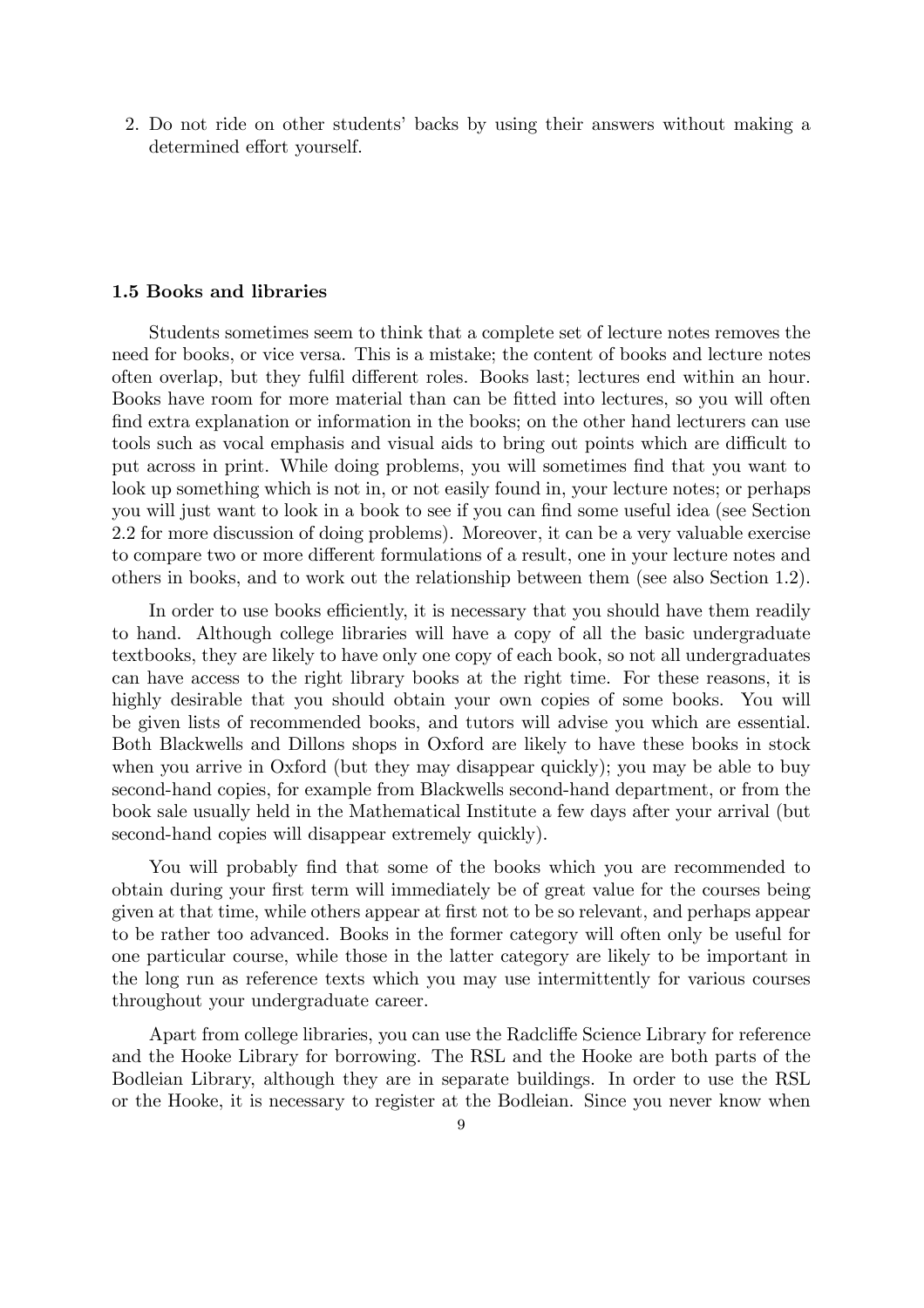2. Do not ride on other students' backs by using their answers without making a determined effort yourself.

### 1.5 Books and libraries

Students sometimes seem to think that a complete set of lecture notes removes the need for books, or vice versa. This is a mistake; the content of books and lecture notes often overlap, but they fulfil different roles. Books last; lectures end within an hour. Books have room for more material than can be fitted into lectures, so you will often find extra explanation or information in the books; on the other hand lecturers can use tools such as vocal emphasis and visual aids to bring out points which are difficult to put across in print. While doing problems, you will sometimes find that you want to look up something which is not in, or not easily found in, your lecture notes; or perhaps you will just want to look in a book to see if you can find some useful idea (see Section 2.2 for more discussion of doing problems). Moreover, it can be a very valuable exercise to compare two or more different formulations of a result, one in your lecture notes and others in books, and to work out the relationship between them (see also Section 1.2).

In order to use books efficiently, it is necessary that you should have them readily to hand. Although college libraries will have a copy of all the basic undergraduate textbooks, they are likely to have only one copy of each book, so not all undergraduates can have access to the right library books at the right time. For these reasons, it is highly desirable that you should obtain your own copies of some books. You will be given lists of recommended books, and tutors will advise you which are essential. Both Blackwells and Dillons shops in Oxford are likely to have these books in stock when you arrive in Oxford (but they may disappear quickly); you may be able to buy second-hand copies, for example from Blackwells second-hand department, or from the book sale usually held in the Mathematical Institute a few days after your arrival (but second-hand copies will disappear extremely quickly).

You will probably find that some of the books which you are recommended to obtain during your first term will immediately be of great value for the courses being given at that time, while others appear at first not to be so relevant, and perhaps appear to be rather too advanced. Books in the former category will often only be useful for one particular course, while those in the latter category are likely to be important in the long run as reference texts which you may use intermittently for various courses throughout your undergraduate career.

Apart from college libraries, you can use the Radcliffe Science Library for reference and the Hooke Library for borrowing. The RSL and the Hooke are both parts of the Bodleian Library, although they are in separate buildings. In order to use the RSL or the Hooke, it is necessary to register at the Bodleian. Since you never know when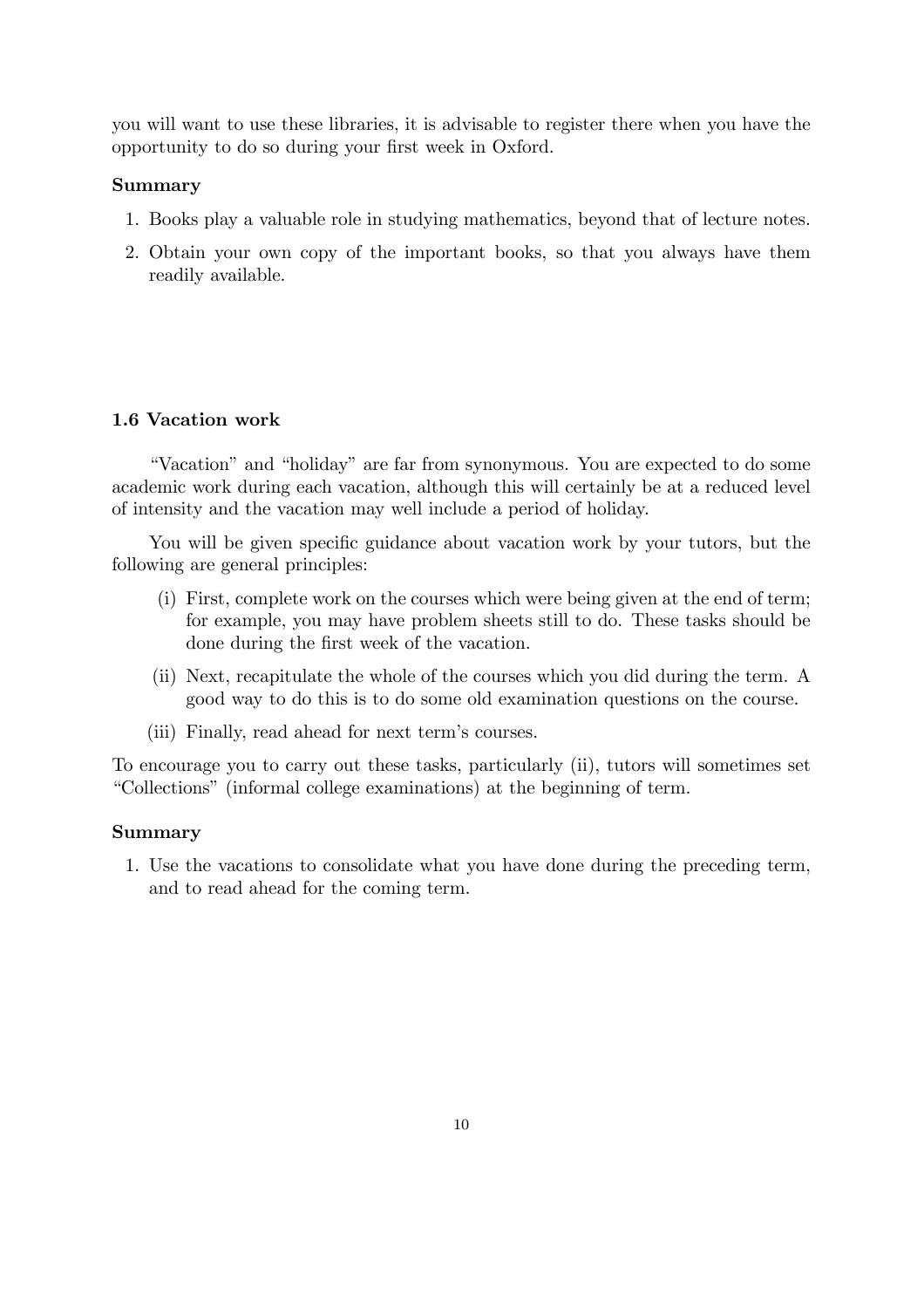you will want to use these libraries, it is advisable to register there when you have the opportunity to do so during your first week in Oxford.

**Summary**

1. Books play a valuable role in studying mathematics, beyond that of lecture notes.
2. Obtain your own copy of the important books, so that you always have them readily available.

### 1.6 Vacation work

"Vacation" and "holiday" are far from synonymous. You are expected to do some academic work during each vacation, although this will certainly be at a reduced level of intensity and the vacation may well include a period of holiday.

You will be given specific guidance about vacation work by your tutors, but the following are general principles:

(i) First, complete work on the courses which were being given at the end of term; for example, you may have problem sheets still to do. These tasks should be done during the first week of the vacation.

(ii) Next, recapitulate the whole of the courses which you did during the term. A good way to do this is to do some old examination questions on the course.

(iii) Finally, read ahead for next term's courses.

To encourage you to carry out these tasks, particularly (ii), tutors will sometimes set "Collections" (informal college examinations) at the beginning of term.

**Summary**

1. Use the vacations to consolidate what you have done during the preceding term, and to read ahead for the coming term.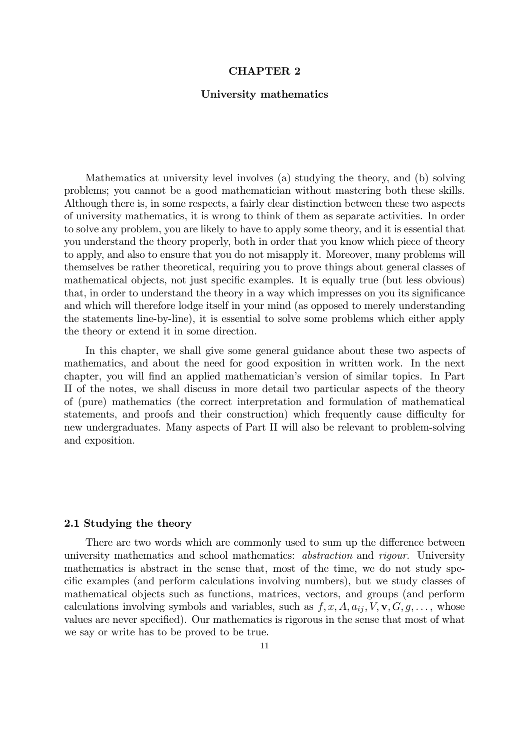# CHAPTER 2

## University mathematics

Mathematics at university level involves (a) studying the theory, and (b) solving problems; you cannot be a good mathematician without mastering both these skills. Although there is, in some respects, a fairly clear distinction between these two aspects of university mathematics, it is wrong to think of them as separate activities. In order to solve any problem, you are likely to have to apply some theory, and it is essential that you understand the theory properly, both in order that you know which piece of theory to apply, and also to ensure that you do not misapply it. Moreover, many problems will themselves be rather theoretical, requiring you to prove things about general classes of mathematical objects, not just specific examples. It is equally true (but less obvious) that, in order to understand the theory in a way which impresses on you its significance and which will therefore lodge itself in your mind (as opposed to merely understanding the statements line-by-line), it is essential to solve some problems which either apply the theory or extend it in some direction.

In this chapter, we shall give some general guidance about these two aspects of mathematics, and about the need for good exposition in written work. In the next chapter, you will find an applied mathematician's version of similar topics. In Part II of the notes, we shall discuss in more detail two particular aspects of the theory of (pure) mathematics (the correct interpretation and formulation of mathematical statements, and proofs and their construction) which frequently cause difficulty for new undergraduates. Many aspects of Part II will also be relevant to problem-solving and exposition.

### 2.1 Studying the theory

There are two words which are commonly used to sum up the difference between university mathematics and school mathematics: *abstraction* and *rigour*. University mathematics is abstract in the sense that, most of the time, we do not study specific examples (and perform calculations involving numbers), but we study classes of mathematical objects such as functions, matrices, vectors, and groups (and perform calculations involving symbols and variables, such as $f, x, A, a_{ij}, V, \mathbf{v}, G, g, \dots$, whose values are never specified). Our mathematics is rigorous in the sense that most of what we say or write has to be proved to be true.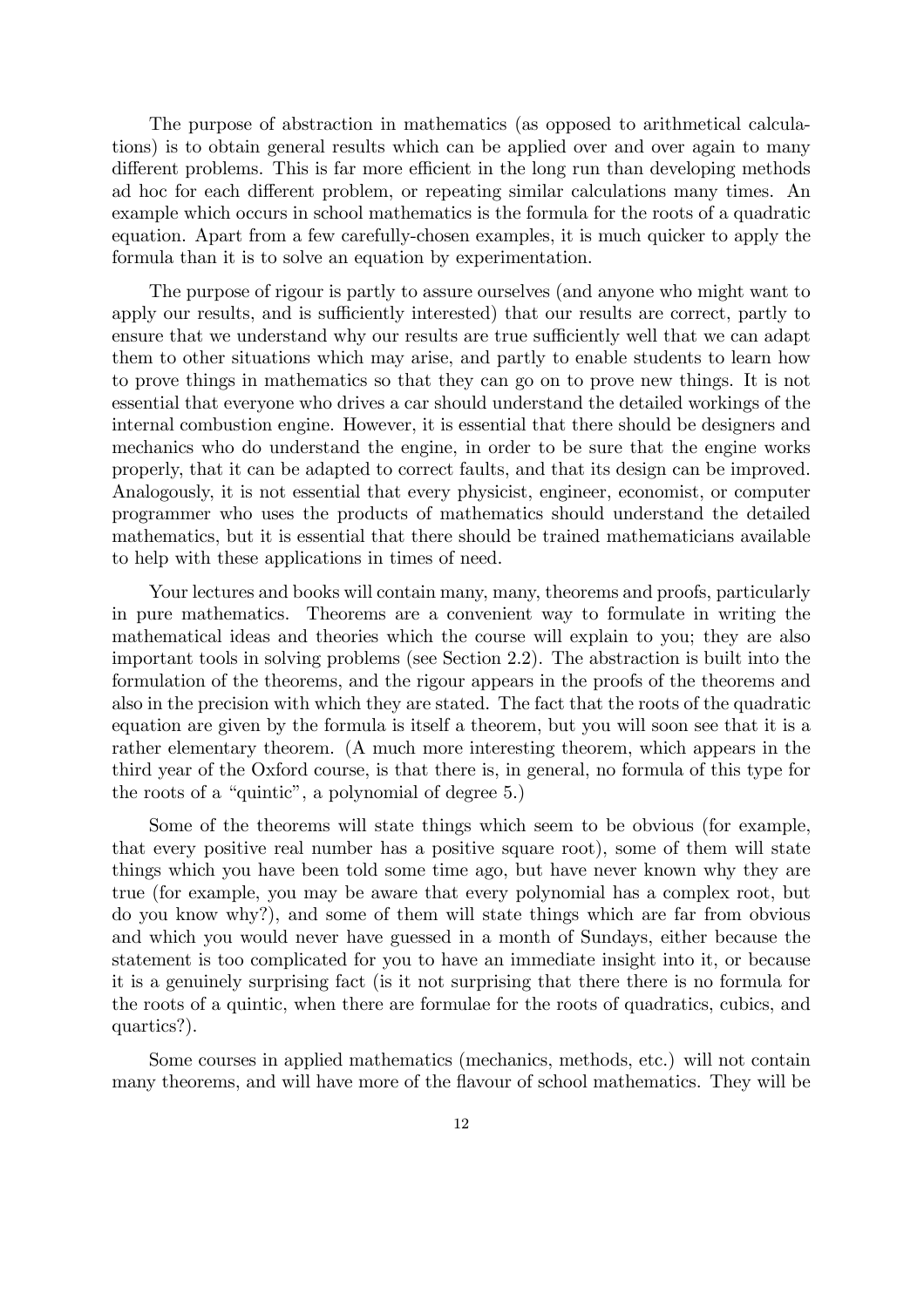The purpose of abstraction in mathematics (as opposed to arithmetical calculations) is to obtain general results which can be applied over and over again to many different problems. This is far more efficient in the long run than developing methods ad hoc for each different problem, or repeating similar calculations many times. An example which occurs in school mathematics is the formula for the roots of a quadratic equation. Apart from a few carefully-chosen examples, it is much quicker to apply the formula than it is to solve an equation by experimentation.

The purpose of rigour is partly to assure ourselves (and anyone who might want to apply our results, and is sufficiently interested) that our results are correct, partly to ensure that we understand why our results are true sufficiently well that we can adapt them to other situations which may arise, and partly to enable students to learn how to prove things in mathematics so that they can go on to prove new things. It is not essential that everyone who drives a car should understand the detailed workings of the internal combustion engine. However, it is essential that there should be designers and mechanics who do understand the engine, in order to be sure that the engine works properly, that it can be adapted to correct faults, and that its design can be improved. Analogously, it is not essential that every physicist, engineer, economist, or computer programmer who uses the products of mathematics should understand the detailed mathematics, but it is essential that there should be trained mathematicians available to help with these applications in times of need.

Your lectures and books will contain many, many, theorems and proofs, particularly in pure mathematics. Theorems are a convenient way to formulate in writing the mathematical ideas and theories which the course will explain to you; they are also important tools in solving problems (see Section 2.2). The abstraction is built into the formulation of the theorems, and the rigour appears in the proofs of the theorems and also in the precision with which they are stated. The fact that the roots of the quadratic equation are given by the formula is itself a theorem, but you will soon see that it is a rather elementary theorem. (A much more interesting theorem, which appears in the third year of the Oxford course, is that there is, in general, no formula of this type for the roots of a "quintic", a polynomial of degree 5.)

Some of the theorems will state things which seem to be obvious (for example, that every positive real number has a positive square root), some of them will state things which you have been told some time ago, but have never known why they are true (for example, you may be aware that every polynomial has a complex root, but do you know why?), and some of them will state things which are far from obvious and which you would never have guessed in a month of Sundays, either because the statement is too complicated for you to have an immediate insight into it, or because it is a genuinely surprising fact (is it not surprising that there there is no formula for the roots of a quintic, when there are formulae for the roots of quadratics, cubics, and quartics?).

Some courses in applied mathematics (mechanics, methods, etc.) will not contain many theorems, and will have more of the flavour of school mathematics. They will be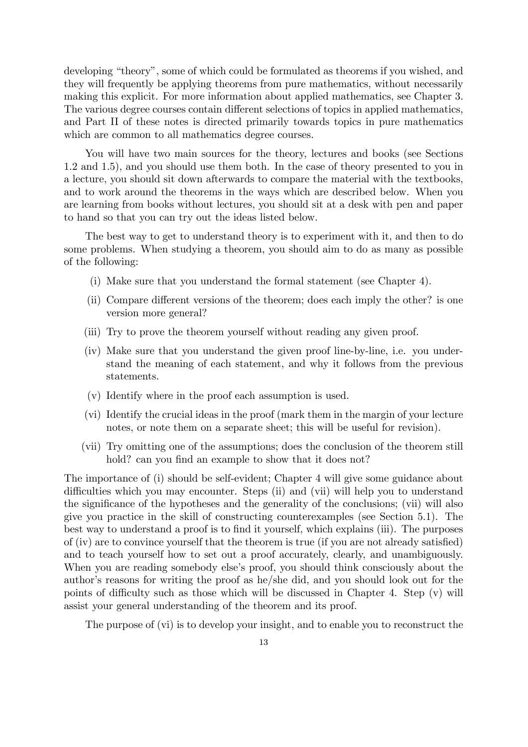developing "theory", some of which could be formulated as theorems if you wished, and they will frequently be applying theorems from pure mathematics, without necessarily making this explicit. For more information about applied mathematics, see Chapter 3. The various degree courses contain different selections of topics in applied mathematics, and Part II of these notes is directed primarily towards topics in pure mathematics which are common to all mathematics degree courses.

You will have two main sources for the theory, lectures and books (see Sections 1.2 and 1.5), and you should use them both. In the case of theory presented to you in a lecture, you should sit down afterwards to compare the material with the textbooks, and to work around the theorems in the ways which are described below. When you are learning from books without lectures, you should sit at a desk with pen and paper to hand so that you can try out the ideas listed below.

The best way to get to understand theory is to experiment with it, and then to do some problems. When studying a theorem, you should aim to do as many as possible of the following:

(i) Make sure that you understand the formal statement (see Chapter 4).

(ii) Compare different versions of the theorem; does each imply the other? is one version more general?

(iii) Try to prove the theorem yourself without reading any given proof.

(iv) Make sure that you understand the given proof line-by-line, i.e. you understand the meaning of each statement, and why it follows from the previous statements.

(v) Identify where in the proof each assumption is used.

(vi) Identify the crucial ideas in the proof (mark them in the margin of your lecture notes, or note them on a separate sheet; this will be useful for revision).

(vii) Try omitting one of the assumptions; does the conclusion of the theorem still hold? can you find an example to show that it does not?

The importance of (i) should be self-evident; Chapter 4 will give some guidance about difficulties which you may encounter. Steps (ii) and (vii) will help you to understand the significance of the hypotheses and the generality of the conclusions; (vii) will also give you practice in the skill of constructing counterexamples (see Section 5.1). The best way to understand a proof is to find it yourself, which explains (iii). The purposes of (iv) are to convince yourself that the theorem is true (if you are not already satisfied) and to teach yourself how to set out a proof accurately, clearly, and unambiguously. When you are reading somebody else's proof, you should think consciously about the author's reasons for writing the proof as he/she did, and you should look out for the points of difficulty such as those which will be discussed in Chapter 4. Step (v) will assist your general understanding of the theorem and its proof.

The purpose of (vi) is to develop your insight, and to enable you to reconstruct the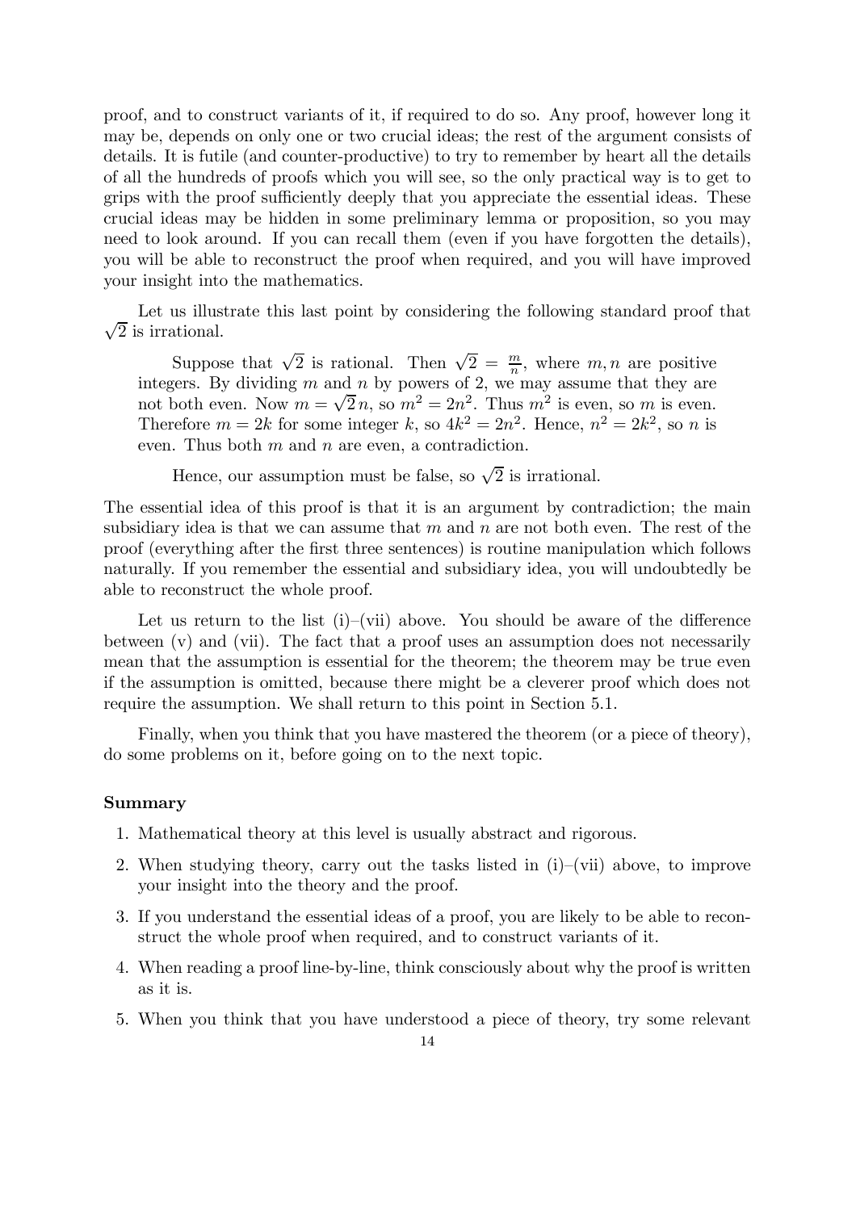proof, and to construct variants of it, if required to do so. Any proof, however long it may be, depends on only one or two crucial ideas; the rest of the argument consists of details. It is futile (and counter-productive) to try to remember by heart all the details of all the hundreds of proofs which you will see, so the only practical way is to get to grips with the proof sufficiently deeply that you appreciate the essential ideas. These crucial ideas may be hidden in some preliminary lemma or proposition, so you may need to look around. If you can recall them (even if you have forgotten the details), you will be able to reconstruct the proof when required, and you will have improved your insight into the mathematics.

Let us illustrate this last point by considering the following standard proof that $\sqrt{2}$ is irrational.

> Suppose that $\sqrt{2}$ is rational. Then $\sqrt{2} = \frac{m}{n}$, where $m, n$ are positive integers. By dividing $m$ and $n$ by powers of 2, we may assume that they are not both even. Now $m = \sqrt{2}\,n$, so $m^2 = 2n^2$. Thus $m^2$ is even, so $m$ is even. Therefore $m = 2k$ for some integer $k$, so $4k^2 = 2n^2$. Hence, $n^2 = 2k^2$, so $n$ is even. Thus both $m$ and $n$ are even, a contradiction.
>
> Hence, our assumption must be false, so $\sqrt{2}$ is irrational.

The essential idea of this proof is that it is an argument by contradiction; the main subsidiary idea is that we can assume that $m$ and $n$ are not both even. The rest of the proof (everything after the first three sentences) is routine manipulation which follows naturally. If you remember the essential and subsidiary idea, you will undoubtedly be able to reconstruct the whole proof.

Let us return to the list (i)–(vii) above. You should be aware of the difference between (v) and (vii). The fact that a proof uses an assumption does not necessarily mean that the assumption is essential for the theorem; the theorem may be true even if the assumption is omitted, because there might be a cleverer proof which does not require the assumption. We shall return to this point in Section 5.1.

Finally, when you think that you have mastered the theorem (or a piece of theory), do some problems on it, before going on to the next topic.

**Summary**

1. Mathematical theory at this level is usually abstract and rigorous.
2. When studying theory, carry out the tasks listed in (i)–(vii) above, to improve your insight into the theory and the proof.
3. If you understand the essential ideas of a proof, you are likely to be able to reconstruct the whole proof when required, and to construct variants of it.
4. When reading a proof line-by-line, think consciously about why the proof is written as it is.
5. When you think that you have understood a piece of theory, try some relevant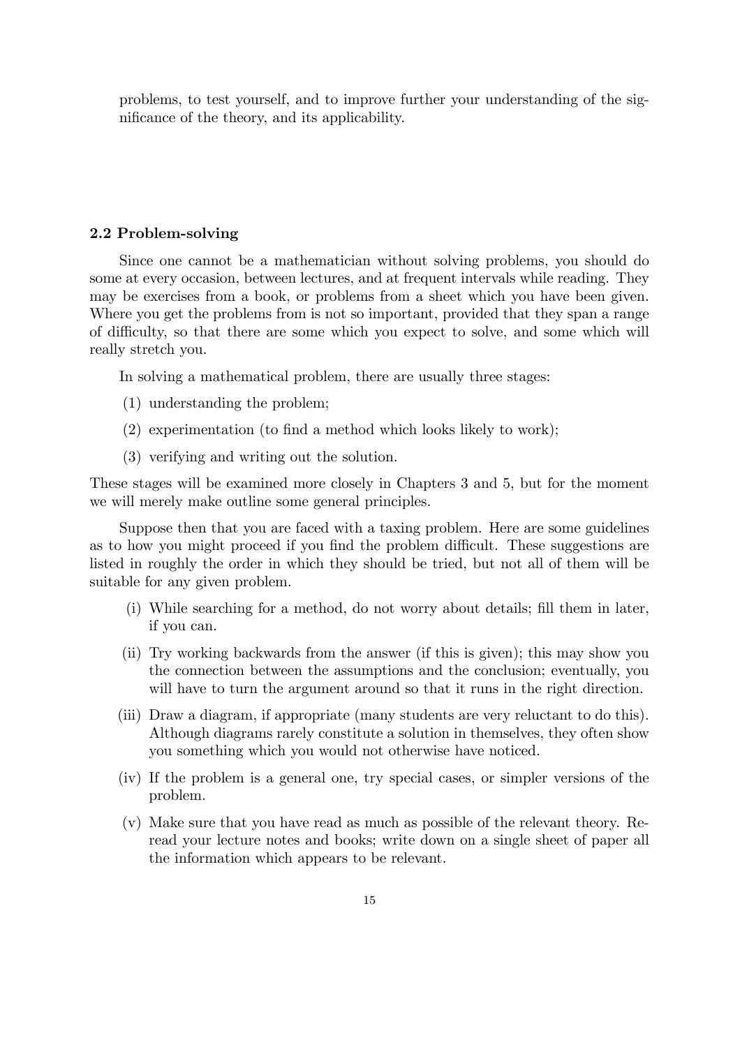problems, to test yourself, and to improve further your understanding of the significance of the theory, and its applicability.

### 2.2 Problem-solving

Since one cannot be a mathematician without solving problems, you should do some at every occasion, between lectures, and at frequent intervals while reading. They may be exercises from a book, or problems from a sheet which you have been given. Where you get the problems from is not so important, provided that they span a range of difficulty, so that there are some which you expect to solve, and some which will really stretch you.

In solving a mathematical problem, there are usually three stages:

(1) understanding the problem;

(2) experimentation (to find a method which looks likely to work);

(3) verifying and writing out the solution.

These stages will be examined more closely in Chapters 3 and 5, but for the moment we will merely make outline some general principles.

Suppose then that you are faced with a taxing problem. Here are some guidelines as to how you might proceed if you find the problem difficult. These suggestions are listed in roughly the order in which they should be tried, but not all of them will be suitable for any given problem.

(i) While searching for a method, do not worry about details; fill them in later, if you can.

(ii) Try working backwards from the answer (if this is given); this may show you the connection between the assumptions and the conclusion; eventually, you will have to turn the argument around so that it runs in the right direction.

(iii) Draw a diagram, if appropriate (many students are very reluctant to do this). Although diagrams rarely constitute a solution in themselves, they often show you something which you would not otherwise have noticed.

(iv) If the problem is a general one, try special cases, or simpler versions of the problem.

(v) Make sure that you have read as much as possible of the relevant theory. Reread your lecture notes and books; write down on a single sheet of paper all the information which appears to be relevant.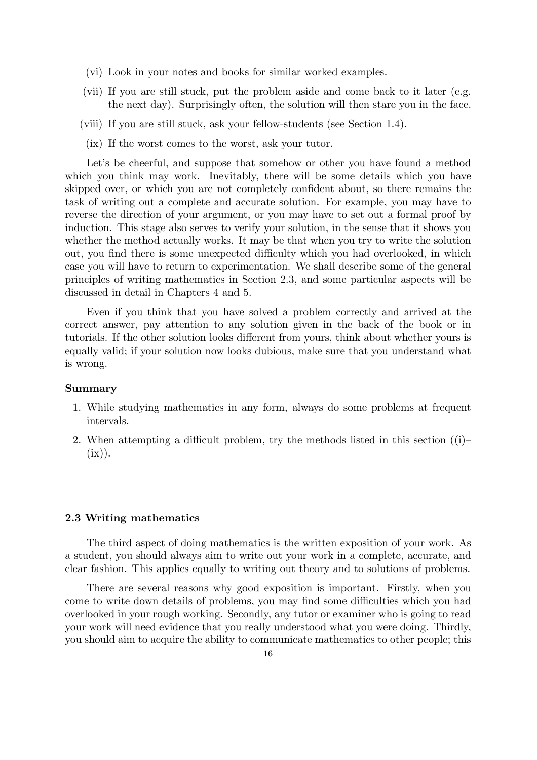(vi) Look in your notes and books for similar worked examples.

(vii) If you are still stuck, put the problem aside and come back to it later (e.g. the next day). Surprisingly often, the solution will then stare you in the face.

(viii) If you are still stuck, ask your fellow-students (see Section 1.4).

(ix) If the worst comes to the worst, ask your tutor.

Let's be cheerful, and suppose that somehow or other you have found a method which you think may work. Inevitably, there will be some details which you have skipped over, or which you are not completely confident about, so there remains the task of writing out a complete and accurate solution. For example, you may have to reverse the direction of your argument, or you may have to set out a formal proof by induction. This stage also serves to verify your solution, in the sense that it shows you whether the method actually works. It may be that when you try to write the solution out, you find there is some unexpected difficulty which you had overlooked, in which case you will have to return to experimentation. We shall describe some of the general principles of writing mathematics in Section 2.3, and some particular aspects will be discussed in detail in Chapters 4 and 5.

Even if you think that you have solved a problem correctly and arrived at the correct answer, pay attention to any solution given in the back of the book or in tutorials. If the other solution looks different from yours, think about whether yours is equally valid; if your solution now looks dubious, make sure that you understand what is wrong.

**Summary**

1. While studying mathematics in any form, always do some problems at frequent intervals.
2. When attempting a difficult problem, try the methods listed in this section ((i)–(ix)).

### 2.3 Writing mathematics

The third aspect of doing mathematics is the written exposition of your work. As a student, you should always aim to write out your work in a complete, accurate, and clear fashion. This applies equally to writing out theory and to solutions of problems.

There are several reasons why good exposition is important. Firstly, when you come to write down details of problems, you may find some difficulties which you had overlooked in your rough working. Secondly, any tutor or examiner who is going to read your work will need evidence that you really understood what you were doing. Thirdly, you should aim to acquire the ability to communicate mathematics to other people; this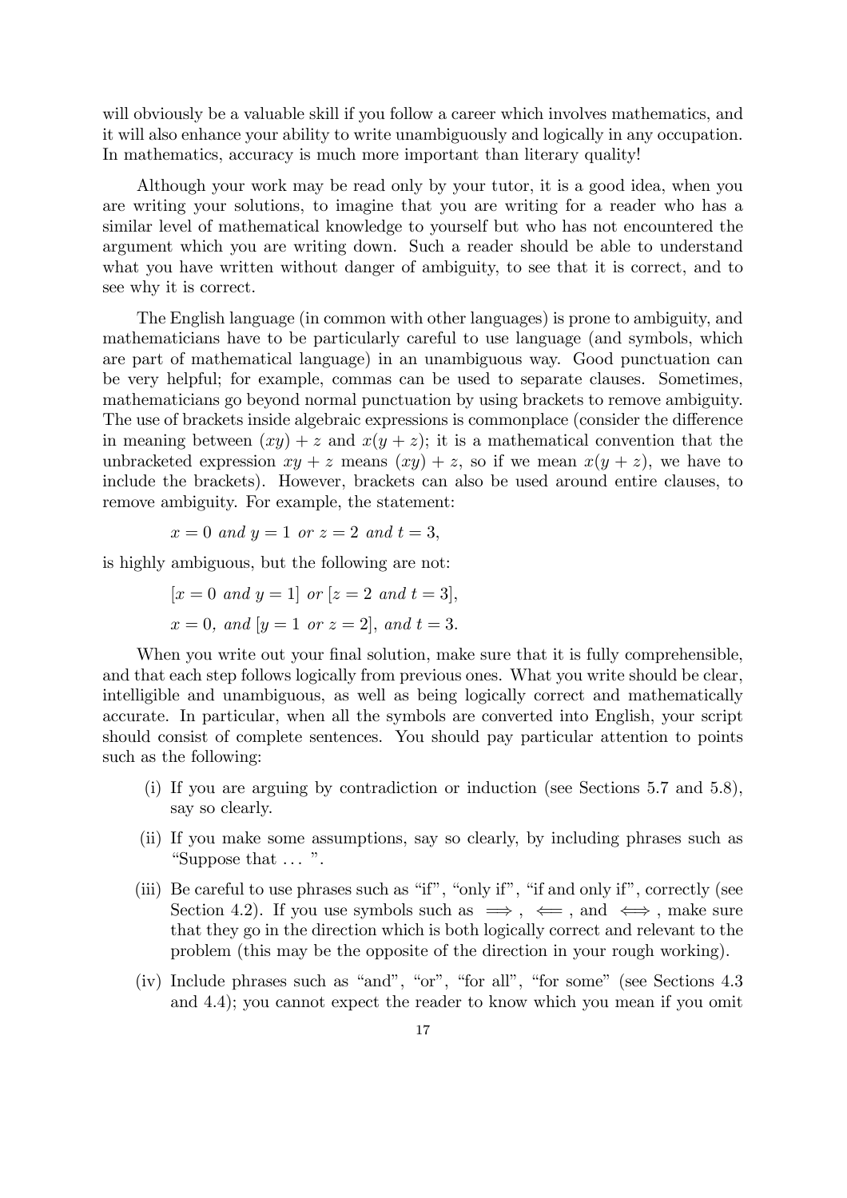will obviously be a valuable skill if you follow a career which involves mathematics, and it will also enhance your ability to write unambiguously and logically in any occupation. In mathematics, accuracy is much more important than literary quality!

Although your work may be read only by your tutor, it is a good idea, when you are writing your solutions, to imagine that you are writing for a reader who has a similar level of mathematical knowledge to yourself but who has not encountered the argument which you are writing down. Such a reader should be able to understand what you have written without danger of ambiguity, to see that it is correct, and to see why it is correct.

The English language (in common with other languages) is prone to ambiguity, and mathematicians have to be particularly careful to use language (and symbols, which are part of mathematical language) in an unambiguous way. Good punctuation can be very helpful; for example, commas can be used to separate clauses. Sometimes, mathematicians go beyond normal punctuation by using brackets to remove ambiguity. The use of brackets inside algebraic expressions is commonplace (consider the difference in meaning between $(xy) + z$ and $x(y + z)$; it is a mathematical convention that the unbracketed expression $xy + z$ means $(xy) + z$, so if we mean $x(y + z)$, we have to include the brackets). However, brackets can also be used around entire clauses, to remove ambiguity. For example, the statement:

$$x = 0 \textit{ and } y = 1 \textit{ or } z = 2 \textit{ and } t = 3,$$

is highly ambiguous, but the following are not:

$$[x = 0 \textit{ and } y = 1] \textit{ or } [z = 2 \textit{ and } t = 3],$$

$$x = 0, \textit{ and } [y = 1 \textit{ or } z = 2], \textit{ and } t = 3.$$

When you write out your final solution, make sure that it is fully comprehensible, and that each step follows logically from previous ones. What you write should be clear, intelligible and unambiguous, as well as being logically correct and mathematically accurate. In particular, when all the symbols are converted into English, your script should consist of complete sentences. You should pay particular attention to points such as the following:

(i) If you are arguing by contradiction or induction (see Sections 5.7 and 5.8), say so clearly.

(ii) If you make some assumptions, say so clearly, by including phrases such as "Suppose that ... ".

(iii) Be careful to use phrases such as "if", "only if", "if and only if", correctly (see Section 4.2). If you use symbols such as $\Longrightarrow$, $\Longleftarrow$, and $\Longleftrightarrow$, make sure that they go in the direction which is both logically correct and relevant to the problem (this may be the opposite of the direction in your rough working).

(iv) Include phrases such as "and", "or", "for all", "for some" (see Sections 4.3 and 4.4); you cannot expect the reader to know which you mean if you omit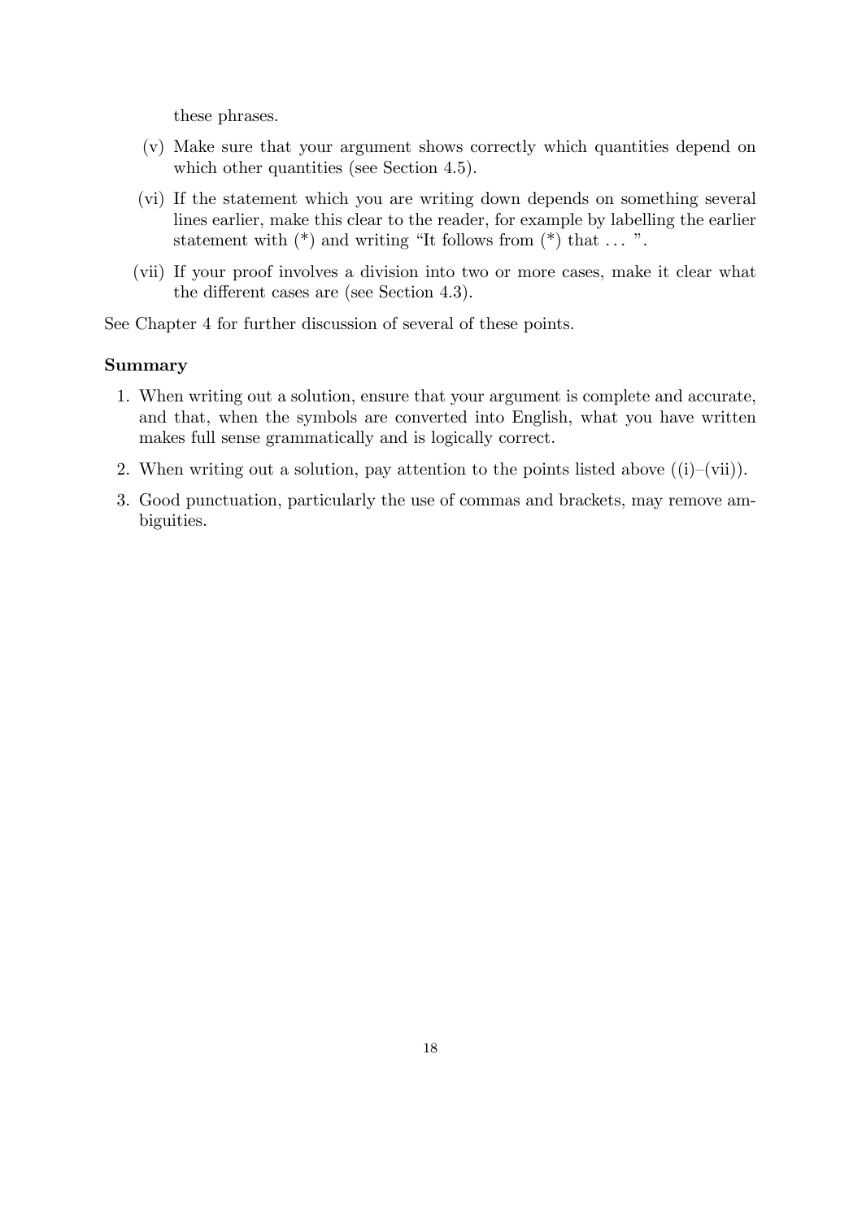these phrases.

(v) Make sure that your argument shows correctly which quantities depend on which other quantities (see Section 4.5).

(vi) If the statement which you are writing down depends on something several lines earlier, make this clear to the reader, for example by labelling the earlier statement with (*) and writing “It follows from (*) that . . . ”.

(vii) If your proof involves a division into two or more cases, make it clear what the different cases are (see Section 4.3).

See Chapter 4 for further discussion of several of these points.

**Summary**

1. When writing out a solution, ensure that your argument is complete and accurate, and that, when the symbols are converted into English, what you have written makes full sense grammatically and is logically correct.
2. When writing out a solution, pay attention to the points listed above ((i)–(vii)).
3. Good punctuation, particularly the use of commas and brackets, may remove ambiguities.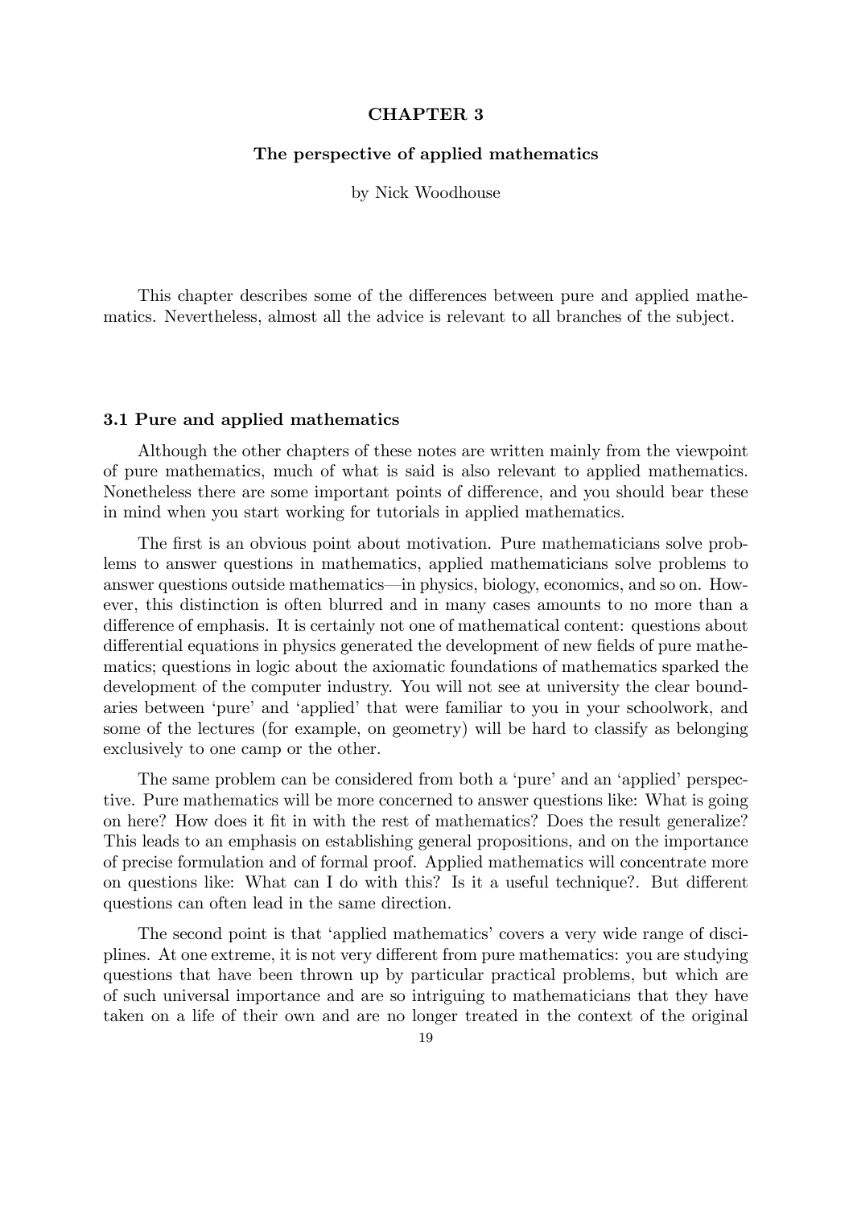# CHAPTER 3

## The perspective of applied mathematics

by Nick Woodhouse

This chapter describes some of the differences between pure and applied mathematics. Nevertheless, almost all the advice is relevant to all branches of the subject.

### 3.1 Pure and applied mathematics

Although the other chapters of these notes are written mainly from the viewpoint of pure mathematics, much of what is said is also relevant to applied mathematics. Nonetheless there are some important points of difference, and you should bear these in mind when you start working for tutorials in applied mathematics.

The first is an obvious point about motivation. Pure mathematicians solve problems to answer questions in mathematics, applied mathematicians solve problems to answer questions outside mathematics—in physics, biology, economics, and so on. However, this distinction is often blurred and in many cases amounts to no more than a difference of emphasis. It is certainly not one of mathematical content: questions about differential equations in physics generated the development of new fields of pure mathematics; questions in logic about the axiomatic foundations of mathematics sparked the development of the computer industry. You will not see at university the clear boundaries between 'pure' and 'applied' that were familiar to you in your schoolwork, and some of the lectures (for example, on geometry) will be hard to classify as belonging exclusively to one camp or the other.

The same problem can be considered from both a 'pure' and an 'applied' perspective. Pure mathematics will be more concerned to answer questions like: What is going on here? How does it fit in with the rest of mathematics? Does the result generalize? This leads to an emphasis on establishing general propositions, and on the importance of precise formulation and of formal proof. Applied mathematics will concentrate more on questions like: What can I do with this? Is it a useful technique?. But different questions can often lead in the same direction.

The second point is that 'applied mathematics' covers a very wide range of disciplines. At one extreme, it is not very different from pure mathematics: you are studying questions that have been thrown up by particular practical problems, but which are of such universal importance and are so intriguing to mathematicians that they have taken on a life of their own and are no longer treated in the context of the original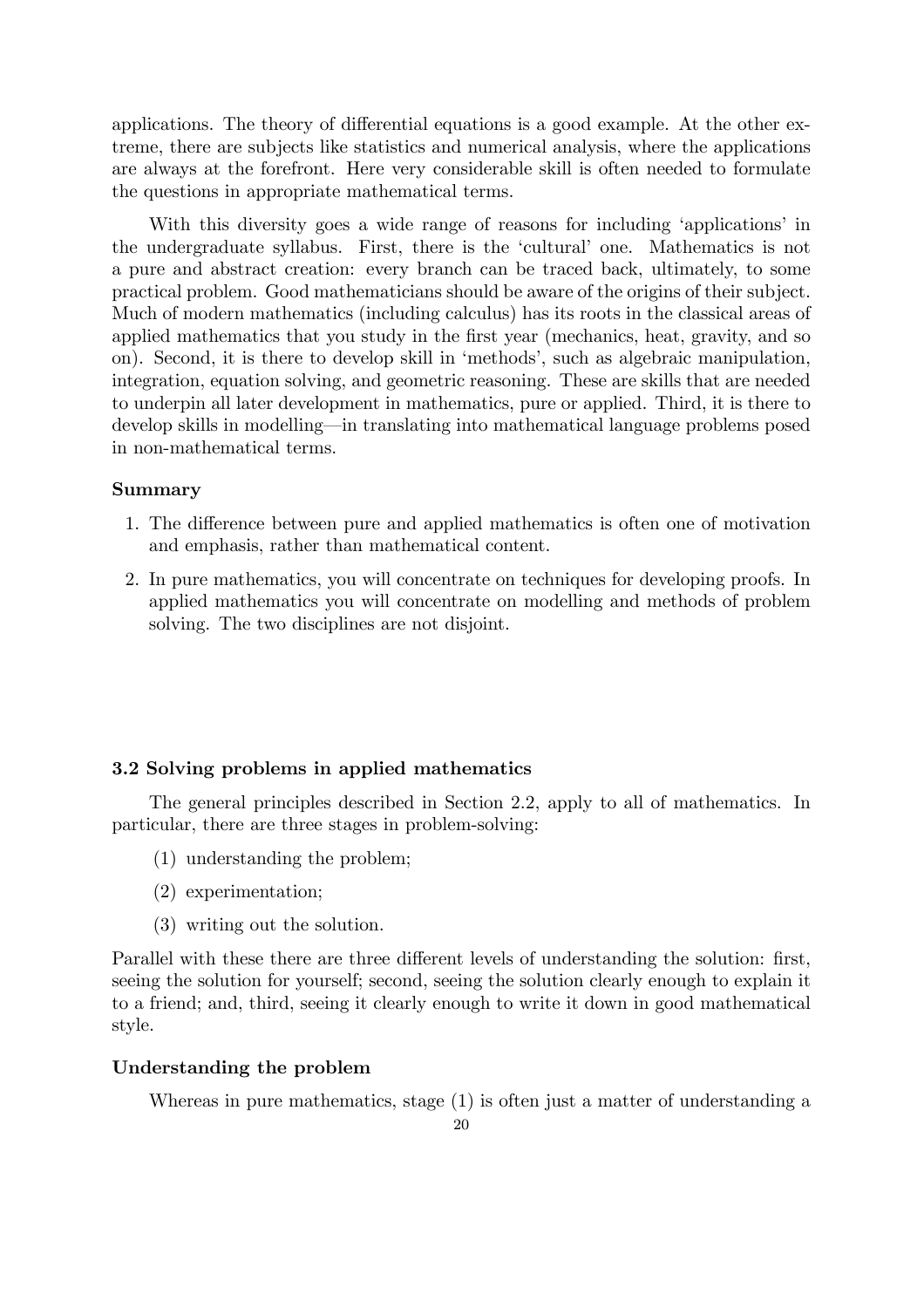applications. The theory of differential equations is a good example. At the other extreme, there are subjects like statistics and numerical analysis, where the applications are always at the forefront. Here very considerable skill is often needed to formulate the questions in appropriate mathematical terms.

With this diversity goes a wide range of reasons for including 'applications' in the undergraduate syllabus. First, there is the 'cultural' one. Mathematics is not a pure and abstract creation: every branch can be traced back, ultimately, to some practical problem. Good mathematicians should be aware of the origins of their subject. Much of modern mathematics (including calculus) has its roots in the classical areas of applied mathematics that you study in the first year (mechanics, heat, gravity, and so on). Second, it is there to develop skill in 'methods', such as algebraic manipulation, integration, equation solving, and geometric reasoning. These are skills that are needed to underpin all later development in mathematics, pure or applied. Third, it is there to develop skills in modelling—in translating into mathematical language problems posed in non-mathematical terms.

**Summary**

1. The difference between pure and applied mathematics is often one of motivation and emphasis, rather than mathematical content.
2. In pure mathematics, you will concentrate on techniques for developing proofs. In applied mathematics you will concentrate on modelling and methods of problem solving. The two disciplines are not disjoint.

### 3.2 Solving problems in applied mathematics

The general principles described in Section 2.2, apply to all of mathematics. In particular, there are three stages in problem-solving:

(1) understanding the problem;

(2) experimentation;

(3) writing out the solution.

Parallel with these there are three different levels of understanding the solution: first, seeing the solution for yourself; second, seeing the solution clearly enough to explain it to a friend; and, third, seeing it clearly enough to write it down in good mathematical style.

**Understanding the problem**

Whereas in pure mathematics, stage (1) is often just a matter of understanding a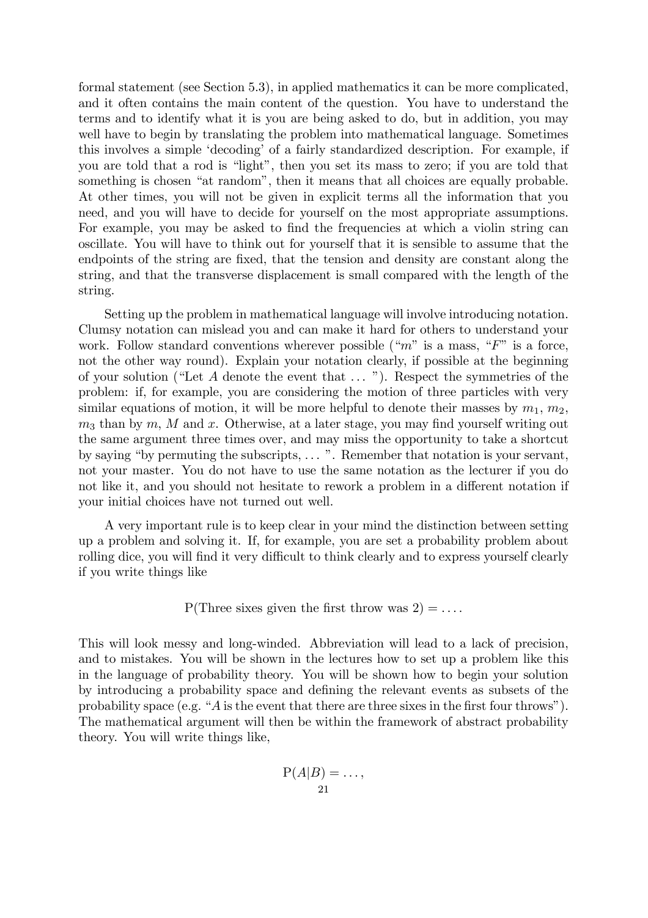formal statement (see Section 5.3), in applied mathematics it can be more complicated, and it often contains the main content of the question. You have to understand the terms and to identify what it is you are being asked to do, but in addition, you may well have to begin by translating the problem into mathematical language. Sometimes this involves a simple 'decoding' of a fairly standardized description. For example, if you are told that a rod is "light", then you set its mass to zero; if you are told that something is chosen "at random", then it means that all choices are equally probable. At other times, you will not be given in explicit terms all the information that you need, and you will have to decide for yourself on the most appropriate assumptions. For example, you may be asked to find the frequencies at which a violin string can oscillate. You will have to think out for yourself that it is sensible to assume that the endpoints of the string are fixed, that the tension and density are constant along the string, and that the transverse displacement is small compared with the length of the string.

Setting up the problem in mathematical language will involve introducing notation. Clumsy notation can mislead you and can make it hard for others to understand your work. Follow standard conventions wherever possible ("$m$" is a mass, "$F$" is a force, not the other way round). Explain your notation clearly, if possible at the beginning of your solution ("Let $A$ denote the event that ... "). Respect the symmetries of the problem: if, for example, you are considering the motion of three particles with very similar equations of motion, it will be more helpful to denote their masses by $m_1$, $m_2$, $m_3$ than by $m$, $M$ and $x$. Otherwise, at a later stage, you may find yourself writing out the same argument three times over, and may miss the opportunity to take a shortcut by saying "by permuting the subscripts, ... ". Remember that notation is your servant, not your master. You do not have to use the same notation as the lecturer if you do not like it, and you should not hesitate to rework a problem in a different notation if your initial choices have not turned out well.

A very important rule is to keep clear in your mind the distinction between setting up a problem and solving it. If, for example, you are set a probability problem about rolling dice, you will find it very difficult to think clearly and to express yourself clearly if you write things like

$$\text{P(Three sixes given the first throw was 2)} = \ldots .$$

This will look messy and long-winded. Abbreviation will lead to a lack of precision, and to mistakes. You will be shown in the lectures how to set up a problem like this in the language of probability theory. You will be shown how to begin your solution by introducing a probability space and defining the relevant events as subsets of the probability space (e.g. "$A$ is the event that there are three sixes in the first four throws"). The mathematical argument will then be within the framework of abstract probability theory. You will write things like,

$$\text{P}(A|B) = \ldots ,$$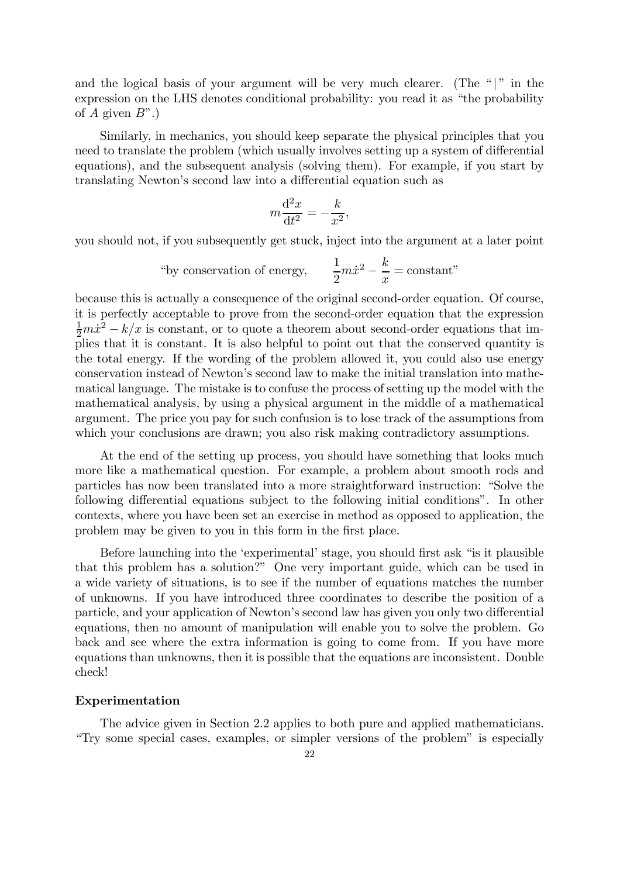and the logical basis of your argument will be very much clearer. (The "$|$" in the expression on the LHS denotes conditional probability: you read it as "the probability of $A$ given $B$".)

Similarly, in mechanics, you should keep separate the physical principles that you need to translate the problem (which usually involves setting up a system of differential equations), and the subsequent analysis (solving them). For example, if you start by translating Newton's second law into a differential equation such as

$$m\frac{\mathrm{d}^2x}{\mathrm{d}t^2} = -\frac{k}{x^2},$$

you should not, if you subsequently get stuck, inject into the argument at a later point

$$\text{"by conservation of energy,} \qquad \frac{1}{2}m\dot{x}^2 - \frac{k}{x} = \text{constant"}$$

because this is actually a consequence of the original second-order equation. Of course, it is perfectly acceptable to prove from the second-order equation that the expression $\frac{1}{2}m\dot{x}^2 - k/x$ is constant, or to quote a theorem about second-order equations that implies that it is constant. It is also helpful to point out that the conserved quantity is the total energy. If the wording of the problem allowed it, you could also use energy conservation instead of Newton's second law to make the initial translation into mathematical language. The mistake is to confuse the process of setting up the model with the mathematical analysis, by using a physical argument in the middle of a mathematical argument. The price you pay for such confusion is to lose track of the assumptions from which your conclusions are drawn; you also risk making contradictory assumptions.

At the end of the setting up process, you should have something that looks much more like a mathematical question. For example, a problem about smooth rods and particles has now been translated into a more straightforward instruction: "Solve the following differential equations subject to the following initial conditions". In other contexts, where you have been set an exercise in method as opposed to application, the problem may be given to you in this form in the first place.

Before launching into the 'experimental' stage, you should first ask "is it plausible that this problem has a solution?" One very important guide, which can be used in a wide variety of situations, is to see if the number of equations matches the number of unknowns. If you have introduced three coordinates to describe the position of a particle, and your application of Newton's second law has given you only two differential equations, then no amount of manipulation will enable you to solve the problem. Go back and see where the extra information is going to come from. If you have more equations than unknowns, then it is possible that the equations are inconsistent. Double check!

**Experimentation**

The advice given in Section 2.2 applies to both pure and applied mathematicians. "Try some special cases, examples, or simpler versions of the problem" is especially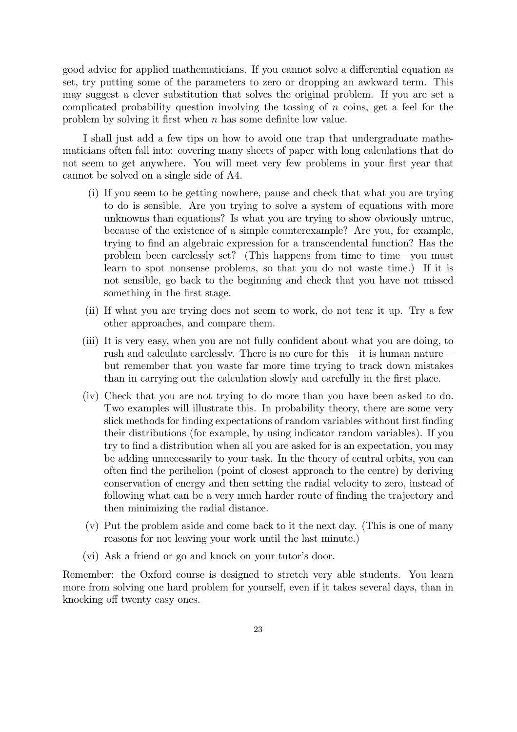good advice for applied mathematicians. If you cannot solve a differential equation as set, try putting some of the parameters to zero or dropping an awkward term. This may suggest a clever substitution that solves the original problem. If you are set a complicated probability question involving the tossing of $n$ coins, get a feel for the problem by solving it first when $n$ has some definite low value.

I shall just add a few tips on how to avoid one trap that undergraduate mathematicians often fall into: covering many sheets of paper with long calculations that do not seem to get anywhere. You will meet very few problems in your first year that cannot be solved on a single side of A4.

(i) If you seem to be getting nowhere, pause and check that what you are trying to do is sensible. Are you trying to solve a system of equations with more unknowns than equations? Is what you are trying to show obviously untrue, because of the existence of a simple counterexample? Are you, for example, trying to find an algebraic expression for a transcendental function? Has the problem been carelessly set? (This happens from time to time—you must learn to spot nonsense problems, so that you do not waste time.) If it is not sensible, go back to the beginning and check that you have not missed something in the first stage.

(ii) If what you are trying does not seem to work, do not tear it up. Try a few other approaches, and compare them.

(iii) It is very easy, when you are not fully confident about what you are doing, to rush and calculate carelessly. There is no cure for this—it is human nature—but remember that you waste far more time trying to track down mistakes than in carrying out the calculation slowly and carefully in the first place.

(iv) Check that you are not trying to do more than you have been asked to do. Two examples will illustrate this. In probability theory, there are some very slick methods for finding expectations of random variables without first finding their distributions (for example, by using indicator random variables). If you try to find a distribution when all you are asked for is an expectation, you may be adding unnecessarily to your task. In the theory of central orbits, you can often find the perihelion (point of closest approach to the centre) by deriving conservation of energy and then setting the radial velocity to zero, instead of following what can be a very much harder route of finding the trajectory and then minimizing the radial distance.

(v) Put the problem aside and come back to it the next day. (This is one of many reasons for not leaving your work until the last minute.)

(vi) Ask a friend or go and knock on your tutor's door.

Remember: the Oxford course is designed to stretch very able students. You learn more from solving one hard problem for yourself, even if it takes several days, than in knocking off twenty easy ones.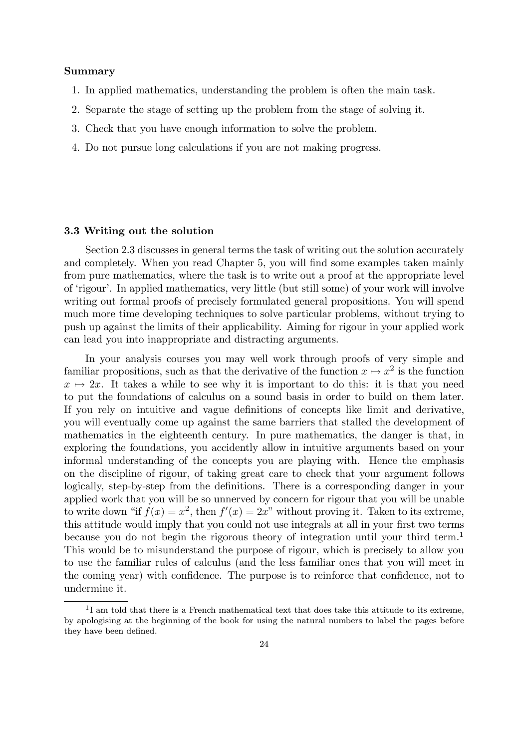**Summary**

1. In applied mathematics, understanding the problem is often the main task.
2. Separate the stage of setting up the problem from the stage of solving it.
3. Check that you have enough information to solve the problem.
4. Do not pursue long calculations if you are not making progress.

### 3.3 Writing out the solution

Section 2.3 discusses in general terms the task of writing out the solution accurately and completely. When you read Chapter 5, you will find some examples taken mainly from pure mathematics, where the task is to write out a proof at the appropriate level of 'rigour'. In applied mathematics, very little (but still some) of your work will involve writing out formal proofs of precisely formulated general propositions. You will spend much more time developing techniques to solve particular problems, without trying to push up against the limits of their applicability. Aiming for rigour in your applied work can lead you into inappropriate and distracting arguments.

In your analysis courses you may well work through proofs of very simple and familiar propositions, such as that the derivative of the function $x \mapsto x^2$ is the function $x \mapsto 2x$. It takes a while to see why it is important to do this: it is that you need to put the foundations of calculus on a sound basis in order to build on them later. If you rely on intuitive and vague definitions of concepts like limit and derivative, you will eventually come up against the same barriers that stalled the development of mathematics in the eighteenth century. In pure mathematics, the danger is that, in exploring the foundations, you accidently allow in intuitive arguments based on your informal understanding of the concepts you are playing with. Hence the emphasis on the discipline of rigour, of taking great care to check that your argument follows logically, step-by-step from the definitions. There is a corresponding danger in your applied work that you will be so unnerved by concern for rigour that you will be unable to write down "if $f(x) = x^2$, then $f'(x) = 2x$" without proving it. Taken to its extreme, this attitude would imply that you could not use integrals at all in your first two terms because you do not begin the rigorous theory of integration until your third term.[1] This would be to misunderstand the purpose of rigour, which is precisely to allow you to use the familiar rules of calculus (and the less familiar ones that you will meet in the coming year) with confidence. The purpose is to reinforce that confidence, not to undermine it.

[1] I am told that there is a French mathematical text that does take this attitude to its extreme, by apologising at the beginning of the book for using the natural numbers to label the pages before they have been defined.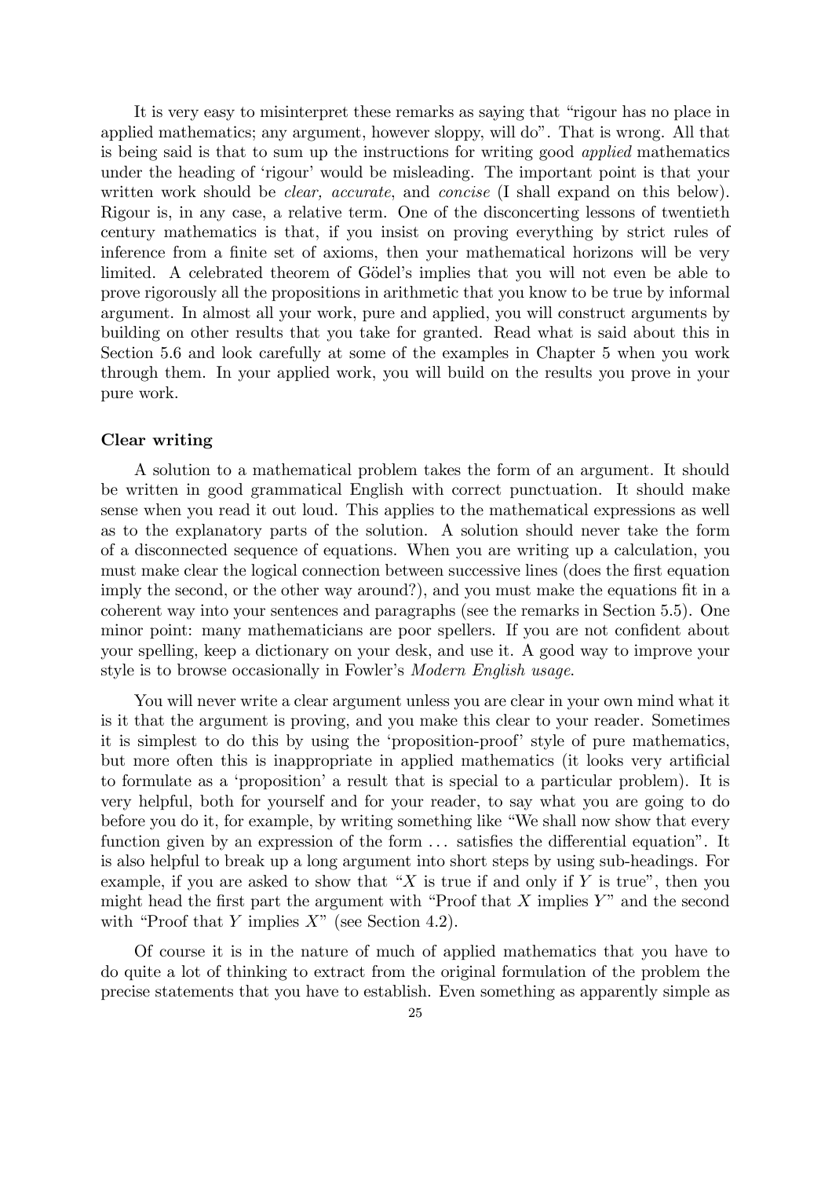It is very easy to misinterpret these remarks as saying that "rigour has no place in applied mathematics; any argument, however sloppy, will do". That is wrong. All that is being said is that to sum up the instructions for writing good *applied* mathematics under the heading of 'rigour' would be misleading. The important point is that your written work should be *clear, accurate*, and *concise* (I shall expand on this below). Rigour is, in any case, a relative term. One of the disconcerting lessons of twentieth century mathematics is that, if you insist on proving everything by strict rules of inference from a finite set of axioms, then your mathematical horizons will be very limited. A celebrated theorem of Gödel's implies that you will not even be able to prove rigorously all the propositions in arithmetic that you know to be true by informal argument. In almost all your work, pure and applied, you will construct arguments by building on other results that you take for granted. Read what is said about this in Section 5.6 and look carefully at some of the examples in Chapter 5 when you work through them. In your applied work, you will build on the results you prove in your pure work.

**Clear writing**

A solution to a mathematical problem takes the form of an argument. It should be written in good grammatical English with correct punctuation. It should make sense when you read it out loud. This applies to the mathematical expressions as well as to the explanatory parts of the solution. A solution should never take the form of a disconnected sequence of equations. When you are writing up a calculation, you must make clear the logical connection between successive lines (does the first equation imply the second, or the other way around?), and you must make the equations fit in a coherent way into your sentences and paragraphs (see the remarks in Section 5.5). One minor point: many mathematicians are poor spellers. If you are not confident about your spelling, keep a dictionary on your desk, and use it. A good way to improve your style is to browse occasionally in Fowler's *Modern English usage*.

You will never write a clear argument unless you are clear in your own mind what it is it that the argument is proving, and you make this clear to your reader. Sometimes it is simplest to do this by using the 'proposition-proof' style of pure mathematics, but more often this is inappropriate in applied mathematics (it looks very artificial to formulate as a 'proposition' a result that is special to a particular problem). It is very helpful, both for yourself and for your reader, to say what you are going to do before you do it, for example, by writing something like "We shall now show that every function given by an expression of the form ... satisfies the differential equation". It is also helpful to break up a long argument into short steps by using sub-headings. For example, if you are asked to show that "$X$ is true if and only if $Y$ is true", then you might head the first part the argument with "Proof that $X$ implies $Y$" and the second with "Proof that $Y$ implies $X$" (see Section 4.2).

Of course it is in the nature of much of applied mathematics that you have to do quite a lot of thinking to extract from the original formulation of the problem the precise statements that you have to establish. Even something as apparently simple as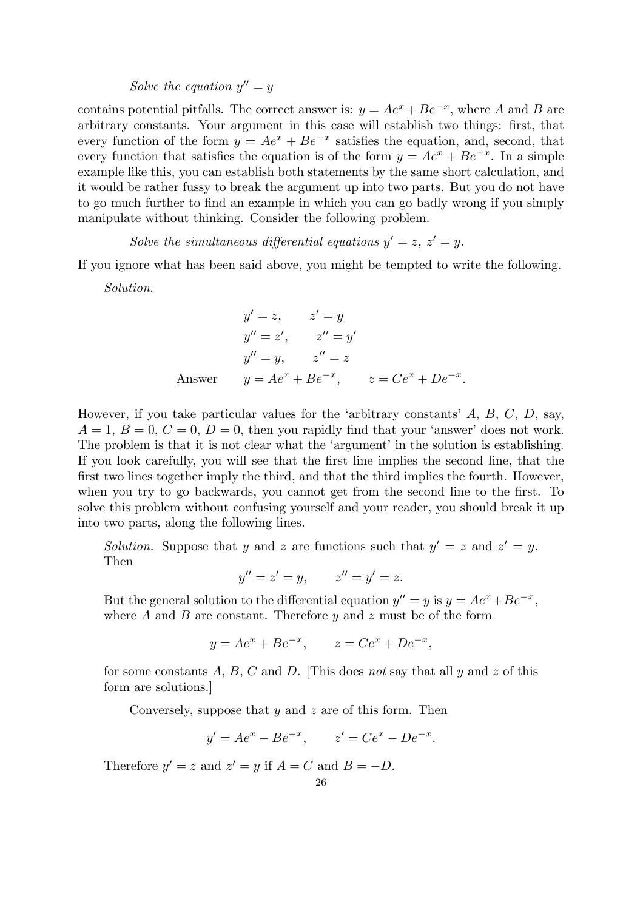*Solve the equation* $y'' = y$

contains potential pitfalls. The correct answer is: $y = Ae^x + Be^{-x}$, where $A$ and $B$ are arbitrary constants. Your argument in this case will establish two things: first, that every function of the form $y = Ae^x + Be^{-x}$ satisfies the equation, and, second, that every function that satisfies the equation is of the form $y = Ae^x + Be^{-x}$. In a simple example like this, you can establish both statements by the same short calculation, and it would be rather fussy to break the argument up into two parts. But you do not have to go much further to find an example in which you can go badly wrong if you simply manipulate without thinking. Consider the following problem.

*Solve the simultaneous differential equations* $y' = z$, $z' = y$.

If you ignore what has been said above, you might be tempted to write the following.

*Solution.*

$$
\begin{aligned}
& y' = z, \qquad z' = y \\
& y'' = z', \qquad z'' = y' \\
& y'' = y, \qquad z'' = z \\
\underline{\text{Answer}} \qquad & y = Ae^x + Be^{-x}, \qquad z = Ce^x + De^{-x}.
\end{aligned}
$$

However, if you take particular values for the 'arbitrary constants' $A$, $B$, $C$, $D$, say, $A = 1$, $B = 0$, $C = 0$, $D = 0$, then you rapidly find that your 'answer' does not work. The problem is that it is not clear what the 'argument' in the solution is establishing. If you look carefully, you will see that the first line implies the second line, that the first two lines together imply the third, and that the third implies the fourth. However, when you try to go backwards, you cannot get from the second line to the first. To solve this problem without confusing yourself and your reader, you should break it up into two parts, along the following lines.

> *Solution.* Suppose that $y$ and $z$ are functions such that $y' = z$ and $z' = y$. Then
>
> $$y'' = z' = y, \qquad z'' = y' = z.$$
>
> But the general solution to the differential equation $y'' = y$ is $y = Ae^x + Be^{-x}$, where $A$ and $B$ are constant. Therefore $y$ and $z$ must be of the form
>
> $$y = Ae^x + Be^{-x}, \qquad z = Ce^x + De^{-x},$$
>
> for some constants $A$, $B$, $C$ and $D$. [This does *not* say that all $y$ and $z$ of this form are solutions.]
>
> Conversely, suppose that $y$ and $z$ are of this form. Then
>
> $$y' = Ae^x - Be^{-x}, \qquad z' = Ce^x - De^{-x}.$$
>
> Therefore $y' = z$ and $z' = y$ if $A = C$ and $B = -D$.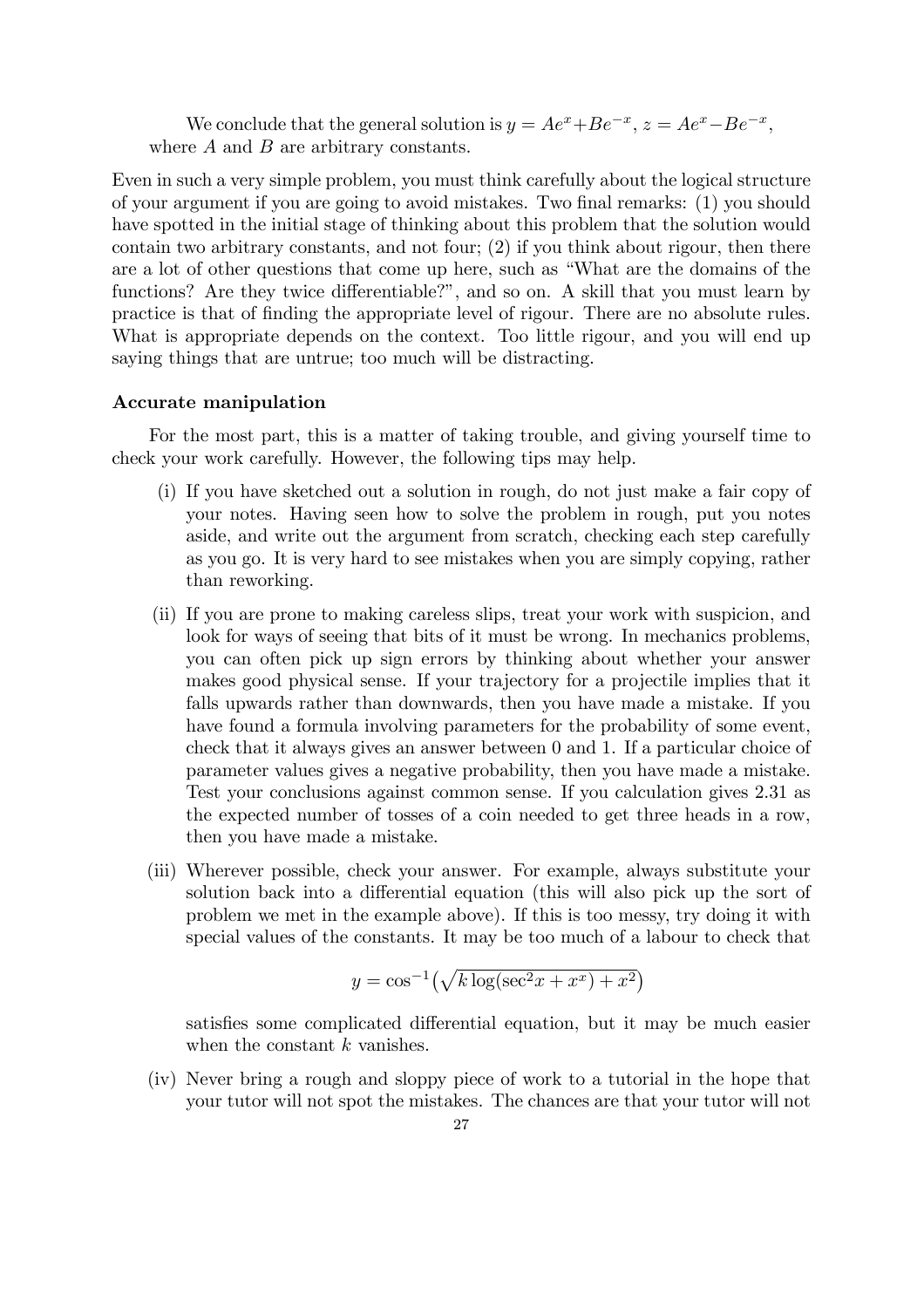We conclude that the general solution is $y = Ae^x + Be^{-x}$, $z = Ae^x - Be^{-x}$, where $A$ and $B$ are arbitrary constants.

Even in such a very simple problem, you must think carefully about the logical structure of your argument if you are going to avoid mistakes. Two final remarks: (1) you should have spotted in the initial stage of thinking about this problem that the solution would contain two arbitrary constants, and not four; (2) if you think about rigour, then there are a lot of other questions that come up here, such as "What are the domains of the functions? Are they twice differentiable?", and so on. A skill that you must learn by practice is that of finding the appropriate level of rigour. There are no absolute rules. What is appropriate depends on the context. Too little rigour, and you will end up saying things that are untrue; too much will be distracting.

**Accurate manipulation**

For the most part, this is a matter of taking trouble, and giving yourself time to check your work carefully. However, the following tips may help.

(i) If you have sketched out a solution in rough, do not just make a fair copy of your notes. Having seen how to solve the problem in rough, put you notes aside, and write out the argument from scratch, checking each step carefully as you go. It is very hard to see mistakes when you are simply copying, rather than reworking.

(ii) If you are prone to making careless slips, treat your work with suspicion, and look for ways of seeing that bits of it must be wrong. In mechanics problems, you can often pick up sign errors by thinking about whether your answer makes good physical sense. If your trajectory for a projectile implies that it falls upwards rather than downwards, then you have made a mistake. If you have found a formula involving parameters for the probability of some event, check that it always gives an answer between 0 and 1. If a particular choice of parameter values gives a negative probability, then you have made a mistake. Test your conclusions against common sense. If you calculation gives 2.31 as the expected number of tosses of a coin needed to get three heads in a row, then you have made a mistake.

(iii) Wherever possible, check your answer. For example, always substitute your solution back into a differential equation (this will also pick up the sort of problem we met in the example above). If this is too messy, try doing it with special values of the constants. It may be too much of a labour to check that

$$y = \cos^{-1}\left(\sqrt{k \log(\sec^2 x + x^x) + x^2}\right)$$

satisfies some complicated differential equation, but it may be much easier when the constant $k$ vanishes.

(iv) Never bring a rough and sloppy piece of work to a tutorial in the hope that your tutor will not spot the mistakes. The chances are that your tutor will not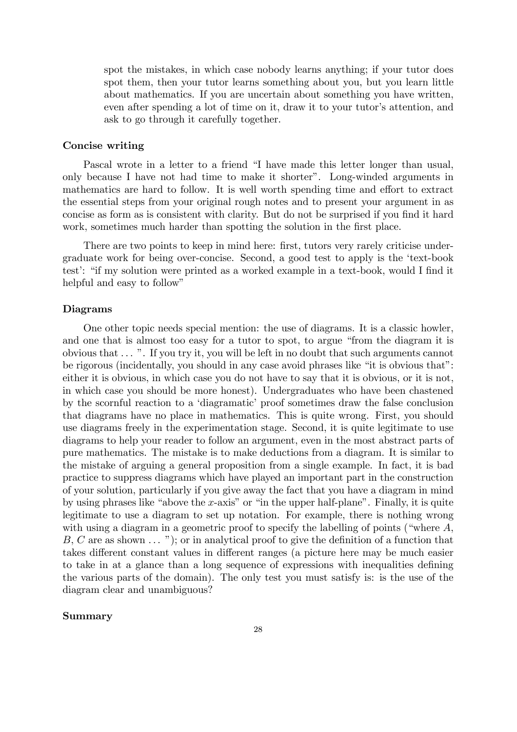spot the mistakes, in which case nobody learns anything; if your tutor does spot them, then your tutor learns something about you, but you learn little about mathematics. If you are uncertain about something you have written, even after spending a lot of time on it, draw it to your tutor's attention, and ask to go through it carefully together.

**Concise writing**

Pascal wrote in a letter to a friend "I have made this letter longer than usual, only because I have not had time to make it shorter". Long-winded arguments in mathematics are hard to follow. It is well worth spending time and effort to extract the essential steps from your original rough notes and to present your argument in as concise as form as is consistent with clarity. But do not be surprised if you find it hard work, sometimes much harder than spotting the solution in the first place.

There are two points to keep in mind here: first, tutors very rarely criticise undergraduate work for being over-concise. Second, a good test to apply is the 'text-book test': "if my solution were printed as a worked example in a text-book, would I find it helpful and easy to follow"

**Diagrams**

One other topic needs special mention: the use of diagrams. It is a classic howler, and one that is almost too easy for a tutor to spot, to argue "from the diagram it is obvious that ... ". If you try it, you will be left in no doubt that such arguments cannot be rigorous (incidentally, you should in any case avoid phrases like "it is obvious that": either it is obvious, in which case you do not have to say that it is obvious, or it is not, in which case you should be more honest). Undergraduates who have been chastened by the scornful reaction to a 'diagramatic' proof sometimes draw the false conclusion that diagrams have no place in mathematics. This is quite wrong. First, you should use diagrams freely in the experimentation stage. Second, it is quite legitimate to use diagrams to help your reader to follow an argument, even in the most abstract parts of pure mathematics. The mistake is to make deductions from a diagram. It is similar to the mistake of arguing a general proposition from a single example. In fact, it is bad practice to suppress diagrams which have played an important part in the construction of your solution, particularly if you give away the fact that you have a diagram in mind by using phrases like "above the $x$-axis" or "in the upper half-plane". Finally, it is quite legitimate to use a diagram to set up notation. For example, there is nothing wrong with using a diagram in a geometric proof to specify the labelling of points ("where $A$, $B$, $C$ are as shown ... "); or in analytical proof to give the definition of a function that takes different constant values in different ranges (a picture here may be much easier to take in at a glance than a long sequence of expressions with inequalities defining the various parts of the domain). The only test you must satisfy is: is the use of the diagram clear and unambiguous?

**Summary**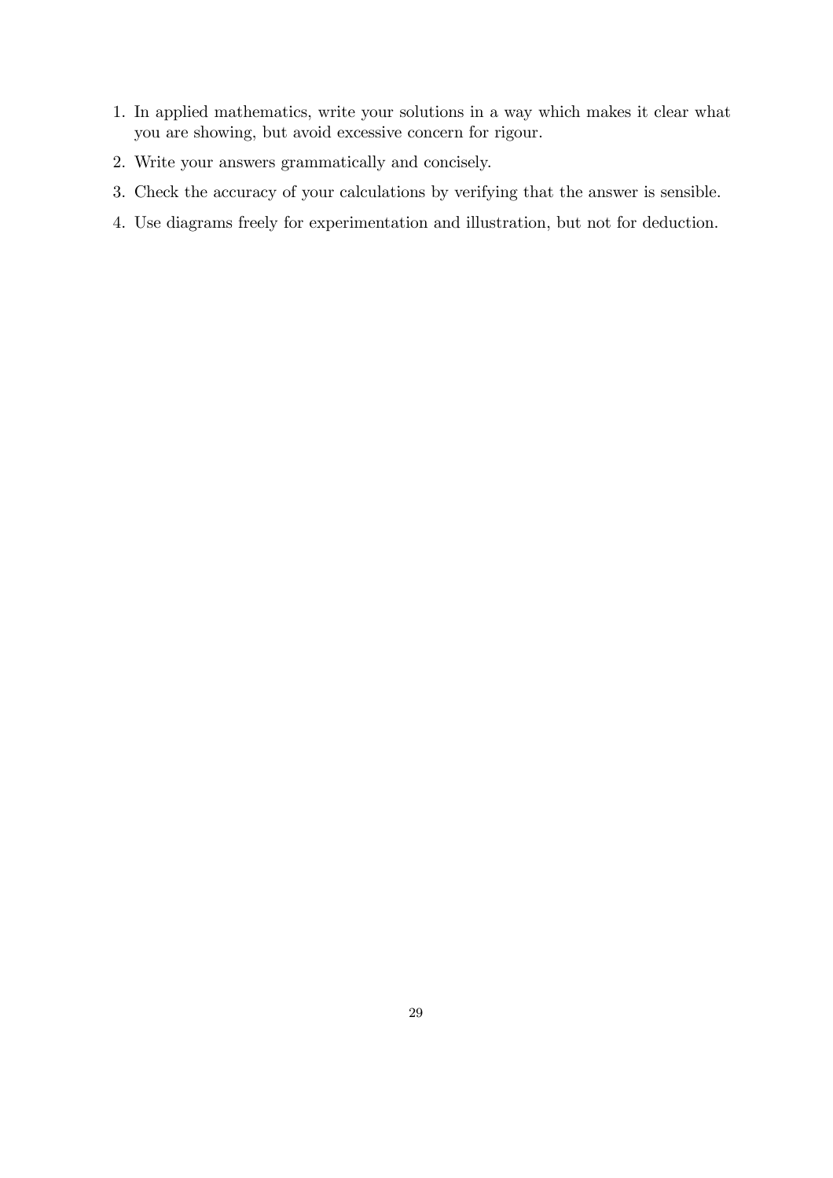1. In applied mathematics, write your solutions in a way which makes it clear what you are showing, but avoid excessive concern for rigour.
2. Write your answers grammatically and concisely.
3. Check the accuracy of your calculations by verifying that the answer is sensible.
4. Use diagrams freely for experimentation and illustration, but not for deduction.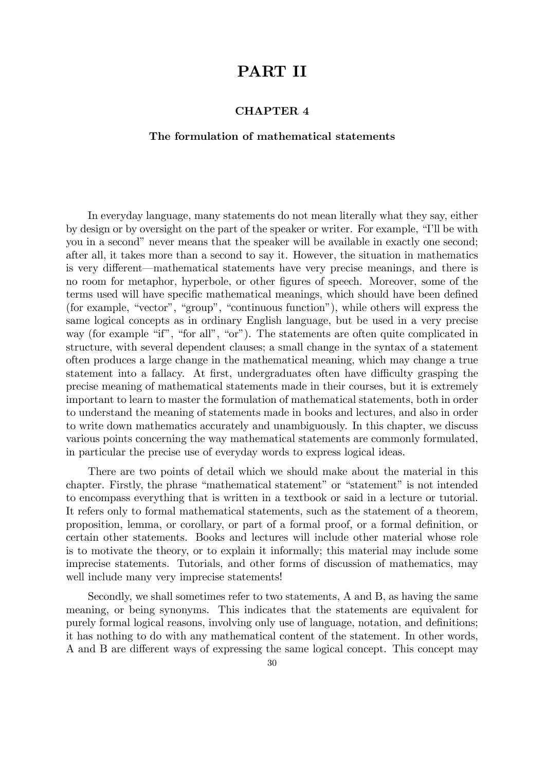# PART II

## CHAPTER 4

### The formulation of mathematical statements

In everyday language, many statements do not mean literally what they say, either by design or by oversight on the part of the speaker or writer. For example, "I'll be with you in a second" never means that the speaker will be available in exactly one second; after all, it takes more than a second to say it. However, the situation in mathematics is very different—mathematical statements have very precise meanings, and there is no room for metaphor, hyperbole, or other figures of speech. Moreover, some of the terms used will have specific mathematical meanings, which should have been defined (for example, "vector", "group", "continuous function"), while others will express the same logical concepts as in ordinary English language, but be used in a very precise way (for example "if", "for all", "or"). The statements are often quite complicated in structure, with several dependent clauses; a small change in the syntax of a statement often produces a large change in the mathematical meaning, which may change a true statement into a fallacy. At first, undergraduates often have difficulty grasping the precise meaning of mathematical statements made in their courses, but it is extremely important to learn to master the formulation of mathematical statements, both in order to understand the meaning of statements made in books and lectures, and also in order to write down mathematics accurately and unambiguously. In this chapter, we discuss various points concerning the way mathematical statements are commonly formulated, in particular the precise use of everyday words to express logical ideas.

There are two points of detail which we should make about the material in this chapter. Firstly, the phrase "mathematical statement" or "statement" is not intended to encompass everything that is written in a textbook or said in a lecture or tutorial. It refers only to formal mathematical statements, such as the statement of a theorem, proposition, lemma, or corollary, or part of a formal proof, or a formal definition, or certain other statements. Books and lectures will include other material whose role is to motivate the theory, or to explain it informally; this material may include some imprecise statements. Tutorials, and other forms of discussion of mathematics, may well include many very imprecise statements!

Secondly, we shall sometimes refer to two statements, A and B, as having the same meaning, or being synonyms. This indicates that the statements are equivalent for purely formal logical reasons, involving only use of language, notation, and definitions; it has nothing to do with any mathematical content of the statement. In other words, A and B are different ways of expressing the same logical concept. This concept may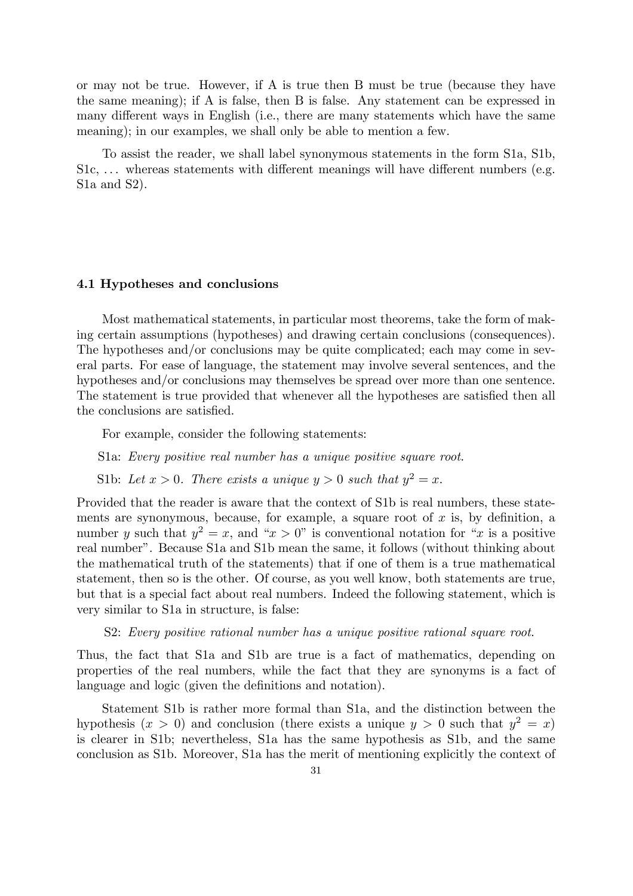or may not be true. However, if A is true then B must be true (because they have the same meaning); if A is false, then B is false. Any statement can be expressed in many different ways in English (i.e., there are many statements which have the same meaning); in our examples, we shall only be able to mention a few.

To assist the reader, we shall label synonymous statements in the form S1a, S1b, S1c, ... whereas statements with different meanings will have different numbers (e.g. S1a and S2).

### 4.1 Hypotheses and conclusions

Most mathematical statements, in particular most theorems, take the form of making certain assumptions (hypotheses) and drawing certain conclusions (consequences). The hypotheses and/or conclusions may be quite complicated; each may come in several parts. For ease of language, the statement may involve several sentences, and the hypotheses and/or conclusions may themselves be spread over more than one sentence. The statement is true provided that whenever all the hypotheses are satisfied then all the conclusions are satisfied.

For example, consider the following statements:

S1a: *Every positive real number has a unique positive square root.*

S1b: *Let $x > 0$. There exists a unique $y > 0$ such that $y^2 = x$.*

Provided that the reader is aware that the context of S1b is real numbers, these statements are synonymous, because, for example, a square root of $x$ is, by definition, a number $y$ such that $y^2 = x$, and "$x > 0$" is conventional notation for "$x$ is a positive real number". Because S1a and S1b mean the same, it follows (without thinking about the mathematical truth of the statements) that if one of them is a true mathematical statement, then so is the other. Of course, as you well know, both statements are true, but that is a special fact about real numbers. Indeed the following statement, which is very similar to S1a in structure, is false:

S2: *Every positive rational number has a unique positive rational square root.*

Thus, the fact that S1a and S1b are true is a fact of mathematics, depending on properties of the real numbers, while the fact that they are synonyms is a fact of language and logic (given the definitions and notation).

Statement S1b is rather more formal than S1a, and the distinction between the hypothesis ($x > 0$) and conclusion (there exists a unique $y > 0$ such that $y^2 = x$) is clearer in S1b; nevertheless, S1a has the same hypothesis as S1b, and the same conclusion as S1b. Moreover, S1a has the merit of mentioning explicitly the context of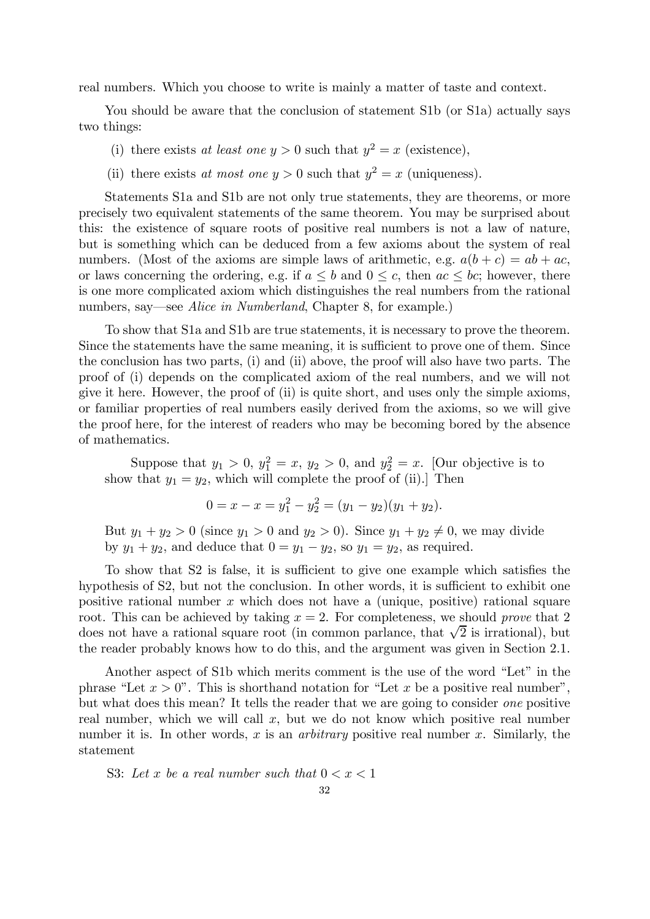real numbers. Which you choose to write is mainly a matter of taste and context.

You should be aware that the conclusion of statement S1b (or S1a) actually says two things:

(i) there exists *at least one* $y > 0$ such that $y^2 = x$ (existence),

(ii) there exists *at most one* $y > 0$ such that $y^2 = x$ (uniqueness).

Statements S1a and S1b are not only true statements, they are theorems, or more precisely two equivalent statements of the same theorem. You may be surprised about this: the existence of square roots of positive real numbers is not a law of nature, but is something which can be deduced from a few axioms about the system of real numbers. (Most of the axioms are simple laws of arithmetic, e.g. $a(b+c) = ab + ac$, or laws concerning the ordering, e.g. if $a \leq b$ and $0 \leq c$, then $ac \leq bc$; however, there is one more complicated axiom which distinguishes the real numbers from the rational numbers, say—see *Alice in Numberland*, Chapter 8, for example.)

To show that S1a and S1b are true statements, it is necessary to prove the theorem. Since the statements have the same meaning, it is sufficient to prove one of them. Since the conclusion has two parts, (i) and (ii) above, the proof will also have two parts. The proof of (i) depends on the complicated axiom of the real numbers, and we will not give it here. However, the proof of (ii) is quite short, and uses only the simple axioms, or familiar properties of real numbers easily derived from the axioms, so we will give the proof here, for the interest of readers who may be becoming bored by the absence of mathematics.

Suppose that $y_1 > 0$, $y_1^2 = x$, $y_2 > 0$, and $y_2^2 = x$. [Our objective is to show that $y_1 = y_2$, which will complete the proof of (ii).] Then

$$0 = x - x = y_1^2 - y_2^2 = (y_1 - y_2)(y_1 + y_2).$$

But $y_1 + y_2 > 0$ (since $y_1 > 0$ and $y_2 > 0$). Since $y_1 + y_2 \neq 0$, we may divide by $y_1 + y_2$, and deduce that $0 = y_1 - y_2$, so $y_1 = y_2$, as required.

To show that S2 is false, it is sufficient to give one example which satisfies the hypothesis of S2, but not the conclusion. In other words, it is sufficient to exhibit one positive rational number $x$ which does not have a (unique, positive) rational square root. This can be achieved by taking $x = 2$. For completeness, we should *prove* that 2 does not have a rational square root (in common parlance, that $\sqrt{2}$ is irrational), but the reader probably knows how to do this, and the argument was given in Section 2.1.

Another aspect of S1b which merits comment is the use of the word "Let" in the phrase "Let $x > 0$". This is shorthand notation for "Let $x$ be a positive real number", but what does this mean? It tells the reader that we are going to consider *one* positive real number, which we will call $x$, but we do not know which positive real number number it is. In other words, $x$ is an *arbitrary* positive real number $x$. Similarly, the statement

S3: *Let $x$ be a real number such that $0 < x < 1$*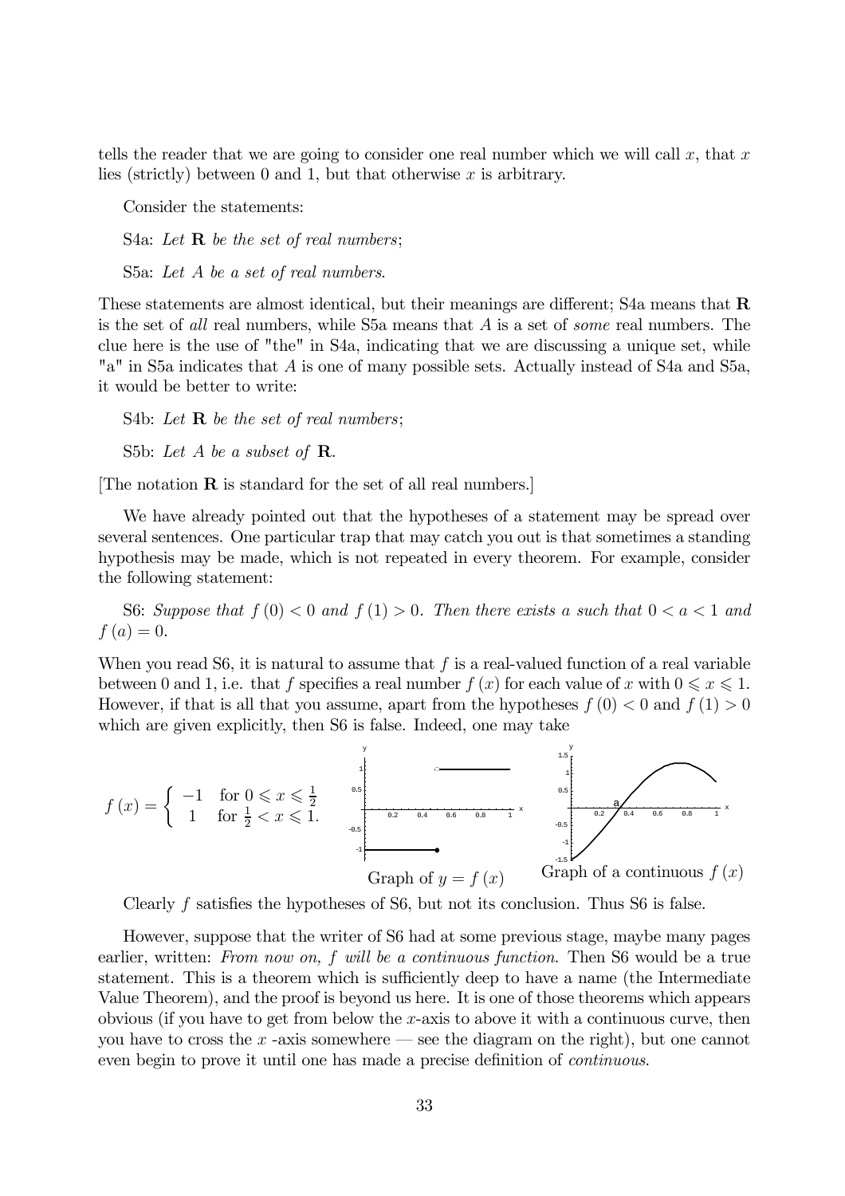tells the reader that we are going to consider one real number which we will call $x$, that $x$ lies (strictly) between 0 and 1, but that otherwise $x$ is arbitrary.

Consider the statements:

S4a: *Let* $\mathbf{R}$ *be the set of real numbers*;

S5a: *Let* $A$ *be a set of real numbers*.

These statements are almost identical, but their meanings are different; S4a means that $\mathbf{R}$ is the set of *all* real numbers, while S5a means that $A$ is a set of *some* real numbers. The clue here is the use of "the" in S4a, indicating that we are discussing a unique set, while "a" in S5a indicates that $A$ is one of many possible sets. Actually instead of S4a and S5a, it would be better to write:

S4b: *Let* $\mathbf{R}$ *be the set of real numbers*;

S5b: *Let* $A$ *be a subset of* $\mathbf{R}$.

[The notation $\mathbf{R}$ is standard for the set of all real numbers.]

We have already pointed out that the hypotheses of a statement may be spread over several sentences. One particular trap that may catch you out is that sometimes a standing hypothesis may be made, which is not repeated in every theorem. For example, consider the following statement:

S6: *Suppose that* $f(0) < 0$ *and* $f(1) > 0$*. Then there exists* $a$ *such that* $0 < a < 1$ *and* $f(a) = 0$.

When you read S6, it is natural to assume that $f$ is a real-valued function of a real variable between 0 and 1, i.e. that $f$ specifies a real number $f(x)$ for each value of $x$ with $0 \leqslant x \leqslant 1$. However, if that is all that you assume, apart from the hypotheses $f(0) < 0$ and $f(1) > 0$ which are given explicitly, then S6 is false. Indeed, one may take

$$f(x) = \begin{cases} -1 & \text{for } 0 \leqslant x \leqslant \frac{1}{2} \\ 1 & \text{for } \frac{1}{2} < x \leqslant 1. \end{cases}$$

Graph of $y = f(x)$

Graph of a continuous $f(x)$

Clearly $f$ satisfies the hypotheses of S6, but not its conclusion. Thus S6 is false.

However, suppose that the writer of S6 had at some previous stage, maybe many pages earlier, written: *From now on,* $f$ *will be a continuous function.* Then S6 would be a true statement. This is a theorem which is sufficiently deep to have a name (the Intermediate Value Theorem), and the proof is beyond us here. It is one of those theorems which appears obvious (if you have to get from below the $x$-axis to above it with a continuous curve, then you have to cross the $x$ -axis somewhere — see the diagram on the right), but one cannot even begin to prove it until one has made a precise definition of *continuous*.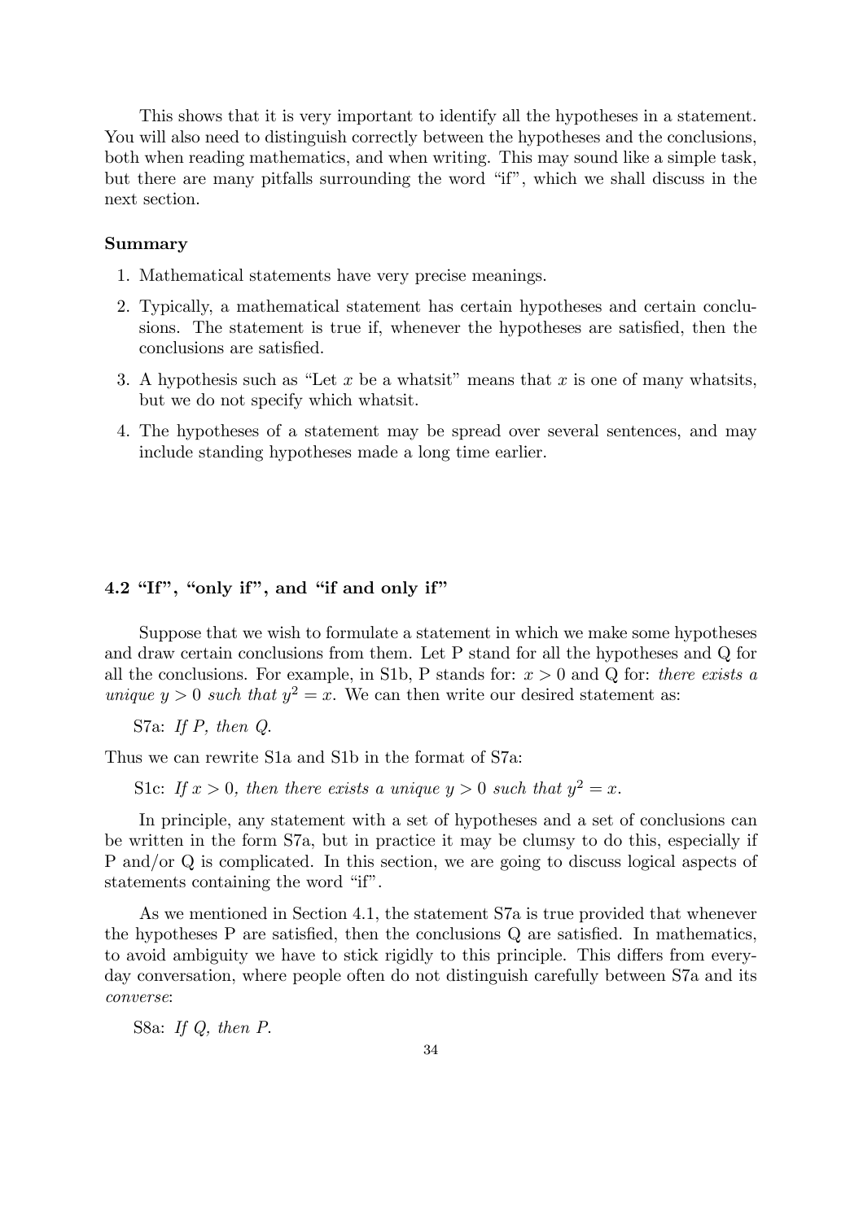This shows that it is very important to identify all the hypotheses in a statement. You will also need to distinguish correctly between the hypotheses and the conclusions, both when reading mathematics, and when writing. This may sound like a simple task, but there are many pitfalls surrounding the word "if", which we shall discuss in the next section.

**Summary**

1. Mathematical statements have very precise meanings.
2. Typically, a mathematical statement has certain hypotheses and certain conclusions. The statement is true if, whenever the hypotheses are satisfied, then the conclusions are satisfied.
3. A hypothesis such as "Let $x$ be a whatsit" means that $x$ is one of many whatsits, but we do not specify which whatsit.
4. The hypotheses of a statement may be spread over several sentences, and may include standing hypotheses made a long time earlier.

## 4.2 "If", "only if", and "if and only if"

Suppose that we wish to formulate a statement in which we make some hypotheses and draw certain conclusions from them. Let P stand for all the hypotheses and Q for all the conclusions. For example, in S1b, P stands for: $x > 0$ and Q for: *there exists a unique $y > 0$ such that $y^2 = x$.* We can then write our desired statement as:

S7a: *If P, then Q.*

Thus we can rewrite S1a and S1b in the format of S7a:

S1c: *If $x > 0$, then there exists a unique $y > 0$ such that $y^2 = x$.*

In principle, any statement with a set of hypotheses and a set of conclusions can be written in the form S7a, but in practice it may be clumsy to do this, especially if P and/or Q is complicated. In this section, we are going to discuss logical aspects of statements containing the word "if".

As we mentioned in Section 4.1, the statement S7a is true provided that whenever the hypotheses P are satisfied, then the conclusions Q are satisfied. In mathematics, to avoid ambiguity we have to stick rigidly to this principle. This differs from everyday conversation, where people often do not distinguish carefully between S7a and its *converse*:

S8a: *If Q, then P.*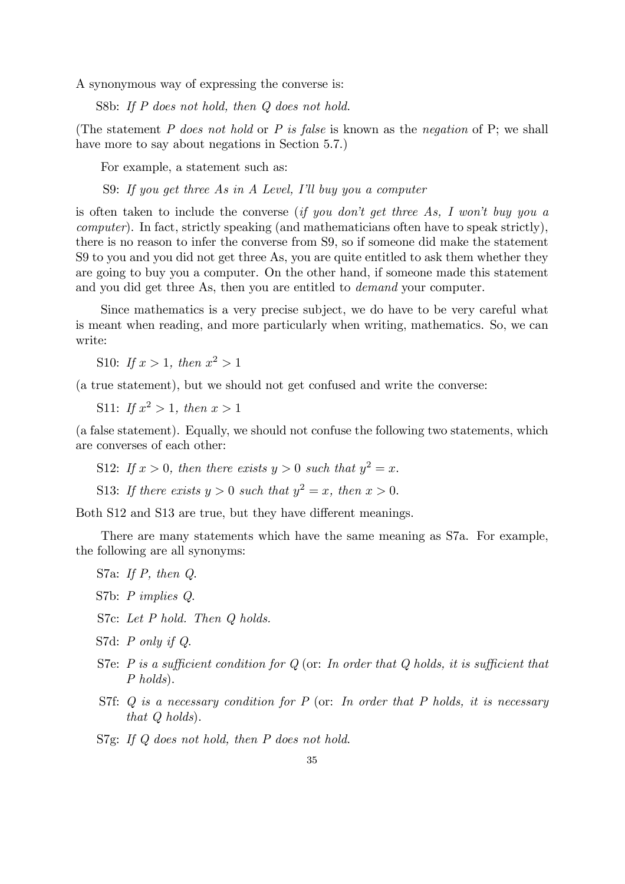A synonymous way of expressing the converse is:

S8b: *If P does not hold, then Q does not hold.*

(The statement *P does not hold* or *P is false* is known as the *negation* of P; we shall have more to say about negations in Section 5.7.)

For example, a statement such as:

S9: *If you get three As in A Level, I'll buy you a computer*

is often taken to include the converse (*if you don't get three As, I won't buy you a computer*). In fact, strictly speaking (and mathematicians often have to speak strictly), there is no reason to infer the converse from S9, so if someone did make the statement S9 to you and you did not get three As, you are quite entitled to ask them whether they are going to buy you a computer. On the other hand, if someone made this statement and you did get three As, then you are entitled to *demand* your computer.

Since mathematics is a very precise subject, we do have to be very careful what is meant when reading, and more particularly when writing, mathematics. So, we can write:

S10: *If* $x > 1$*, then* $x^2 > 1$

(a true statement), but we should not get confused and write the converse:

S11: *If* $x^2 > 1$*, then* $x > 1$

(a false statement). Equally, we should not confuse the following two statements, which are converses of each other:

S12: *If* $x > 0$*, then there exists* $y > 0$ *such that* $y^2 = x$.

S13: *If there exists* $y > 0$ *such that* $y^2 = x$*, then* $x > 0$.

Both S12 and S13 are true, but they have different meanings.

There are many statements which have the same meaning as S7a. For example, the following are all synonyms:

S7a: *If P, then Q.*

S7b: *P implies Q.*

S7c: *Let P hold. Then Q holds.*

S7d: *P only if Q.*

S7e: *P is a sufficient condition for Q* (or: *In order that Q holds, it is sufficient that P holds*).

S7f: *Q is a necessary condition for P* (or: *In order that P holds, it is necessary that Q holds*).

S7g: *If Q does not hold, then P does not hold.*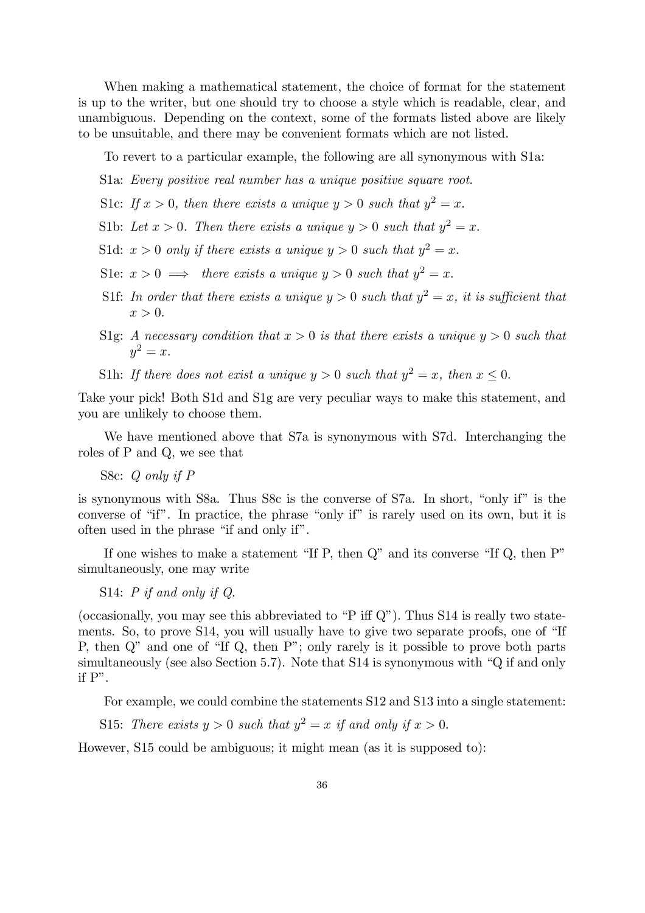When making a mathematical statement, the choice of format for the statement is up to the writer, but one should try to choose a style which is readable, clear, and unambiguous. Depending on the context, some of the formats listed above are likely to be unsuitable, and there may be convenient formats which are not listed.

To revert to a particular example, the following are all synonymous with S1a:

S1a: *Every positive real number has a unique positive square root.*

S1c: *If $x > 0$, then there exists a unique $y > 0$ such that $y^2 = x$.*

S1b: *Let $x > 0$. Then there exists a unique $y > 0$ such that $y^2 = x$.*

S1d: *$x > 0$ only if there exists a unique $y > 0$ such that $y^2 = x$.*

S1e: *$x > 0 \implies$ there exists a unique $y > 0$ such that $y^2 = x$.*

S1f: *In order that there exists a unique $y > 0$ such that $y^2 = x$, it is sufficient that $x > 0$.*

S1g: *A necessary condition that $x > 0$ is that there exists a unique $y > 0$ such that $y^2 = x$.*

S1h: *If there does not exist a unique $y > 0$ such that $y^2 = x$, then $x \leq 0$.*

Take your pick! Both S1d and S1g are very peculiar ways to make this statement, and you are unlikely to choose them.

We have mentioned above that S7a is synonymous with S7d. Interchanging the roles of P and Q, we see that

S8c: *Q only if P*

is synonymous with S8a. Thus S8c is the converse of S7a. In short, "only if" is the converse of "if". In practice, the phrase "only if" is rarely used on its own, but it is often used in the phrase "if and only if".

If one wishes to make a statement "If P, then Q" and its converse "If Q, then P" simultaneously, one may write

S14: *P if and only if Q.*

(occasionally, you may see this abbreviated to "P iff Q"). Thus S14 is really two statements. So, to prove S14, you will usually have to give two separate proofs, one of "If P, then Q" and one of "If Q, then P"; only rarely is it possible to prove both parts simultaneously (see also Section 5.7). Note that S14 is synonymous with "Q if and only if P".

For example, we could combine the statements S12 and S13 into a single statement:

S15: *There exists $y > 0$ such that $y^2 = x$ if and only if $x > 0$.*

However, S15 could be ambiguous; it might mean (as it is supposed to):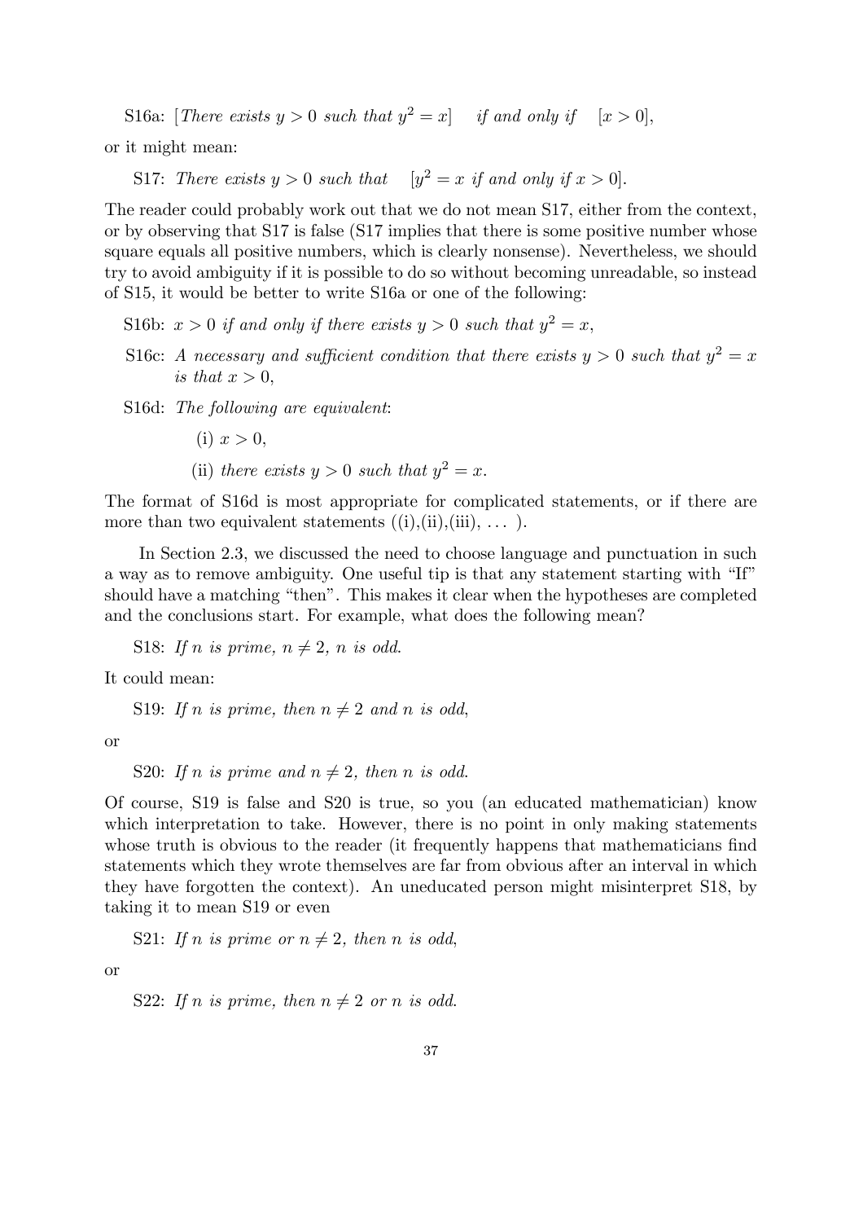S16a: [*There exists* $y > 0$ *such that* $y^2 = x$] *if and only if* [$x > 0$],

or it might mean:

S17: *There exists* $y > 0$ *such that* [$y^2 = x$ *if and only if* $x > 0$].

The reader could probably work out that we do not mean S17, either from the context, or by observing that S17 is false (S17 implies that there is some positive number whose square equals all positive numbers, which is clearly nonsense). Nevertheless, we should try to avoid ambiguity if it is possible to do so without becoming unreadable, so instead of S15, it would be better to write S16a or one of the following:

S16b: $x > 0$ *if and only if there exists* $y > 0$ *such that* $y^2 = x$,

S16c: *A necessary and sufficient condition that there exists* $y > 0$ *such that* $y^2 = x$ *is that* $x > 0$,

S16d: *The following are equivalent*:

(i) $x > 0$,

(ii) *there exists* $y > 0$ *such that* $y^2 = x$.

The format of S16d is most appropriate for complicated statements, or if there are more than two equivalent statements ((i),(ii),(iii), ... ).

In Section 2.3, we discussed the need to choose language and punctuation in such a way as to remove ambiguity. One useful tip is that any statement starting with "If" should have a matching "then". This makes it clear when the hypotheses are completed and the conclusions start. For example, what does the following mean?

S18: *If* $n$ *is prime,* $n \neq 2$*,* $n$ *is odd.*

It could mean:

S19: *If* $n$ *is prime, then* $n \neq 2$ *and* $n$ *is odd*,

or

S20: *If* $n$ *is prime and* $n \neq 2$*, then* $n$ *is odd.*

Of course, S19 is false and S20 is true, so you (an educated mathematician) know which interpretation to take. However, there is no point in only making statements whose truth is obvious to the reader (it frequently happens that mathematicians find statements which they wrote themselves are far from obvious after an interval in which they have forgotten the context). An uneducated person might misinterpret S18, by taking it to mean S19 or even

S21: *If* $n$ *is prime or* $n \neq 2$*, then* $n$ *is odd*,

or

S22: *If* $n$ *is prime, then* $n \neq 2$ *or* $n$ *is odd.*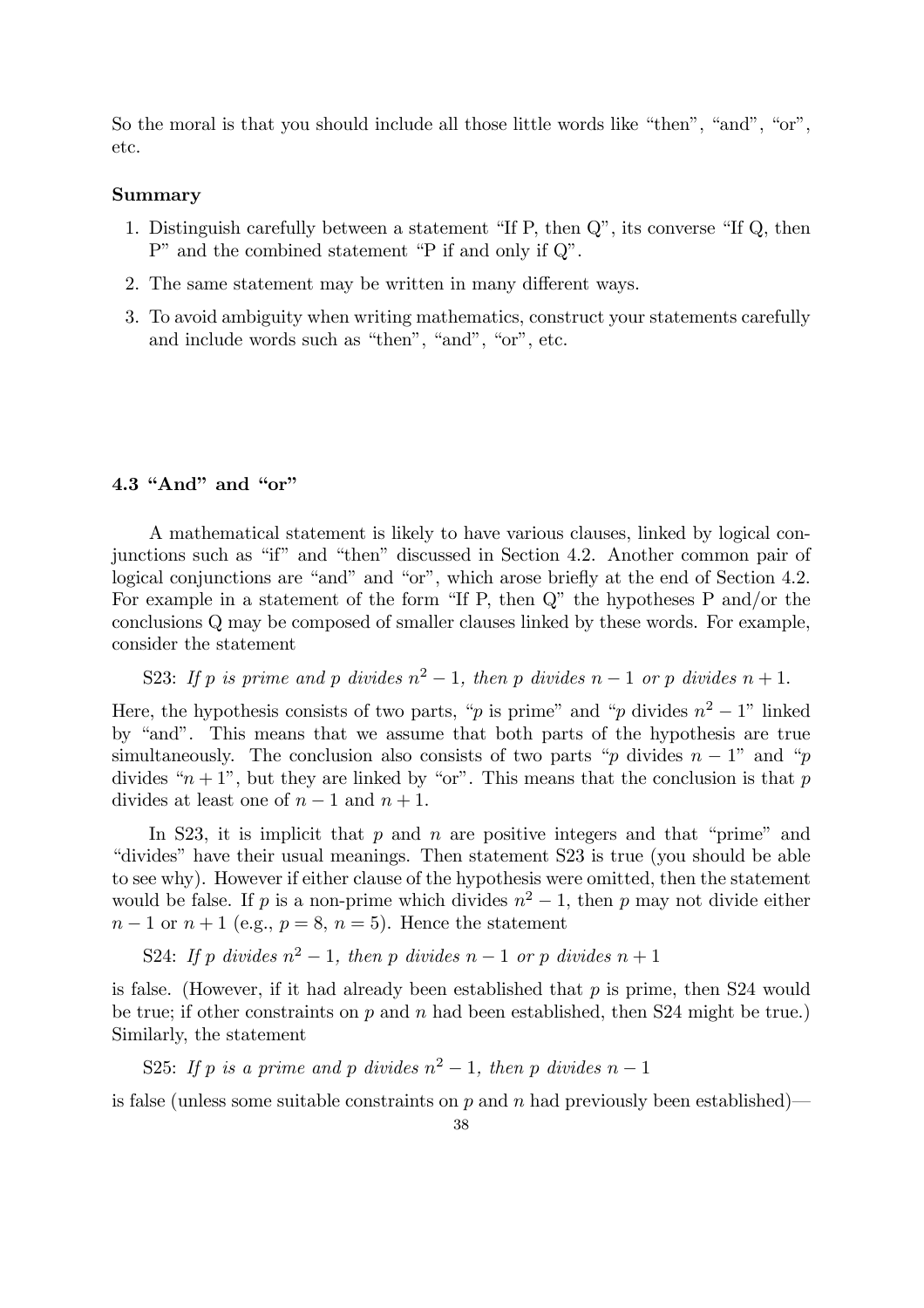So the moral is that you should include all those little words like "then", "and", "or", etc.

**Summary**

1. Distinguish carefully between a statement "If P, then Q", its converse "If Q, then P" and the combined statement "P if and only if Q".
2. The same statement may be written in many different ways.
3. To avoid ambiguity when writing mathematics, construct your statements carefully and include words such as "then", "and", "or", etc.

### 4.3 "And" and "or"

A mathematical statement is likely to have various clauses, linked by logical conjunctions such as "if" and "then" discussed in Section 4.2. Another common pair of logical conjunctions are "and" and "or", which arose briefly at the end of Section 4.2. For example in a statement of the form "If P, then Q" the hypotheses P and/or the conclusions Q may be composed of smaller clauses linked by these words. For example, consider the statement

S23: *If $p$ is prime and $p$ divides $n^2 - 1$, then $p$ divides $n - 1$ or $p$ divides $n + 1$.*

Here, the hypothesis consists of two parts, "$p$ is prime" and "$p$ divides $n^2 - 1$" linked by "and". This means that we assume that both parts of the hypothesis are true simultaneously. The conclusion also consists of two parts "$p$ divides $n - 1$" and "$p$ divides "$n + 1$", but they are linked by "or". This means that the conclusion is that $p$ divides at least one of $n - 1$ and $n + 1$.

In S23, it is implicit that $p$ and $n$ are positive integers and that "prime" and "divides" have their usual meanings. Then statement S23 is true (you should be able to see why). However if either clause of the hypothesis were omitted, then the statement would be false. If $p$ is a non-prime which divides $n^2 - 1$, then $p$ may not divide either $n - 1$ or $n + 1$ (e.g., $p = 8$, $n = 5$). Hence the statement

S24: *If $p$ divides $n^2 - 1$, then $p$ divides $n - 1$ or $p$ divides $n + 1$*

is false. (However, if it had already been established that $p$ is prime, then S24 would be true; if other constraints on $p$ and $n$ had been established, then S24 might be true.) Similarly, the statement

S25: *If $p$ is a prime and $p$ divides $n^2 - 1$, then $p$ divides $n - 1$*

is false (unless some suitable constraints on $p$ and $n$ had previously been established)—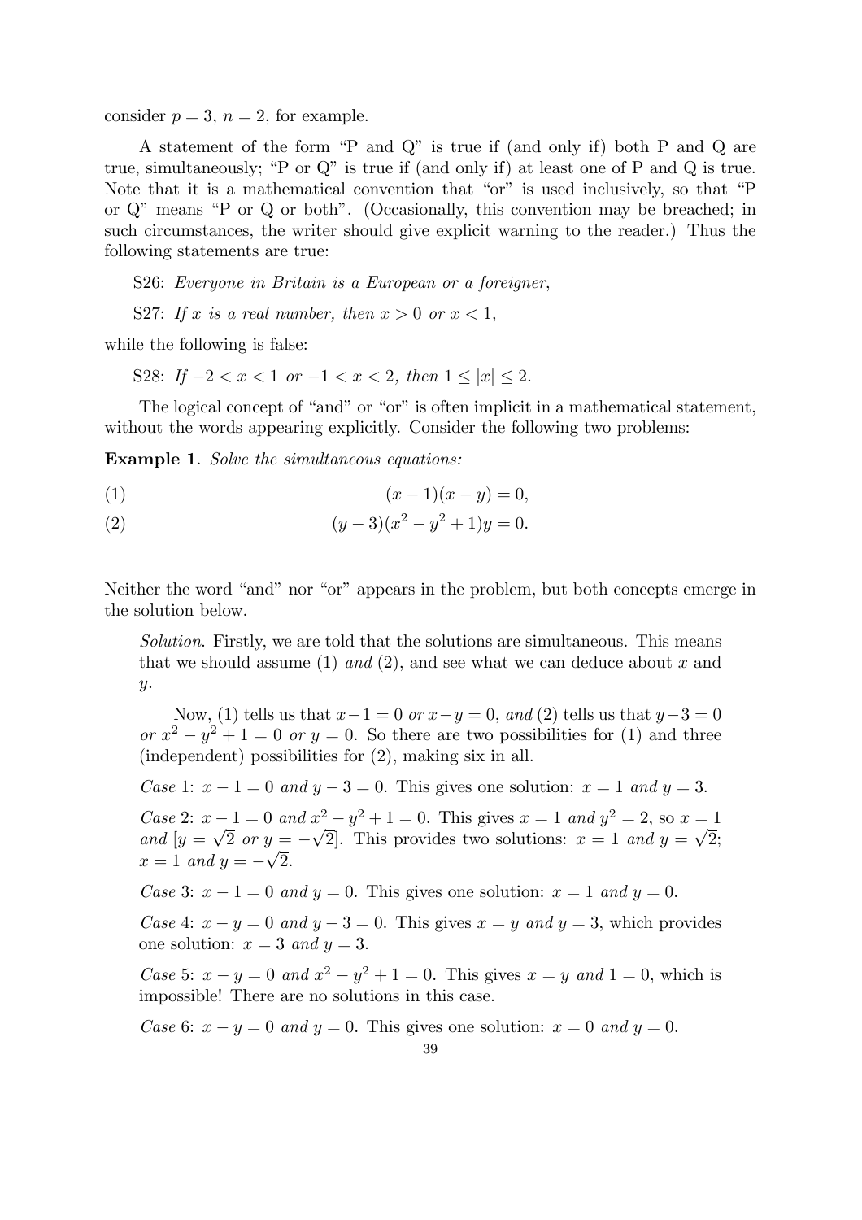consider $p = 3$, $n = 2$, for example.

A statement of the form "P and Q" is true if (and only if) both P and Q are true, simultaneously; "P or Q" is true if (and only if) at least one of P and Q is true. Note that it is a mathematical convention that "or" is used inclusively, so that "P or Q" means "P or Q or both". (Occasionally, this convention may be breached; in such circumstances, the writer should give explicit warning to the reader.) Thus the following statements are true:

S26: *Everyone in Britain is a European or a foreigner*,

S27: *If $x$ is a real number, then $x > 0$ or $x < 1$*,

while the following is false:

S28: *If $-2 < x < 1$ or $-1 < x < 2$, then $1 \leq |x| \leq 2$.*

The logical concept of "and" or "or" is often implicit in a mathematical statement, without the words appearing explicitly. Consider the following two problems:

**Example 1**. *Solve the simultaneous equations:*

$$(x-1)(x-y) = 0, \tag{1}$$

$$(y-3)(x^2-y^2+1)y = 0. \tag{2}$$

Neither the word "and" nor "or" appears in the problem, but both concepts emerge in the solution below.

*Solution*. Firstly, we are told that the solutions are simultaneous. This means that we should assume (1) *and* (2), and see what we can deduce about $x$ and $y$.

Now, (1) tells us that $x-1 = 0$ *or* $x-y = 0$, *and* (2) tells us that $y-3 = 0$ *or* $x^2 - y^2 + 1 = 0$ *or* $y = 0$. So there are two possibilities for (1) and three (independent) possibilities for (2), making six in all.

*Case* 1: $x - 1 = 0$ *and* $y - 3 = 0$. This gives one solution: $x = 1$ *and* $y = 3$.

*Case* 2: $x - 1 = 0$ *and* $x^2 - y^2 + 1 = 0$. This gives $x = 1$ *and* $y^2 = 2$, so $x = 1$ *and* $[y = \sqrt{2}$ *or* $y = -\sqrt{2}]$. This provides two solutions: $x = 1$ *and* $y = \sqrt{2}$; $x = 1$ *and* $y = -\sqrt{2}$.

*Case* 3: $x - 1 = 0$ *and* $y = 0$. This gives one solution: $x = 1$ *and* $y = 0$.

*Case* 4: $x - y = 0$ *and* $y - 3 = 0$. This gives $x = y$ *and* $y = 3$, which provides one solution: $x = 3$ *and* $y = 3$.

*Case* 5: $x - y = 0$ *and* $x^2 - y^2 + 1 = 0$. This gives $x = y$ *and* $1 = 0$, which is impossible! There are no solutions in this case.

*Case* 6: $x - y = 0$ *and* $y = 0$. This gives one solution: $x = 0$ *and* $y = 0$.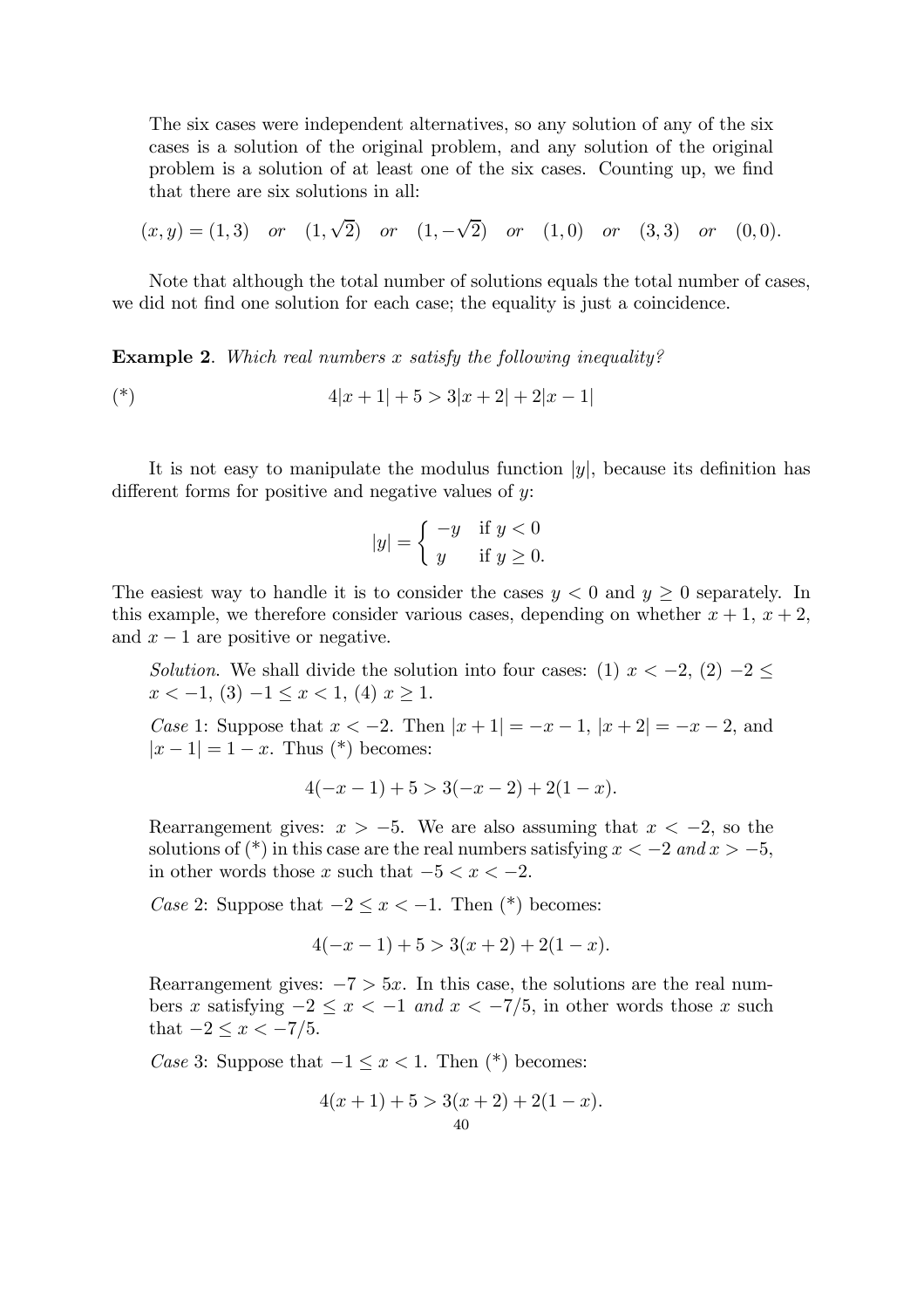The six cases were independent alternatives, so any solution of any of the six cases is a solution of the original problem, and any solution of the original problem is a solution of at least one of the six cases. Counting up, we find that there are six solutions in all:

$$(x, y) = (1, 3) \quad \textit{or} \quad (1, \sqrt{2}) \quad \textit{or} \quad (1, -\sqrt{2}) \quad \textit{or} \quad (1, 0) \quad \textit{or} \quad (3, 3) \quad \textit{or} \quad (0, 0).$$

Note that although the total number of solutions equals the total number of cases, we did not find one solution for each case; the equality is just a coincidence.

**Example 2**. *Which real numbers $x$ satisfy the following inequality?*

$$(*) \qquad\qquad 4|x+1| + 5 > 3|x+2| + 2|x-1|$$

It is not easy to manipulate the modulus function $|y|$, because its definition has different forms for positive and negative values of $y$:

$$|y| = \begin{cases} -y & \text{if } y < 0 \\ y & \text{if } y \geq 0. \end{cases}$$

The easiest way to handle it is to consider the cases $y < 0$ and $y \geq 0$ separately. In this example, we therefore consider various cases, depending on whether $x + 1$, $x + 2$, and $x - 1$ are positive or negative.

*Solution*. We shall divide the solution into four cases: (1) $x < -2$, (2) $-2 \leq x < -1$, (3) $-1 \leq x < 1$, (4) $x \geq 1$.

*Case* 1: Suppose that $x < -2$. Then $|x+1| = -x-1$, $|x+2| = -x-2$, and $|x-1| = 1-x$. Thus (*) becomes:

$$4(-x-1) + 5 > 3(-x-2) + 2(1-x).$$

Rearrangement gives: $x > -5$. We are also assuming that $x < -2$, so the solutions of (*) in this case are the real numbers satisfying $x < -2$ *and* $x > -5$, in other words those $x$ such that $-5 < x < -2$.

*Case* 2: Suppose that $-2 \leq x < -1$. Then (*) becomes:

$$4(-x-1) + 5 > 3(x+2) + 2(1-x).$$

Rearrangement gives: $-7 > 5x$. In this case, the solutions are the real numbers $x$ satisfying $-2 \leq x < -1$ *and* $x < -7/5$, in other words those $x$ such that $-2 \leq x < -7/5$.

*Case* 3: Suppose that $-1 \leq x < 1$. Then (*) becomes:

$$4(x+1) + 5 > 3(x+2) + 2(1-x).$$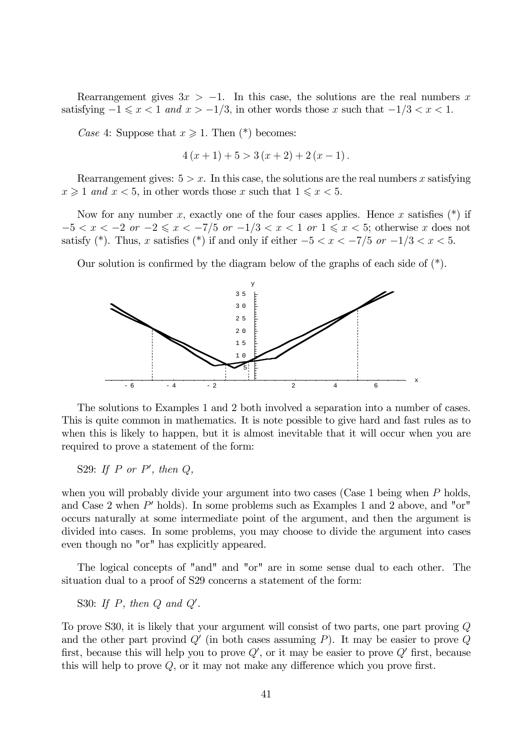Rearrangement gives $3x > -1$. In this case, the solutions are the real numbers $x$ satisfying $-1 \leqslant x < 1$ *and* $x > -1/3$, in other words those $x$ such that $-1/3 < x < 1$.

*Case* 4: Suppose that $x \geqslant 1$. Then (*) becomes:

$$4(x+1) + 5 > 3(x+2) + 2(x-1).$$

Rearrangement gives: $5 > x$. In this case, the solutions are the real numbers $x$ satisfying $x \geqslant 1$ *and* $x < 5$, in other words those $x$ such that $1 \leqslant x < 5$.

Now for any number $x$, exactly one of the four cases applies. Hence $x$ satisfies (*) if $-5 < x < -2$ *or* $-2 \leqslant x < -7/5$ *or* $-1/3 < x < 1$ *or* $1 \leqslant x < 5$; otherwise $x$ does not satisfy (*). Thus, $x$ satisfies (*) if and only if either $-5 < x < -7/5$ *or* $-1/3 < x < 5$.

Our solution is confirmed by the diagram below of the graphs of each side of (*).

The solutions to Examples 1 and 2 both involved a separation into a number of cases. This is quite common in mathematics. It is note possible to give hard and fast rules as to when this is likely to happen, but it is almost inevitable that it will occur when you are required to prove a statement of the form:

S29: *If $P$ or $P'$, then $Q$,*

when you will probably divide your argument into two cases (Case 1 being when $P$ holds, and Case 2 when $P'$ holds). In some problems such as Examples 1 and 2 above, and "or" occurs naturally at some intermediate point of the argument, and then the argument is divided into cases. In some problems, you may choose to divide the argument into cases even though no "or" has explicitly appeared.

The logical concepts of "and" and "or" are in some sense dual to each other. The situation dual to a proof of S29 concerns a statement of the form:

S30: *If $P$, then $Q$ and $Q'$.*

To prove S30, it is likely that your argument will consist of two parts, one part proving $Q$ and the other part provind $Q'$ (in both cases assuming $P$). It may be easier to prove $Q$ first, because this will help you to prove $Q'$, or it may be easier to prove $Q'$ first, because this will help to prove $Q$, or it may not make any difference which you prove first.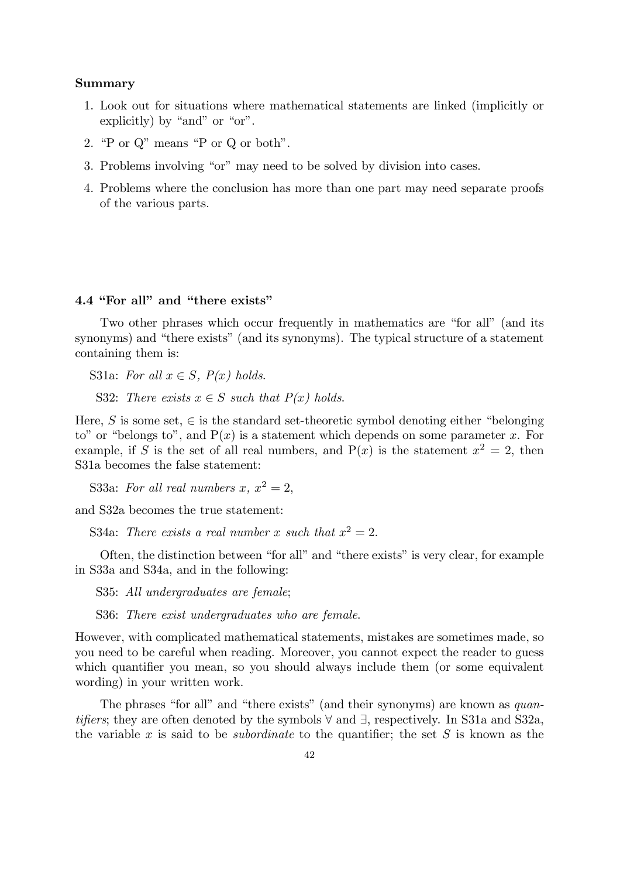**Summary**

1. Look out for situations where mathematical statements are linked (implicitly or explicitly) by "and" or "or".
2. "P or Q" means "P or Q or both".
3. Problems involving "or" may need to be solved by division into cases.
4. Problems where the conclusion has more than one part may need separate proofs of the various parts.

### 4.4 "For all" and "there exists"

Two other phrases which occur frequently in mathematics are "for all" (and its synonyms) and "there exists" (and its synonyms). The typical structure of a statement containing them is:

S31a: *For all $x \in S$, P(x) holds.*

S32: *There exists $x \in S$ such that P(x) holds.*

Here, $S$ is some set, $\in$ is the standard set-theoretic symbol denoting either "belonging to" or "belongs to", and $\mathrm{P}(x)$ is a statement which depends on some parameter $x$. For example, if $S$ is the set of all real numbers, and $\mathrm{P}(x)$ is the statement $x^2 = 2$, then S31a becomes the false statement:

S33a: *For all real numbers $x$, $x^2 = 2$,*

and S32a becomes the true statement:

S34a: *There exists a real number $x$ such that $x^2 = 2$.*

Often, the distinction between "for all" and "there exists" is very clear, for example in S33a and S34a, and in the following:

S35: *All undergraduates are female*;

S36: *There exist undergraduates who are female*.

However, with complicated mathematical statements, mistakes are sometimes made, so you need to be careful when reading. Moreover, you cannot expect the reader to guess which quantifier you mean, so you should always include them (or some equivalent wording) in your written work.

The phrases "for all" and "there exists" (and their synonyms) are known as *quantifiers*; they are often denoted by the symbols $\forall$ and $\exists$, respectively. In S31a and S32a, the variable $x$ is said to be *subordinate* to the quantifier; the set $S$ is known as the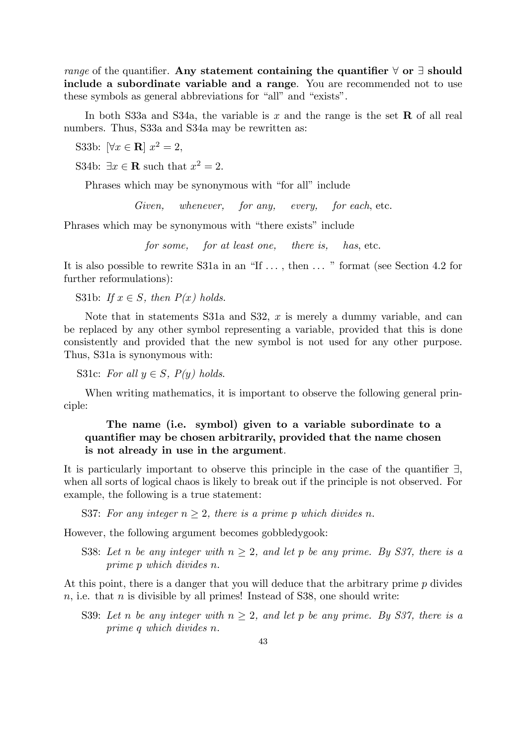*range* of the quantifier. **Any statement containing the quantifier $\forall$ or $\exists$ should include a subordinate variable and a range**. You are recommended not to use these symbols as general abbreviations for "all" and "exists".

In both S33a and S34a, the variable is $x$ and the range is the set $\mathbf{R}$ of all real numbers. Thus, S33a and S34a may be rewritten as:

S33b: $[\forall x \in \mathbf{R}]\ x^2 = 2$,

S34b: $\exists x \in \mathbf{R}$ such that $x^2 = 2$.

Phrases which may be synonymous with "for all" include

*Given, whenever, for any, every, for each*, etc.

Phrases which may be synonymous with "there exists" include

*for some, for at least one, there is, has*, etc.

It is also possible to rewrite S31a in an "If ... , then ... " format (see Section 4.2 for further reformulations):

S31b: *If $x \in S$, then $P(x)$ holds.*

Note that in statements S31a and S32, $x$ is merely a dummy variable, and can be replaced by any other symbol representing a variable, provided that this is done consistently and provided that the new symbol is not used for any other purpose. Thus, S31a is synonymous with:

S31c: *For all $y \in S$, $P(y)$ holds.*

When writing mathematics, it is important to observe the following general principle:

> **The name (i.e. symbol) given to a variable subordinate to a quantifier may be chosen arbitrarily, provided that the name chosen is not already in use in the argument**.

It is particularly important to observe this principle in the case of the quantifier $\exists$, when all sorts of logical chaos is likely to break out if the principle is not observed. For example, the following is a true statement:

S37: *For any integer $n \geq 2$, there is a prime $p$ which divides $n$.*

However, the following argument becomes gobbledygook:

S38: *Let $n$ be any integer with $n \geq 2$, and let $p$ be any prime. By S37, there is a prime $p$ which divides $n$.*

At this point, there is a danger that you will deduce that the arbitrary prime $p$ divides $n$, i.e. that $n$ is divisible by all primes! Instead of S38, one should write:

S39: *Let $n$ be any integer with $n \geq 2$, and let $p$ be any prime. By S37, there is a prime $q$ which divides $n$.*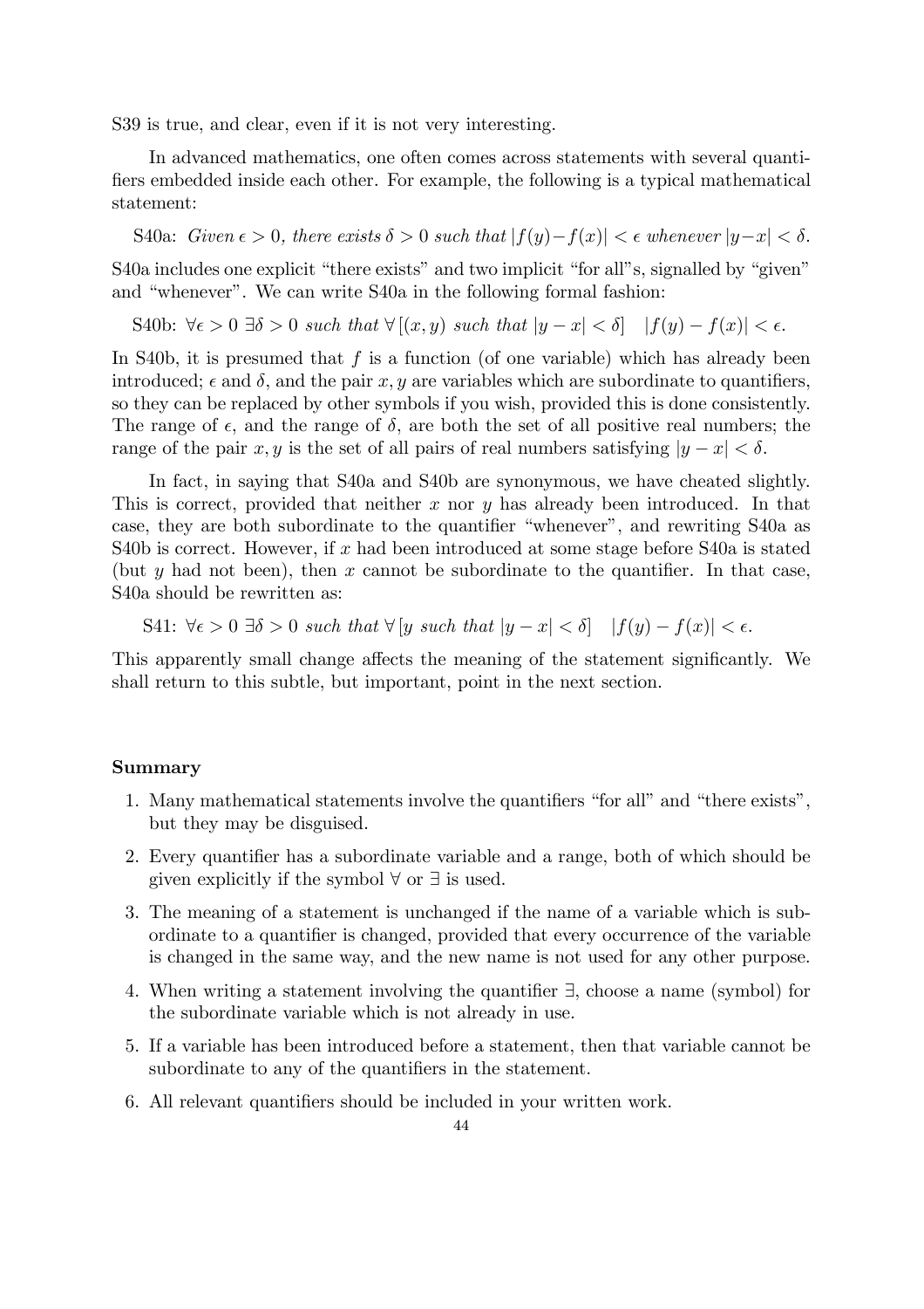S39 is true, and clear, even if it is not very interesting.

In advanced mathematics, one often comes across statements with several quantifiers embedded inside each other. For example, the following is a typical mathematical statement:

S40a: *Given* $\epsilon > 0$*, there exists* $\delta > 0$ *such that* $|f(y)-f(x)| < \epsilon$ *whenever* $|y-x| < \delta$.

S40a includes one explicit "there exists" and two implicit "for all"s, signalled by "given" and "whenever". We can write S40a in the following formal fashion:

S40b: $\forall \epsilon > 0\ \exists \delta > 0$ *such that* $\forall\, [(x, y)$ *such that* $|y - x| < \delta]\quad |f(y) - f(x)| < \epsilon$.

In S40b, it is presumed that $f$ is a function (of one variable) which has already been introduced; $\epsilon$ and $\delta$, and the pair $x, y$ are variables which are subordinate to quantifiers, so they can be replaced by other symbols if you wish, provided this is done consistently. The range of $\epsilon$, and the range of $\delta$, are both the set of all positive real numbers; the range of the pair $x, y$ is the set of all pairs of real numbers satisfying $|y - x| < \delta$.

In fact, in saying that S40a and S40b are synonymous, we have cheated slightly. This is correct, provided that neither $x$ nor $y$ has already been introduced. In that case, they are both subordinate to the quantifier "whenever", and rewriting S40a as S40b is correct. However, if $x$ had been introduced at some stage before S40a is stated (but $y$ had not been), then $x$ cannot be subordinate to the quantifier. In that case, S40a should be rewritten as:

S41: $\forall \epsilon > 0\ \exists \delta > 0$ *such that* $\forall\, [y$ *such that* $|y - x| < \delta]\quad |f(y) - f(x)| < \epsilon$.

This apparently small change affects the meaning of the statement significantly. We shall return to this subtle, but important, point in the next section.

**Summary**

1. Many mathematical statements involve the quantifiers "for all" and "there exists", but they may be disguised.
2. Every quantifier has a subordinate variable and a range, both of which should be given explicitly if the symbol $\forall$ or $\exists$ is used.
3. The meaning of a statement is unchanged if the name of a variable which is subordinate to a quantifier is changed, provided that every occurrence of the variable is changed in the same way, and the new name is not used for any other purpose.
4. When writing a statement involving the quantifier $\exists$, choose a name (symbol) for the subordinate variable which is not already in use.
5. If a variable has been introduced before a statement, then that variable cannot be subordinate to any of the quantifiers in the statement.
6. All relevant quantifiers should be included in your written work.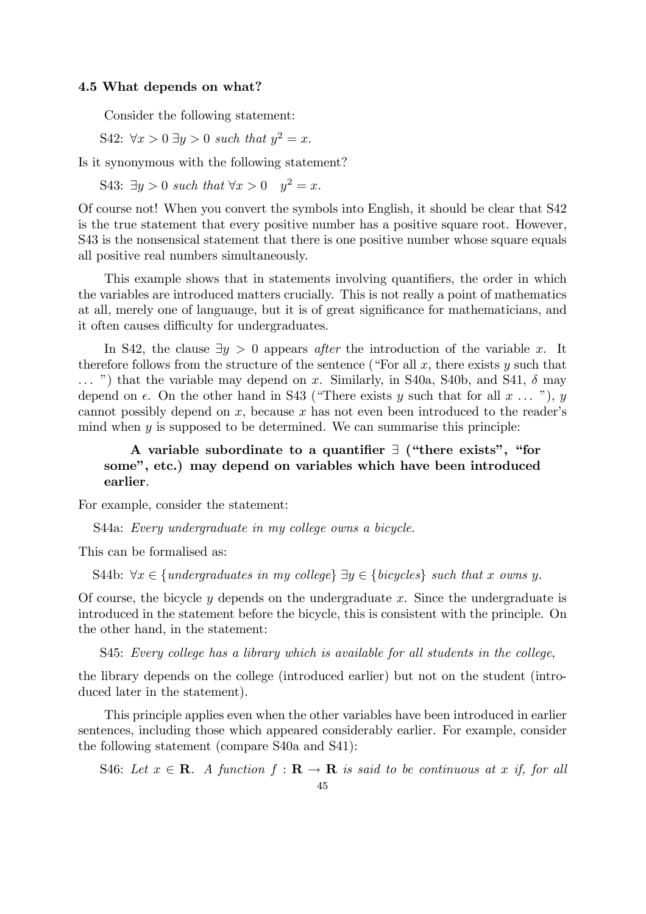### 4.5 What depends on what?

Consider the following statement:

S42: $\forall x > 0 \; \exists y > 0$ *such that* $y^2 = x$.

Is it synonymous with the following statement?

S43: $\exists y > 0$ *such that* $\forall x > 0 \quad y^2 = x$.

Of course not! When you convert the symbols into English, it should be clear that S42 is the true statement that every positive number has a positive square root. However, S43 is the nonsensical statement that there is one positive number whose square equals all positive real numbers simultaneously.

This example shows that in statements involving quantifiers, the order in which the variables are introduced matters crucially. This is not really a point of mathematics at all, merely one of languauge, but it is of great significance for mathematicians, and it often causes difficulty for undergraduates.

In S42, the clause $\exists y > 0$ appears *after* the introduction of the variable $x$. It therefore follows from the structure of the sentence ("For all $x$, there exists $y$ such that ... ") that the variable may depend on $x$. Similarly, in S40a, S40b, and S41, $\delta$ may depend on $\epsilon$. On the other hand in S43 ("There exists $y$ such that for all $x$ ... "), $y$ cannot possibly depend on $x$, because $x$ has not even been introduced to the reader's mind when $y$ is supposed to be determined. We can summarise this principle:

> **A variable subordinate to a quantifier $\exists$ ("there exists", "for some", etc.) may depend on variables which have been introduced earlier.**

For example, consider the statement:

S44a: *Every undergraduate in my college owns a bicycle.*

This can be formalised as:

S44b: $\forall x \in \{$*undergraduates in my college*$\} \; \exists y \in \{$*bicycles*$\}$ *such that* $x$ *owns* $y$.

Of course, the bicycle $y$ depends on the undergraduate $x$. Since the undergraduate is introduced in the statement before the bicycle, this is consistent with the principle. On the other hand, in the statement:

S45: *Every college has a library which is available for all students in the college*,

the library depends on the college (introduced earlier) but not on the student (introduced later in the statement).

This principle applies even when the other variables have been introduced in earlier sentences, including those which appeared considerably earlier. For example, consider the following statement (compare S40a and S41):

S46: *Let* $x \in \mathbf{R}$. *A function* $f : \mathbf{R} \to \mathbf{R}$ *is said to be continuous at* $x$ *if, for all*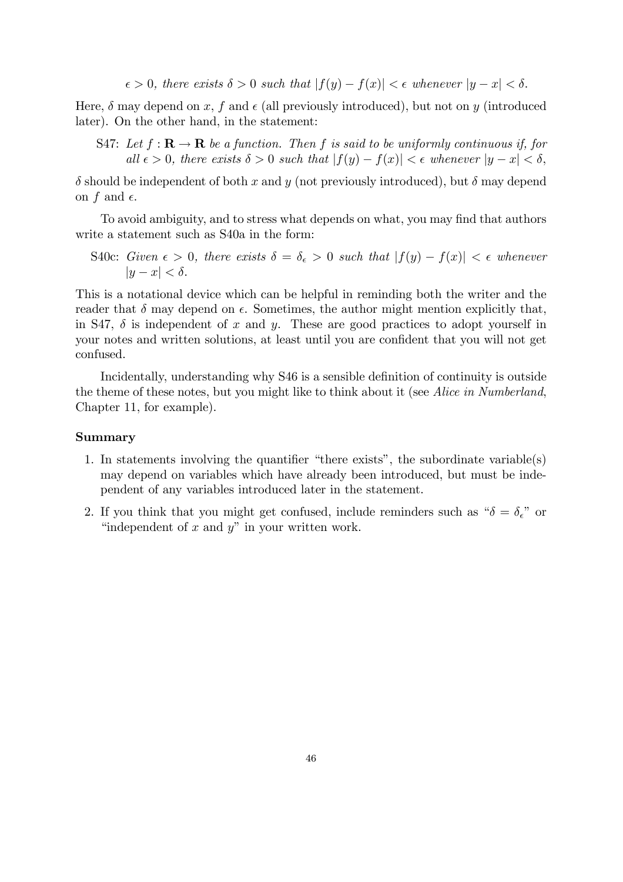*$\epsilon > 0$, there exists $\delta > 0$ such that $|f(y) - f(x)| < \epsilon$ whenever $|y - x| < \delta$.*

Here, $\delta$ may depend on $x$, $f$ and $\epsilon$ (all previously introduced), but not on $y$ (introduced later). On the other hand, in the statement:

> S47: *Let $f : \mathbf{R} \to \mathbf{R}$ be a function. Then $f$ is said to be uniformly continuous if, for all $\epsilon > 0$, there exists $\delta > 0$ such that $|f(y) - f(x)| < \epsilon$ whenever $|y - x| < \delta$,*

$\delta$ should be independent of both $x$ and $y$ (not previously introduced), but $\delta$ may depend on $f$ and $\epsilon$.

To avoid ambiguity, and to stress what depends on what, you may find that authors write a statement such as S40a in the form:

> S40c: *Given $\epsilon > 0$, there exists $\delta = \delta_\epsilon > 0$ such that $|f(y) - f(x)| < \epsilon$ whenever $|y - x| < \delta$.*

This is a notational device which can be helpful in reminding both the writer and the reader that $\delta$ may depend on $\epsilon$. Sometimes, the author might mention explicitly that, in S47, $\delta$ is independent of $x$ and $y$. These are good practices to adopt yourself in your notes and written solutions, at least until you are confident that you will not get confused.

Incidentally, understanding why S46 is a sensible definition of continuity is outside the theme of these notes, but you might like to think about it (see *Alice in Numberland*, Chapter 11, for example).

**Summary**

1. In statements involving the quantifier "there exists", the subordinate variable(s) may depend on variables which have already been introduced, but must be independent of any variables introduced later in the statement.
2. If you think that you might get confused, include reminders such as "$\delta = \delta_\epsilon$" or "independent of $x$ and $y$" in your written work.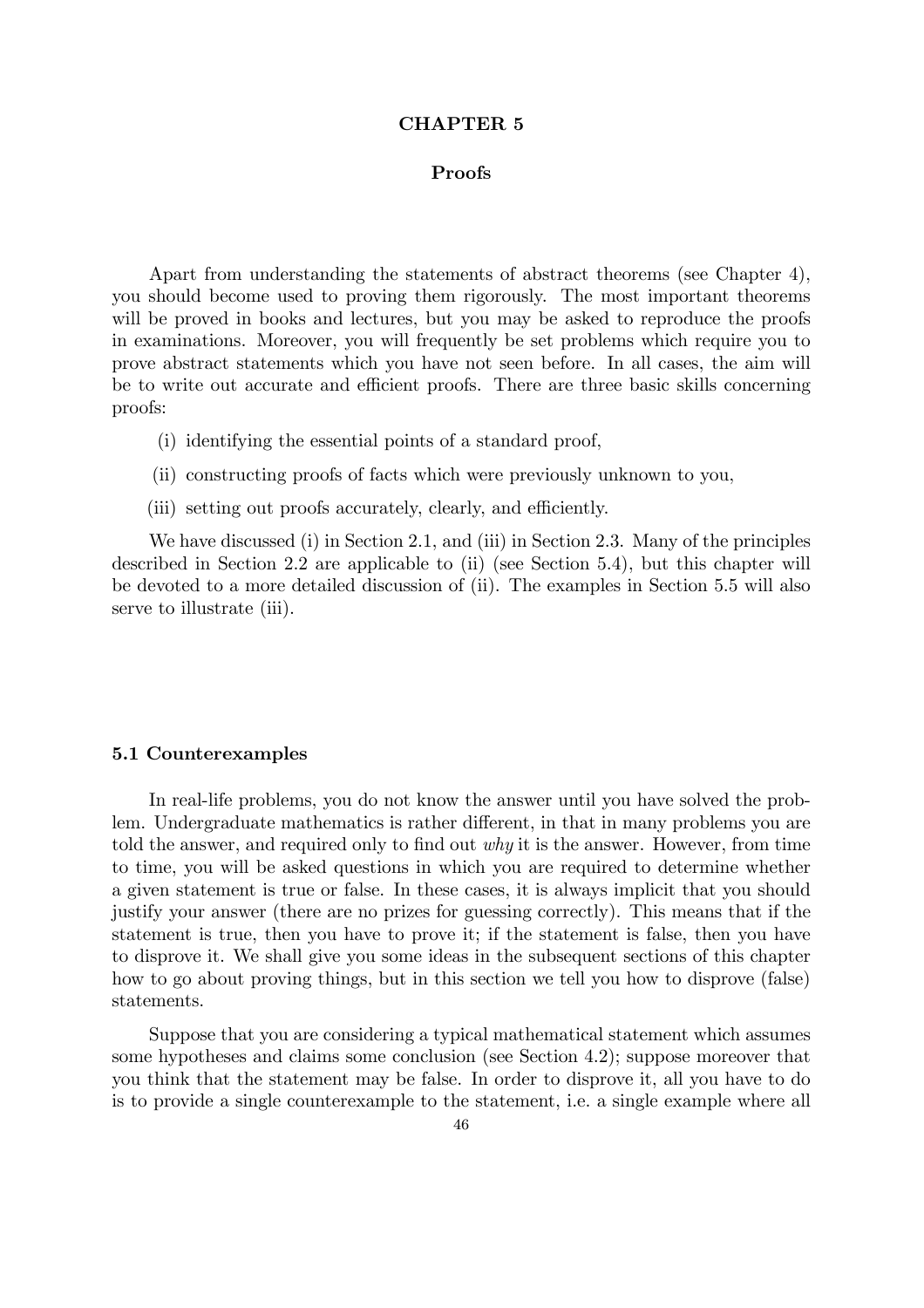# CHAPTER 5

## Proofs

Apart from understanding the statements of abstract theorems (see Chapter 4), you should become used to proving them rigorously. The most important theorems will be proved in books and lectures, but you may be asked to reproduce the proofs in examinations. Moreover, you will frequently be set problems which require you to prove abstract statements which you have not seen before. In all cases, the aim will be to write out accurate and efficient proofs. There are three basic skills concerning proofs:

(i) identifying the essential points of a standard proof,

(ii) constructing proofs of facts which were previously unknown to you,

(iii) setting out proofs accurately, clearly, and efficiently.

We have discussed (i) in Section 2.1, and (iii) in Section 2.3. Many of the principles described in Section 2.2 are applicable to (ii) (see Section 5.4), but this chapter will be devoted to a more detailed discussion of (ii). The examples in Section 5.5 will also serve to illustrate (iii).

### 5.1 Counterexamples

In real-life problems, you do not know the answer until you have solved the problem. Undergraduate mathematics is rather different, in that in many problems you are told the answer, and required only to find out *why* it is the answer. However, from time to time, you will be asked questions in which you are required to determine whether a given statement is true or false. In these cases, it is always implicit that you should justify your answer (there are no prizes for guessing correctly). This means that if the statement is true, then you have to prove it; if the statement is false, then you have to disprove it. We shall give you some ideas in the subsequent sections of this chapter how to go about proving things, but in this section we tell you how to disprove (false) statements.

Suppose that you are considering a typical mathematical statement which assumes some hypotheses and claims some conclusion (see Section 4.2); suppose moreover that you think that the statement may be false. In order to disprove it, all you have to do is to provide a single counterexample to the statement, i.e. a single example where all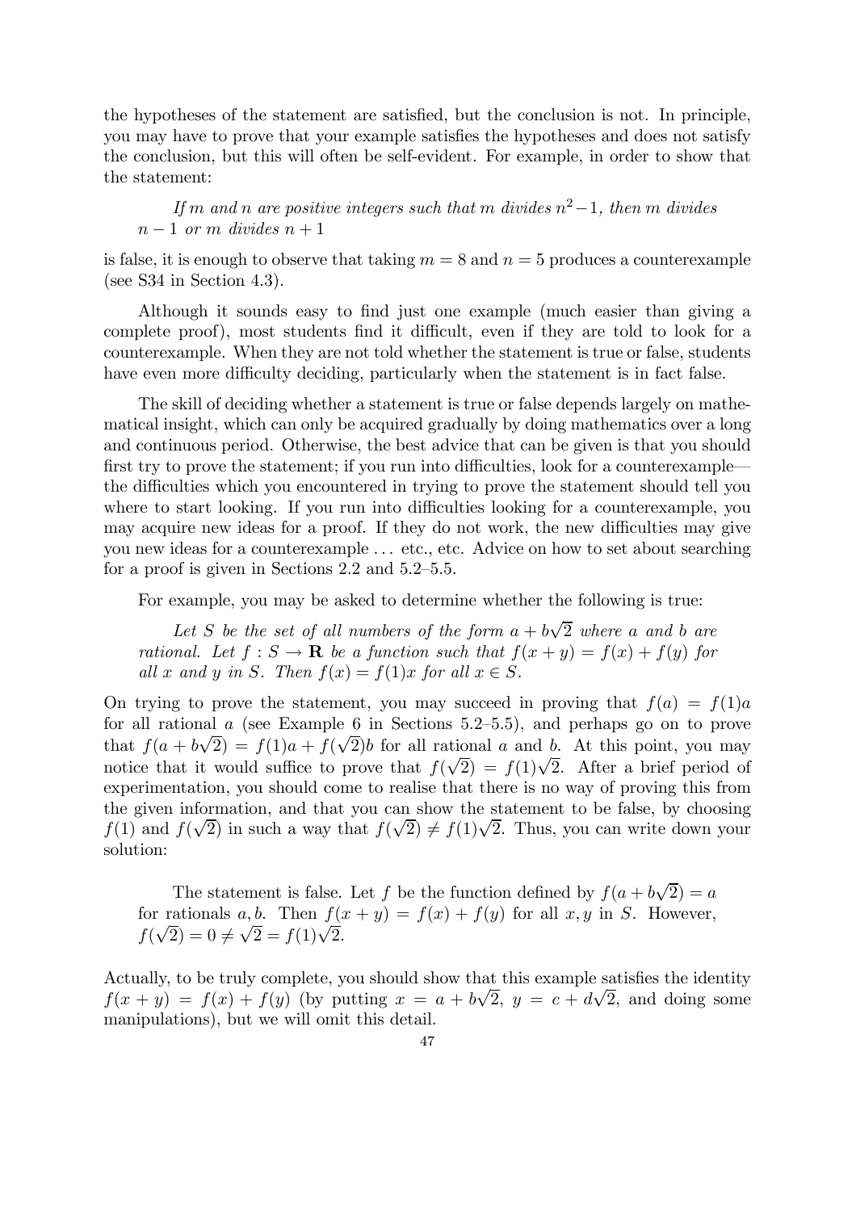the hypotheses of the statement are satisfied, but the conclusion is not. In principle, you may have to prove that your example satisfies the hypotheses and does not satisfy the conclusion, but this will often be self-evident. For example, in order to show that the statement:

> *If $m$ and $n$ are positive integers such that $m$ divides $n^2-1$, then $m$ divides $n-1$ or $m$ divides $n+1$*

is false, it is enough to observe that taking $m = 8$ and $n = 5$ produces a counterexample (see S34 in Section 4.3).

Although it sounds easy to find just one example (much easier than giving a complete proof), most students find it difficult, even if they are told to look for a counterexample. When they are not told whether the statement is true or false, students have even more difficulty deciding, particularly when the statement is in fact false.

The skill of deciding whether a statement is true or false depends largely on mathematical insight, which can only be acquired gradually by doing mathematics over a long and continuous period. Otherwise, the best advice that can be given is that you should first try to prove the statement; if you run into difficulties, look for a counterexample—the difficulties which you encountered in trying to prove the statement should tell you where to start looking. If you run into difficulties looking for a counterexample, you may acquire new ideas for a proof. If they do not work, the new difficulties may give you new ideas for a counterexample ... etc., etc. Advice on how to set about searching for a proof is given in Sections 2.2 and 5.2–5.5.

For example, you may be asked to determine whether the following is true:

> *Let $S$ be the set of all numbers of the form $a + b\sqrt{2}$ where $a$ and $b$ are rational. Let $f : S \to \mathbf{R}$ be a function such that $f(x + y) = f(x) + f(y)$ for all $x$ and $y$ in $S$. Then $f(x) = f(1)x$ for all $x \in S$.*

On trying to prove the statement, you may succeed in proving that $f(a) = f(1)a$ for all rational $a$ (see Example 6 in Sections 5.2–5.5), and perhaps go on to prove that $f(a + b\sqrt{2}) = f(1)a + f(\sqrt{2})b$ for all rational $a$ and $b$. At this point, you may notice that it would suffice to prove that $f(\sqrt{2}) = f(1)\sqrt{2}$. After a brief period of experimentation, you should come to realise that there is no way of proving this from the given information, and that you can show the statement to be false, by choosing $f(1)$ and $f(\sqrt{2})$ in such a way that $f(\sqrt{2}) \neq f(1)\sqrt{2}$. Thus, you can write down your solution:

> The statement is false. Let $f$ be the function defined by $f(a + b\sqrt{2}) = a$ for rationals $a, b$. Then $f(x + y) = f(x) + f(y)$ for all $x, y$ in $S$. However, $f(\sqrt{2}) = 0 \neq \sqrt{2} = f(1)\sqrt{2}$.

Actually, to be truly complete, you should show that this example satisfies the identity $f(x + y) = f(x) + f(y)$ (by putting $x = a + b\sqrt{2}$, $y = c + d\sqrt{2}$, and doing some manipulations), but we will omit this detail.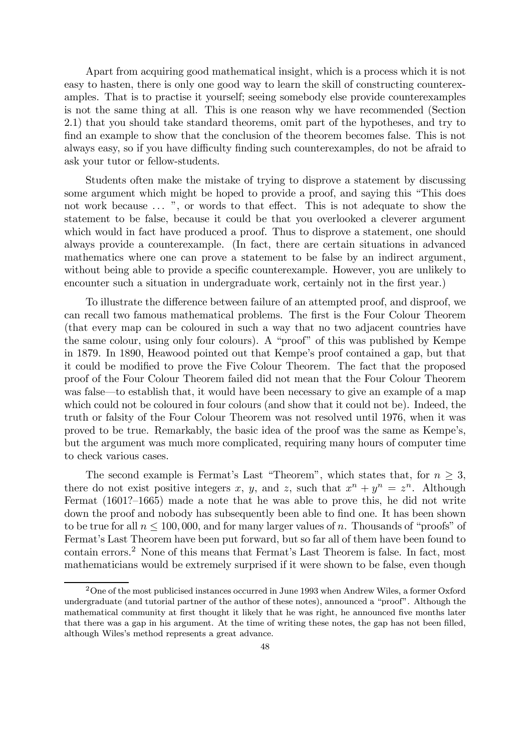Apart from acquiring good mathematical insight, which is a process which it is not easy to hasten, there is only one good way to learn the skill of constructing counterexamples. That is to practise it yourself; seeing somebody else provide counterexamples is not the same thing at all. This is one reason why we have recommended (Section 2.1) that you should take standard theorems, omit part of the hypotheses, and try to find an example to show that the conclusion of the theorem becomes false. This is not always easy, so if you have difficulty finding such counterexamples, do not be afraid to ask your tutor or fellow-students.

Students often make the mistake of trying to disprove a statement by discussing some argument which might be hoped to provide a proof, and saying this "This does not work because ... ", or words to that effect. This is not adequate to show the statement to be false, because it could be that you overlooked a cleverer argument which would in fact have produced a proof. Thus to disprove a statement, one should always provide a counterexample. (In fact, there are certain situations in advanced mathematics where one can prove a statement to be false by an indirect argument, without being able to provide a specific counterexample. However, you are unlikely to encounter such a situation in undergraduate work, certainly not in the first year.)

To illustrate the difference between failure of an attempted proof, and disproof, we can recall two famous mathematical problems. The first is the Four Colour Theorem (that every map can be coloured in such a way that no two adjacent countries have the same colour, using only four colours). A "proof" of this was published by Kempe in 1879. In 1890, Heawood pointed out that Kempe's proof contained a gap, but that it could be modified to prove the Five Colour Theorem. The fact that the proposed proof of the Four Colour Theorem failed did not mean that the Four Colour Theorem was false—to establish that, it would have been necessary to give an example of a map which could not be coloured in four colours (and show that it could not be). Indeed, the truth or falsity of the Four Colour Theorem was not resolved until 1976, when it was proved to be true. Remarkably, the basic idea of the proof was the same as Kempe's, but the argument was much more complicated, requiring many hours of computer time to check various cases.

The second example is Fermat's Last "Theorem", which states that, for $n \geq 3$, there do not exist positive integers $x$, $y$, and $z$, such that $x^n + y^n = z^n$. Although Fermat (1601?–1665) made a note that he was able to prove this, he did not write down the proof and nobody has subsequently been able to find one. It has been shown to be true for all $n \leq 100,000$, and for many larger values of $n$. Thousands of "proofs" of Fermat's Last Theorem have been put forward, but so far all of them have been found to contain errors.[2] None of this means that Fermat's Last Theorem is false. In fact, most mathematicians would be extremely surprised if it were shown to be false, even though

[2] One of the most publicised instances occurred in June 1993 when Andrew Wiles, a former Oxford undergraduate (and tutorial partner of the author of these notes), announced a "proof". Although the mathematical community at first thought it likely that he was right, he announced five months later that there was a gap in his argument. At the time of writing these notes, the gap has not been filled, although Wiles's method represents a great advance.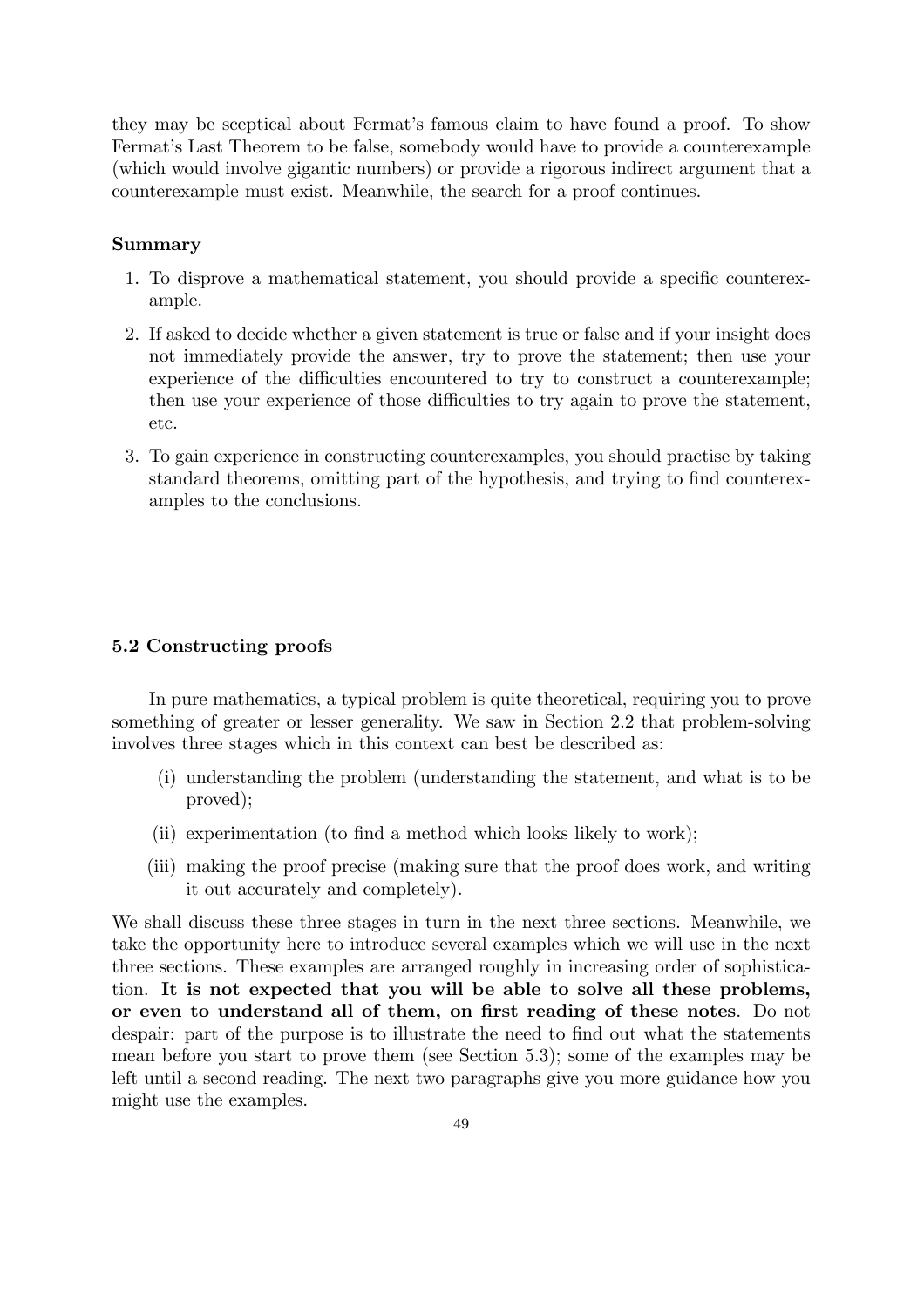they may be sceptical about Fermat's famous claim to have found a proof. To show Fermat's Last Theorem to be false, somebody would have to provide a counterexample (which would involve gigantic numbers) or provide a rigorous indirect argument that a counterexample must exist. Meanwhile, the search for a proof continues.

**Summary**

1. To disprove a mathematical statement, you should provide a specific counterexample.
2. If asked to decide whether a given statement is true or false and if your insight does not immediately provide the answer, try to prove the statement; then use your experience of the difficulties encountered to try to construct a counterexample; then use your experience of those difficulties to try again to prove the statement, etc.
3. To gain experience in constructing counterexamples, you should practise by taking standard theorems, omitting part of the hypothesis, and trying to find counterexamples to the conclusions.

### 5.2 Constructing proofs

In pure mathematics, a typical problem is quite theoretical, requiring you to prove something of greater or lesser generality. We saw in Section 2.2 that problem-solving involves three stages which in this context can best be described as:

- (i) understanding the problem (understanding the statement, and what is to be proved);
- (ii) experimentation (to find a method which looks likely to work);
- (iii) making the proof precise (making sure that the proof does work, and writing it out accurately and completely).

We shall discuss these three stages in turn in the next three sections. Meanwhile, we take the opportunity here to introduce several examples which we will use in the next three sections. These examples are arranged roughly in increasing order of sophistication. **It is not expected that you will be able to solve all these problems, or even to understand all of them, on first reading of these notes**. Do not despair: part of the purpose is to illustrate the need to find out what the statements mean before you start to prove them (see Section 5.3); some of the examples may be left until a second reading. The next two paragraphs give you more guidance how you might use the examples.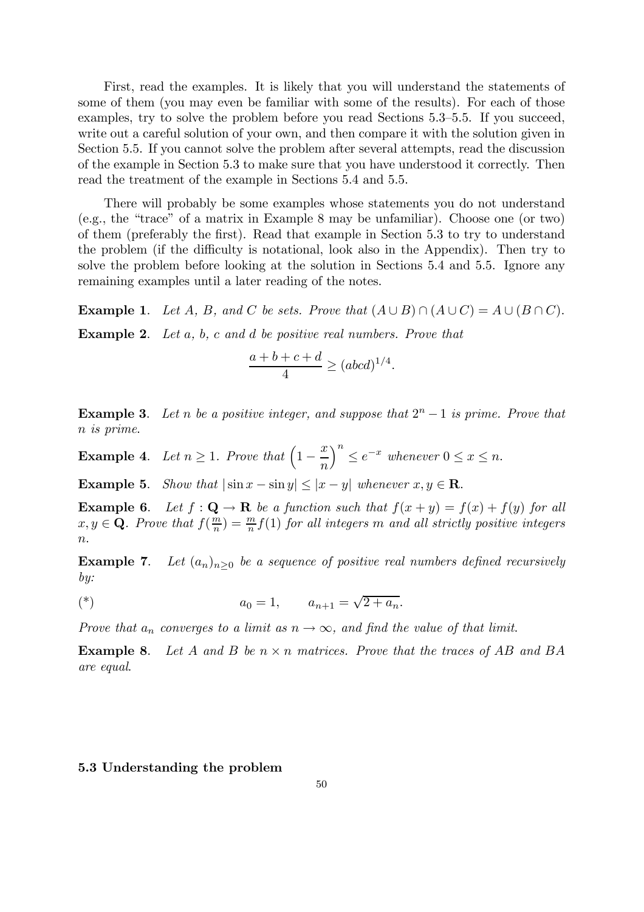First, read the examples. It is likely that you will understand the statements of some of them (you may even be familiar with some of the results). For each of those examples, try to solve the problem before you read Sections 5.3–5.5. If you succeed, write out a careful solution of your own, and then compare it with the solution given in Section 5.5. If you cannot solve the problem after several attempts, read the discussion of the example in Section 5.3 to make sure that you have understood it correctly. Then read the treatment of the example in Sections 5.4 and 5.5.

There will probably be some examples whose statements you do not understand (e.g., the "trace" of a matrix in Example 8 may be unfamiliar). Choose one (or two) of them (preferably the first). Read that example in Section 5.3 to try to understand the problem (if the difficulty is notational, look also in the Appendix). Then try to solve the problem before looking at the solution in Sections 5.4 and 5.5. Ignore any remaining examples until a later reading of the notes.

**Example 1**. *Let $A$, $B$, and $C$ be sets. Prove that $(A \cup B) \cap (A \cup C) = A \cup (B \cap C)$.*

**Example 2**. *Let $a$, $b$, $c$ and $d$ be positive real numbers. Prove that*

$$\frac{a+b+c+d}{4} \geq (abcd)^{1/4}.$$

**Example 3**. *Let $n$ be a positive integer, and suppose that $2^n - 1$ is prime. Prove that $n$ is prime.*

**Example 4**. *Let $n \geq 1$. Prove that $\left(1 - \dfrac{x}{n}\right)^n \leq e^{-x}$ whenever $0 \leq x \leq n$.*

**Example 5**. *Show that $|\sin x - \sin y| \leq |x - y|$ whenever $x, y \in \mathbf{R}$.*

**Example 6**. *Let $f : \mathbf{Q} \to \mathbf{R}$ be a function such that $f(x+y) = f(x) + f(y)$ for all $x, y \in \mathbf{Q}$. Prove that $f(\frac{m}{n}) = \frac{m}{n} f(1)$ for all integers $m$ and all strictly positive integers $n$.*

**Example 7**. *Let $(a_n)_{n \geq 0}$ be a sequence of positive real numbers defined recursively by:*

$$(*) \qquad\qquad a_0 = 1, \qquad a_{n+1} = \sqrt{2 + a_n}.$$

*Prove that $a_n$ converges to a limit as $n \to \infty$, and find the value of that limit.*

**Example 8**. *Let $A$ and $B$ be $n \times n$ matrices. Prove that the traces of $AB$ and $BA$ are equal.*

### 5.3 Understanding the problem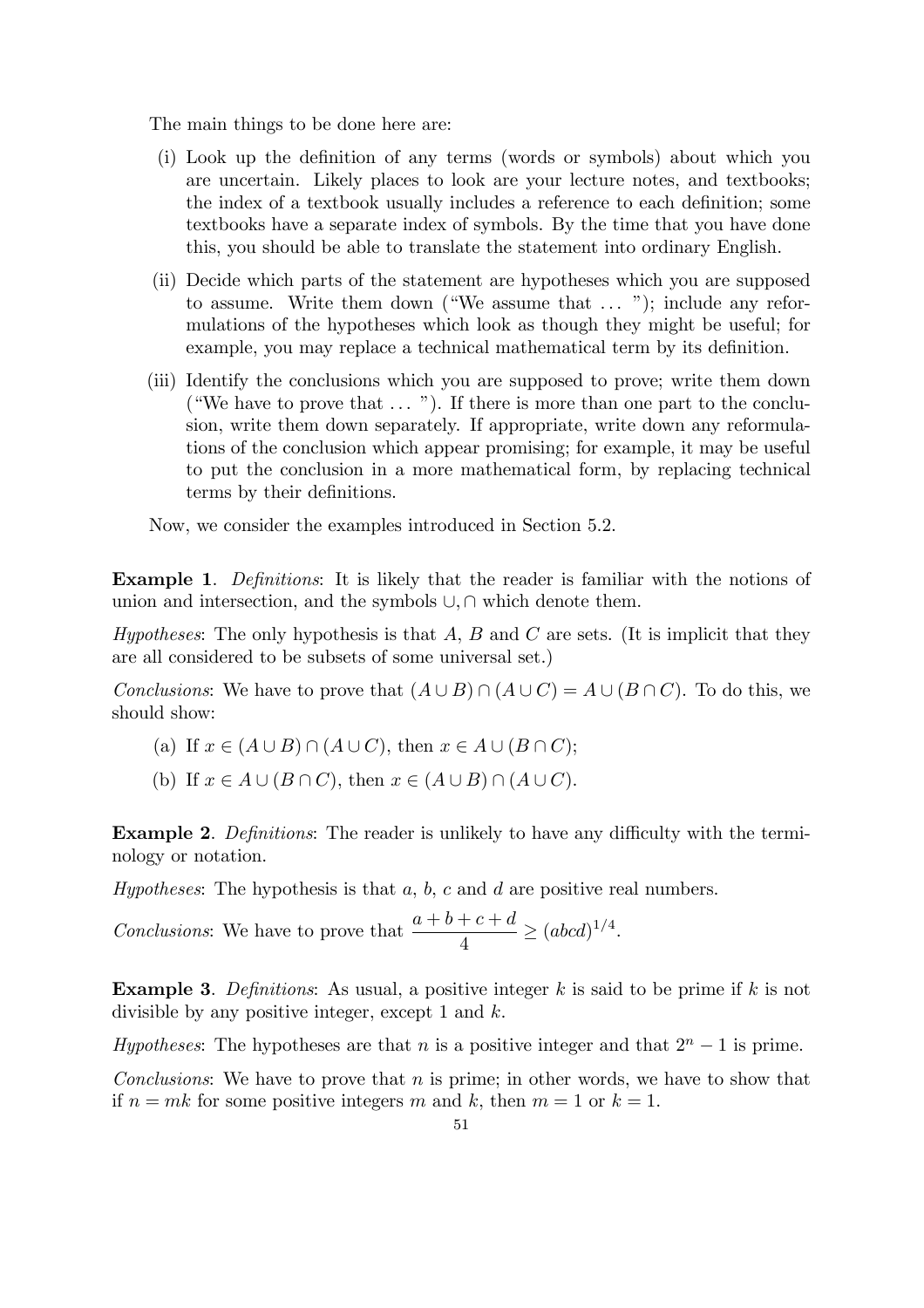The main things to be done here are:

(i) Look up the definition of any terms (words or symbols) about which you are uncertain. Likely places to look are your lecture notes, and textbooks; the index of a textbook usually includes a reference to each definition; some textbooks have a separate index of symbols. By the time that you have done this, you should be able to translate the statement into ordinary English.

(ii) Decide which parts of the statement are hypotheses which you are supposed to assume. Write them down ("We assume that ... "); include any reformulations of the hypotheses which look as though they might be useful; for example, you may replace a technical mathematical term by its definition.

(iii) Identify the conclusions which you are supposed to prove; write them down ("We have to prove that ... "). If there is more than one part to the conclusion, write them down separately. If appropriate, write down any reformulations of the conclusion which appear promising; for example, it may be useful to put the conclusion in a more mathematical form, by replacing technical terms by their definitions.

Now, we consider the examples introduced in Section 5.2.

**Example 1**. *Definitions*: It is likely that the reader is familiar with the notions of union and intersection, and the symbols $\cup, \cap$ which denote them.

*Hypotheses*: The only hypothesis is that $A$, $B$ and $C$ are sets. (It is implicit that they are all considered to be subsets of some universal set.)

*Conclusions*: We have to prove that $(A \cup B) \cap (A \cup C) = A \cup (B \cap C)$. To do this, we should show:

(a) If $x \in (A \cup B) \cap (A \cup C)$, then $x \in A \cup (B \cap C)$;

(b) If $x \in A \cup (B \cap C)$, then $x \in (A \cup B) \cap (A \cup C)$.

**Example 2**. *Definitions*: The reader is unlikely to have any difficulty with the terminology or notation.

*Hypotheses*: The hypothesis is that $a$, $b$, $c$ and $d$ are positive real numbers.

*Conclusions*: We have to prove that $\dfrac{a+b+c+d}{4} \geq (abcd)^{1/4}$.

**Example 3**. *Definitions*: As usual, a positive integer $k$ is said to be prime if $k$ is not divisible by any positive integer, except 1 and $k$.

*Hypotheses*: The hypotheses are that $n$ is a positive integer and that $2^n - 1$ is prime.

*Conclusions*: We have to prove that $n$ is prime; in other words, we have to show that if $n = mk$ for some positive integers $m$ and $k$, then $m = 1$ or $k = 1$.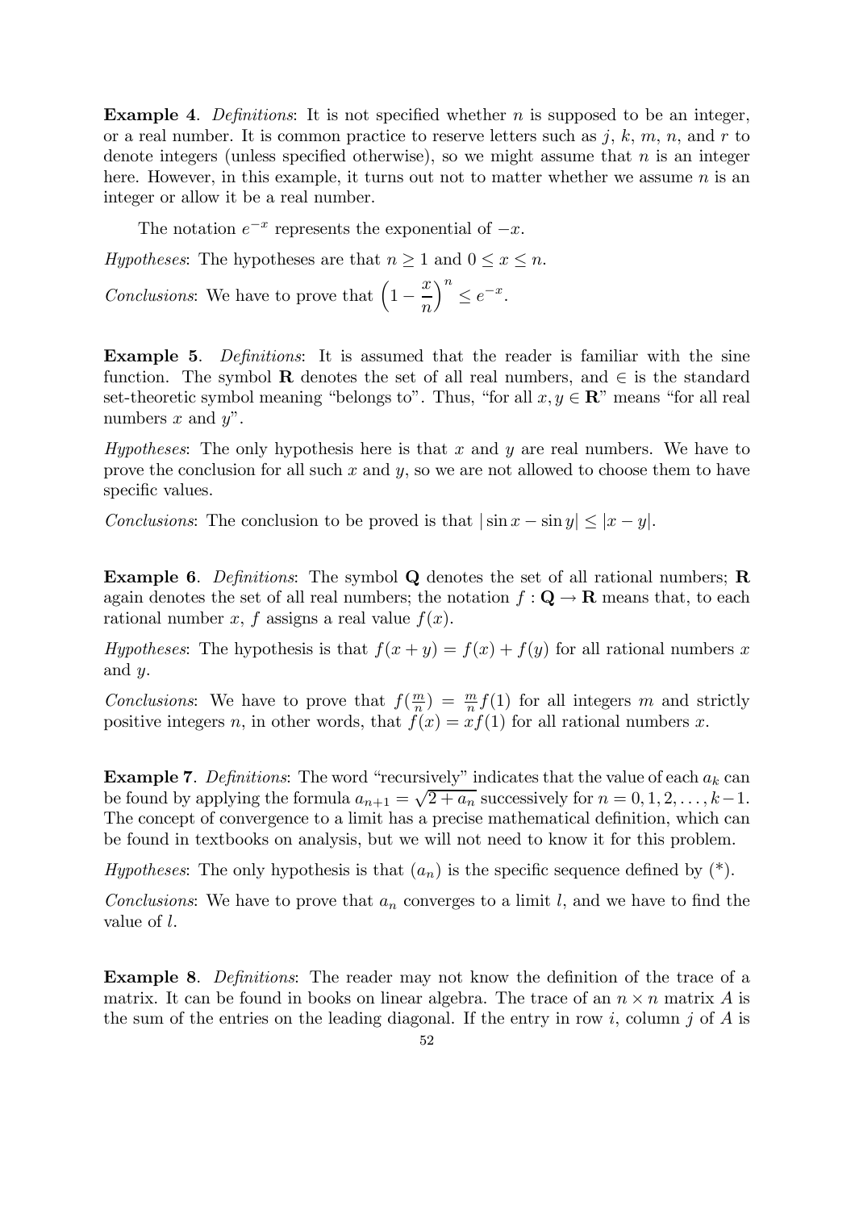**Example 4**. *Definitions*: It is not specified whether $n$ is supposed to be an integer, or a real number. It is common practice to reserve letters such as $j$, $k$, $m$, $n$, and $r$ to denote integers (unless specified otherwise), so we might assume that $n$ is an integer here. However, in this example, it turns out not to matter whether we assume $n$ is an integer or allow it be a real number.

The notation $e^{-x}$ represents the exponential of $-x$.

*Hypotheses*: The hypotheses are that $n \geq 1$ and $0 \leq x \leq n$.

*Conclusions*: We have to prove that $\left(1 - \frac{x}{n}\right)^n \leq e^{-x}$.

**Example 5**. *Definitions*: It is assumed that the reader is familiar with the sine function. The symbol $\mathbf{R}$ denotes the set of all real numbers, and $\in$ is the standard set-theoretic symbol meaning "belongs to". Thus, "for all $x, y \in \mathbf{R}$" means "for all real numbers $x$ and $y$".

*Hypotheses*: The only hypothesis here is that $x$ and $y$ are real numbers. We have to prove the conclusion for all such $x$ and $y$, so we are not allowed to choose them to have specific values.

*Conclusions*: The conclusion to be proved is that $|\sin x - \sin y| \leq |x - y|$.

**Example 6**. *Definitions*: The symbol $\mathbf{Q}$ denotes the set of all rational numbers; $\mathbf{R}$ again denotes the set of all real numbers; the notation $f : \mathbf{Q} \to \mathbf{R}$ means that, to each rational number $x$, $f$ assigns a real value $f(x)$.

*Hypotheses*: The hypothesis is that $f(x + y) = f(x) + f(y)$ for all rational numbers $x$ and $y$.

*Conclusions*: We have to prove that $f(\frac{m}{n}) = \frac{m}{n} f(1)$ for all integers $m$ and strictly positive integers $n$, in other words, that $f(x) = xf(1)$ for all rational numbers $x$.

**Example 7**. *Definitions*: The word "recursively" indicates that the value of each $a_k$ can be found by applying the formula $a_{n+1} = \sqrt{2 + a_n}$ successively for $n = 0, 1, 2, \ldots, k-1$. The concept of convergence to a limit has a precise mathematical definition, which can be found in textbooks on analysis, but we will not need to know it for this problem.

*Hypotheses*: The only hypothesis is that $(a_n)$ is the specific sequence defined by (*).

*Conclusions*: We have to prove that $a_n$ converges to a limit $l$, and we have to find the value of $l$.

**Example 8**. *Definitions*: The reader may not know the definition of the trace of a matrix. It can be found in books on linear algebra. The trace of an $n \times n$ matrix $A$ is the sum of the entries on the leading diagonal. If the entry in row $i$, column $j$ of $A$ is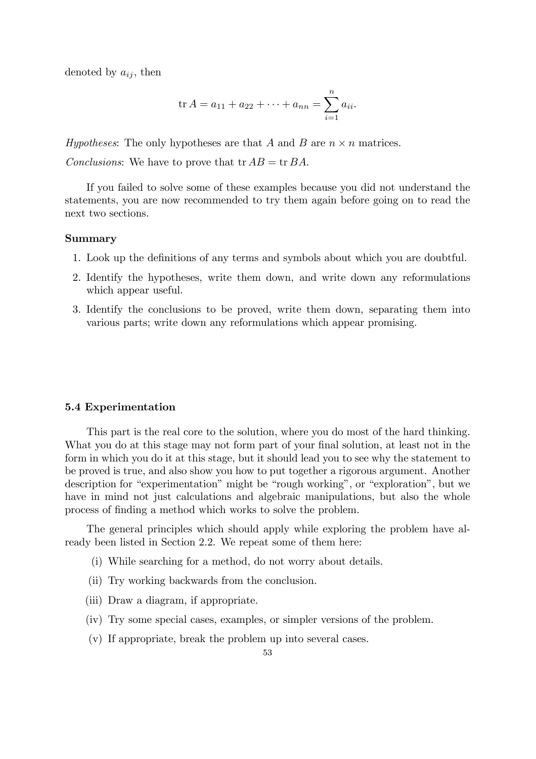denoted by $a_{ij}$, then

$$\operatorname{tr} A = a_{11} + a_{22} + \cdots + a_{nn} = \sum_{i=1}^{n} a_{ii}.$$

*Hypotheses*: The only hypotheses are that $A$ and $B$ are $n \times n$ matrices.

*Conclusions*: We have to prove that $\operatorname{tr} AB = \operatorname{tr} BA$.

If you failed to solve some of these examples because you did not understand the statements, you are now recommended to try them again before going on to read the next two sections.

**Summary**

1. Look up the definitions of any terms and symbols about which you are doubtful.
2. Identify the hypotheses, write them down, and write down any reformulations which appear useful.
3. Identify the conclusions to be proved, write them down, separating them into various parts; write down any reformulations which appear promising.

### 5.4 Experimentation

This part is the real core to the solution, where you do most of the hard thinking. What you do at this stage may not form part of your final solution, at least not in the form in which you do it at this stage, but it should lead you to see why the statement to be proved is true, and also show you how to put together a rigorous argument. Another description for "experimentation" might be "rough working", or "exploration", but we have in mind not just calculations and algebraic manipulations, but also the whole process of finding a method which works to solve the problem.

The general principles which should apply while exploring the problem have already been listed in Section 2.2. We repeat some of them here:

(i) While searching for a method, do not worry about details.

(ii) Try working backwards from the conclusion.

(iii) Draw a diagram, if appropriate.

(iv) Try some special cases, examples, or simpler versions of the problem.

(v) If appropriate, break the problem up into several cases.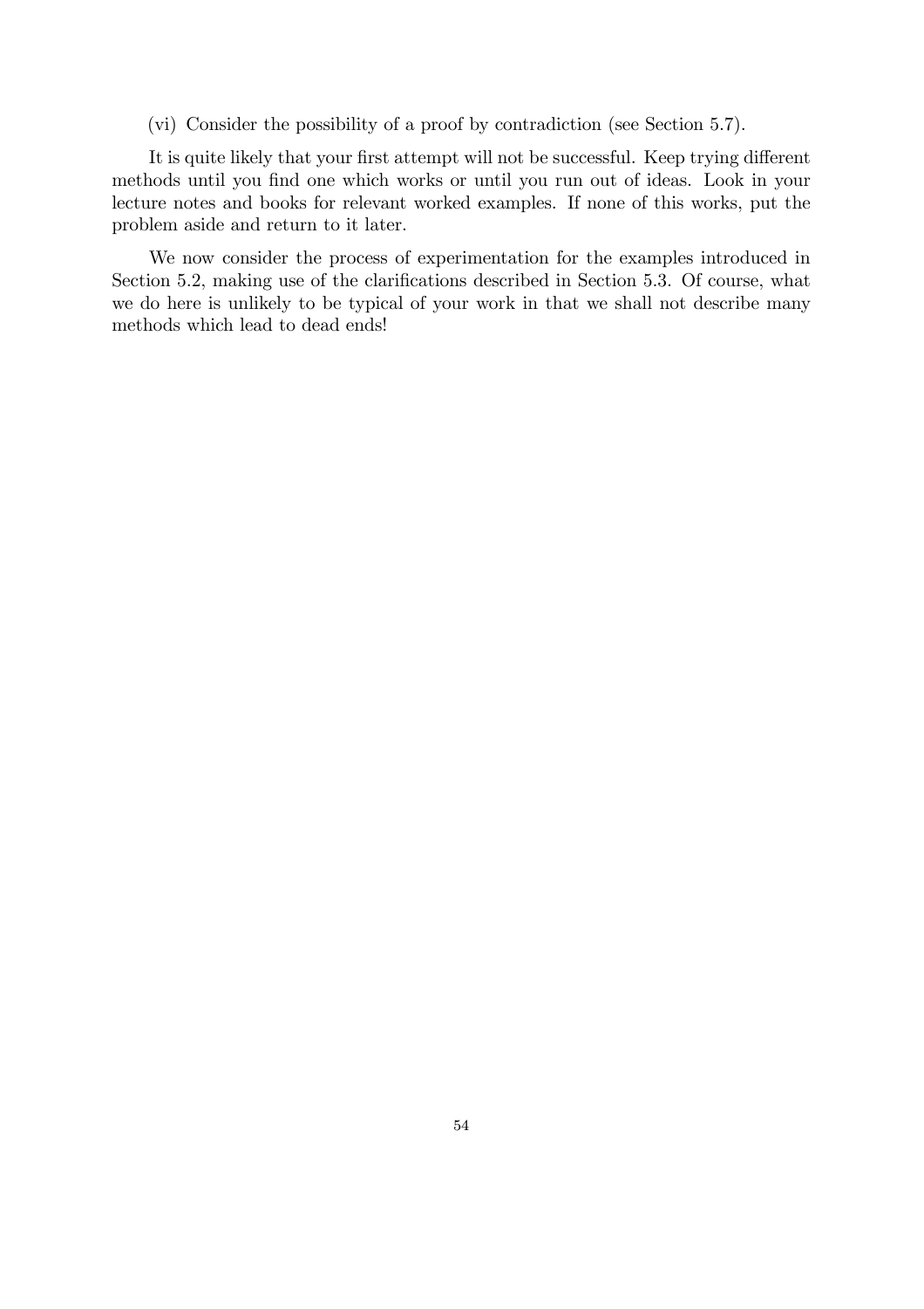(vi) Consider the possibility of a proof by contradiction (see Section 5.7).

It is quite likely that your first attempt will not be successful. Keep trying different methods until you find one which works or until you run out of ideas. Look in your lecture notes and books for relevant worked examples. If none of this works, put the problem aside and return to it later.

We now consider the process of experimentation for the examples introduced in Section 5.2, making use of the clarifications described in Section 5.3. Of course, what we do here is unlikely to be typical of your work in that we shall not describe many methods which lead to dead ends!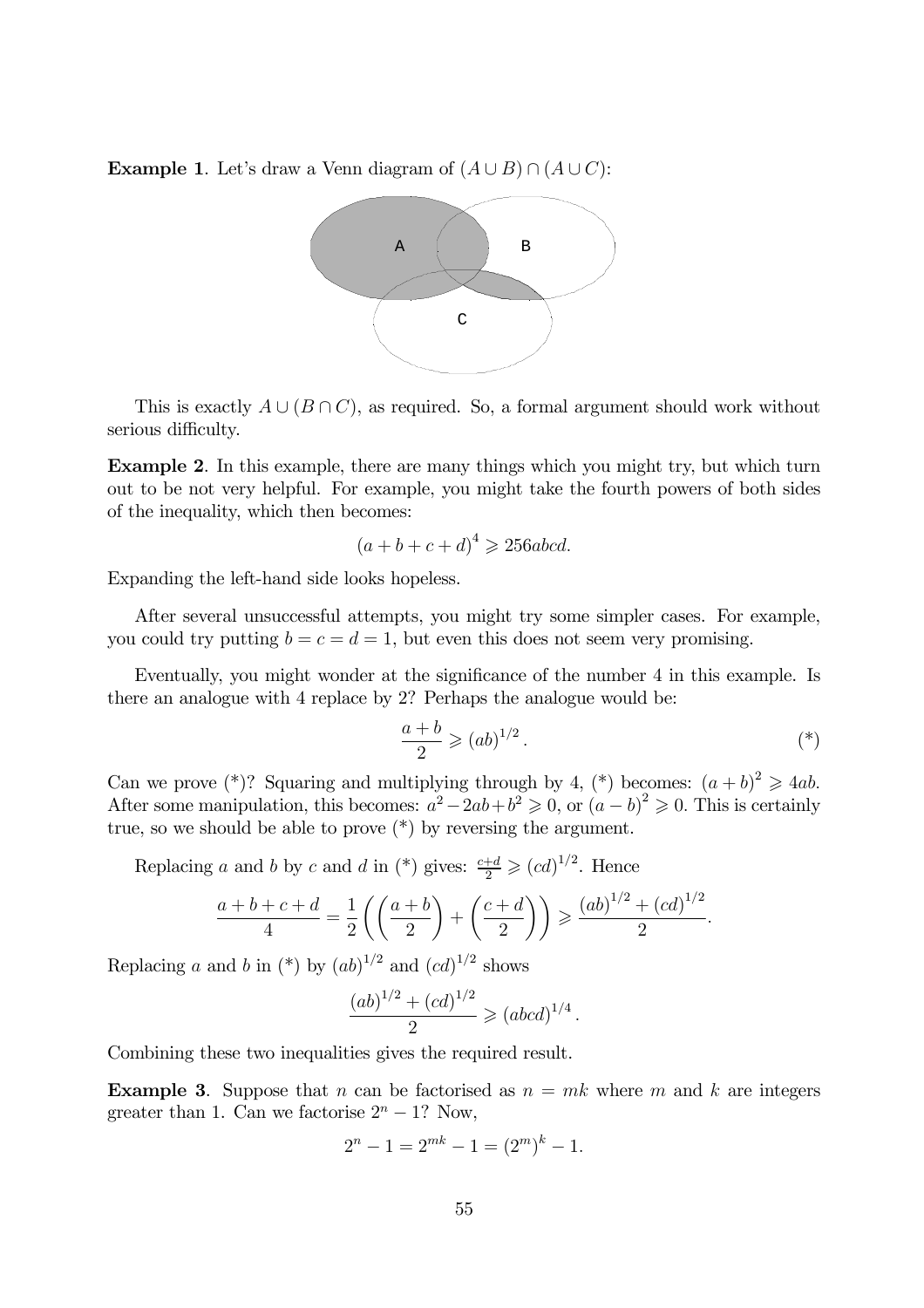**Example 1**. Let's draw a Venn diagram of $(A \cup B) \cap (A \cup C)$:

This is exactly $A \cup (B \cap C)$, as required. So, a formal argument should work without serious difficulty.

**Example 2**. In this example, there are many things which you might try, but which turn out to be not very helpful. For example, you might take the fourth powers of both sides of the inequality, which then becomes:

$$(a + b + c + d)^4 \geqslant 256abcd.$$

Expanding the left-hand side looks hopeless.

After several unsuccessful attempts, you might try some simpler cases. For example, you could try putting $b = c = d = 1$, but even this does not seem very promising.

Eventually, you might wonder at the significance of the number 4 in this example. Is there an analogue with 4 replace by 2? Perhaps the analogue would be:

$$\frac{a+b}{2} \geqslant (ab)^{1/2}. \qquad (*)$$

Can we prove (*)? Squaring and multiplying through by 4, (*) becomes: $(a + b)^2 \geqslant 4ab$. After some manipulation, this becomes: $a^2 - 2ab + b^2 \geqslant 0$, or $(a - b)^2 \geqslant 0$. This is certainly true, so we should be able to prove (*) by reversing the argument.

Replacing $a$ and $b$ by $c$ and $d$ in (*) gives: $\frac{c+d}{2} \geqslant (cd)^{1/2}$. Hence

$$\frac{a+b+c+d}{4} = \frac{1}{2}\left(\left(\frac{a+b}{2}\right) + \left(\frac{c+d}{2}\right)\right) \geqslant \frac{(ab)^{1/2} + (cd)^{1/2}}{2}.$$

Replacing $a$ and $b$ in (*) by $(ab)^{1/2}$ and $(cd)^{1/2}$ shows

$$\frac{(ab)^{1/2} + (cd)^{1/2}}{2} \geqslant (abcd)^{1/4}.$$

Combining these two inequalities gives the required result.

**Example 3**. Suppose that $n$ can be factorised as $n = mk$ where $m$ and $k$ are integers greater than 1. Can we factorise $2^n - 1$? Now,

$$2^n - 1 = 2^{mk} - 1 = (2^m)^k - 1.$$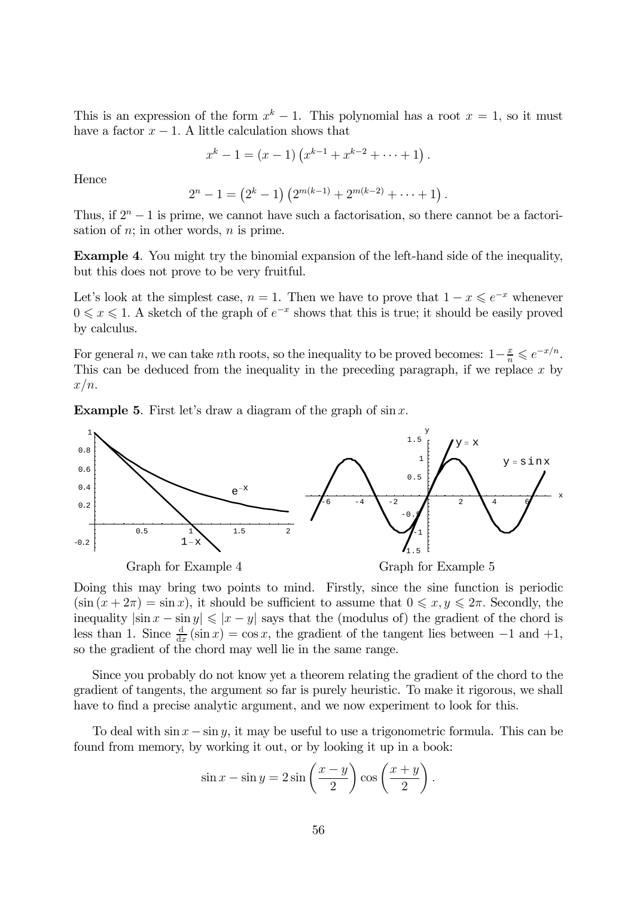This is an expression of the form $x^k - 1$. This polynomial has a root $x = 1$, so it must have a factor $x - 1$. A little calculation shows that

$$x^k - 1 = (x-1)\left(x^{k-1} + x^{k-2} + \cdots + 1\right).$$

Hence

$$2^n - 1 = \left(2^k - 1\right)\left(2^{m(k-1)} + 2^{m(k-2)} + \cdots + 1\right).$$

Thus, if $2^n - 1$ is prime, we cannot have such a factorisation, so there cannot be a factorisation of $n$; in other words, $n$ is prime.

**Example 4**. You might try the binomial expansion of the left-hand side of the inequality, but this does not prove to be very fruitful.

Let's look at the simplest case, $n = 1$. Then we have to prove that $1 - x \leqslant e^{-x}$ whenever $0 \leqslant x \leqslant 1$. A sketch of the graph of $e^{-x}$ shows that this is true; it should be easily proved by calculus.

For general $n$, we can take $n$th roots, so the inequality to be proved becomes: $1 - \frac{x}{n} \leqslant e^{-x/n}$. This can be deduced from the inequality in the preceding paragraph, if we replace $x$ by $x/n$.

**Example 5**. First let's draw a diagram of the graph of $\sin x$.

Graph for Example 4

Graph for Example 5

Doing this may bring two points to mind. Firstly, since the sine function is periodic ($\sin(x + 2\pi) = \sin x$), it should be sufficient to assume that $0 \leqslant x, y \leqslant 2\pi$. Secondly, the inequality $|\sin x - \sin y| \leqslant |x - y|$ says that the (modulus of) the gradient of the chord is less than 1. Since $\frac{d}{dx}(\sin x) = \cos x$, the gradient of the tangent lies between $-1$ and $+1$, so the gradient of the chord may well lie in the same range.

Since you probably do not know yet a theorem relating the gradient of the chord to the gradient of tangents, the argument so far is purely heuristic. To make it rigorous, we shall have to find a precise analytic argument, and we now experiment to look for this.

To deal with $\sin x - \sin y$, it may be useful to use a trigonometric formula. This can be found from memory, by working it out, or by looking it up in a book:

$$\sin x - \sin y = 2 \sin\left(\frac{x-y}{2}\right) \cos\left(\frac{x+y}{2}\right).$$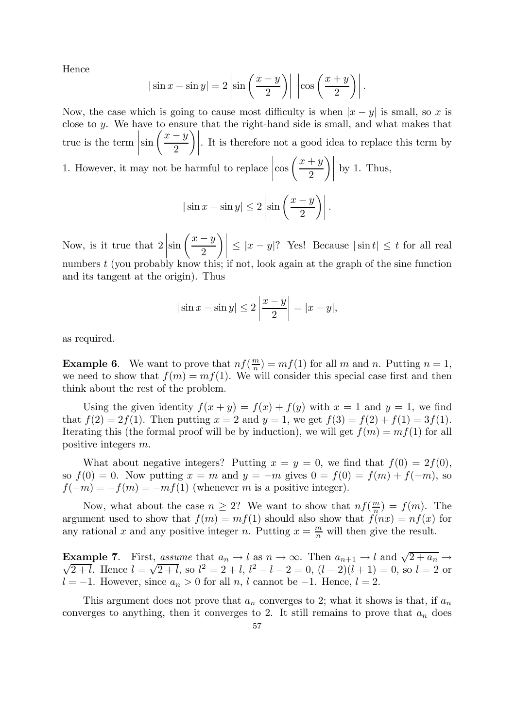Hence

$$|\sin x - \sin y| = 2\left|\sin\left(\frac{x-y}{2}\right)\right| \, \left|\cos\left(\frac{x+y}{2}\right)\right|.$$

Now, the case which is going to cause most difficulty is when $|x-y|$ is small, so $x$ is close to $y$. We have to ensure that the right-hand side is small, and what makes that true is the term $\left|\sin\left(\frac{x-y}{2}\right)\right|$. It is therefore not a good idea to replace this term by 1. However, it may not be harmful to replace $\left|\cos\left(\frac{x+y}{2}\right)\right|$ by 1. Thus,

$$|\sin x - \sin y| \leq 2\left|\sin\left(\frac{x-y}{2}\right)\right|.$$

Now, is it true that $2\left|\sin\left(\frac{x-y}{2}\right)\right| \leq |x-y|$? Yes! Because $|\sin t| \leq t$ for all real numbers $t$ (you probably know this; if not, look again at the graph of the sine function and its tangent at the origin). Thus

$$|\sin x - \sin y| \leq 2\left|\frac{x-y}{2}\right| = |x-y|,$$

as required.

**Example 6**. We want to prove that $nf(\frac{m}{n}) = mf(1)$ for all $m$ and $n$. Putting $n=1$, we need to show that $f(m) = mf(1)$. We will consider this special case first and then think about the rest of the problem.

Using the given identity $f(x+y) = f(x) + f(y)$ with $x=1$ and $y=1$, we find that $f(2) = 2f(1)$. Then putting $x=2$ and $y=1$, we get $f(3) = f(2) + f(1) = 3f(1)$. Iterating this (the formal proof will be by induction), we will get $f(m) = mf(1)$ for all positive integers $m$.

What about negative integers? Putting $x=y=0$, we find that $f(0) = 2f(0)$, so $f(0) = 0$. Now putting $x=m$ and $y=-m$ gives $0 = f(0) = f(m) + f(-m)$, so $f(-m) = -f(m) = -mf(1)$ (whenever $m$ is a positive integer).

Now, what about the case $n \geq 2$? We want to show that $nf(\frac{m}{n}) = f(m)$. The argument used to show that $f(m) = mf(1)$ should also show that $f(nx) = nf(x)$ for any rational $x$ and any positive integer $n$. Putting $x = \frac{m}{n}$ will then give the result.

**Example 7**. First, *assume* that $a_n \to l$ as $n \to \infty$. Then $a_{n+1} \to l$ and $\sqrt{2+a_n} \to \sqrt{2+l}$. Hence $l = \sqrt{2+l}$, so $l^2 = 2+l$, $l^2 - l - 2 = 0$, $(l-2)(l+1) = 0$, so $l=2$ or $l=-1$. However, since $a_n > 0$ for all $n$, $l$ cannot be $-1$. Hence, $l=2$.

This argument does not prove that $a_n$ converges to 2; what it shows is that, if $a_n$ converges to anything, then it converges to 2. It still remains to prove that $a_n$ does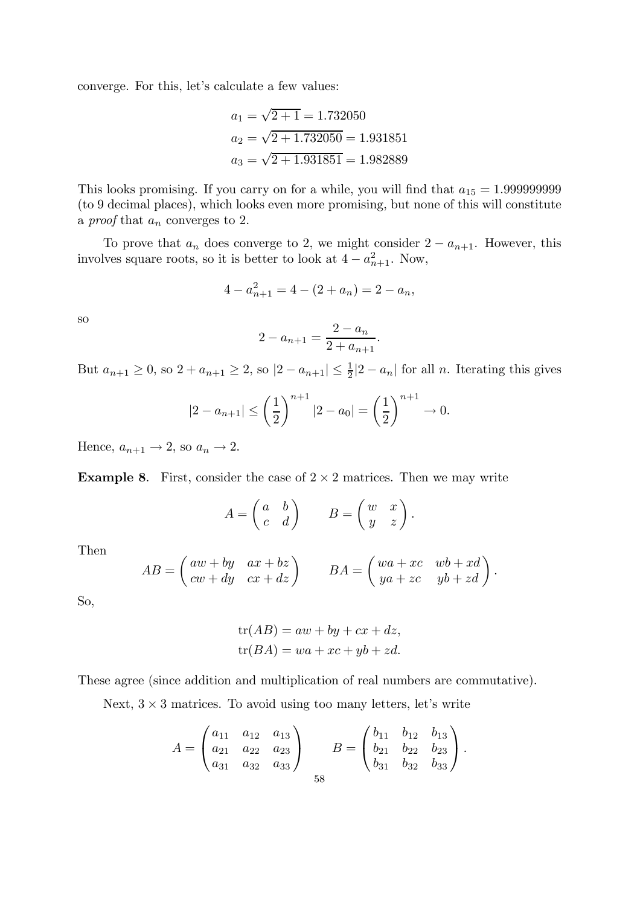converge. For this, let's calculate a few values:

$$a_1 = \sqrt{2+1} = 1.732050$$
$$a_2 = \sqrt{2+1.732050} = 1.931851$$
$$a_3 = \sqrt{2+1.931851} = 1.982889$$

This looks promising. If you carry on for a while, you will find that $a_{15} = 1.999999999$ (to 9 decimal places), which looks even more promising, but none of this will constitute a *proof* that $a_n$ converges to 2.

To prove that $a_n$ does converge to 2, we might consider $2 - a_{n+1}$. However, this involves square roots, so it is better to look at $4 - a_{n+1}^2$. Now,

$$4 - a_{n+1}^2 = 4 - (2 + a_n) = 2 - a_n,$$

so

$$2 - a_{n+1} = \frac{2 - a_n}{2 + a_{n+1}}.$$

But $a_{n+1} \geq 0$, so $2 + a_{n+1} \geq 2$, so $|2 - a_{n+1}| \leq \frac{1}{2}|2 - a_n|$ for all $n$. Iterating this gives

$$|2 - a_{n+1}| \leq \left(\frac{1}{2}\right)^{n+1} |2 - a_0| = \left(\frac{1}{2}\right)^{n+1} \to 0.$$

Hence, $a_{n+1} \to 2$, so $a_n \to 2$.

**Example 8**. First, consider the case of $2 \times 2$ matrices. Then we may write

$$A = \begin{pmatrix} a & b \\ c & d \end{pmatrix} \qquad B = \begin{pmatrix} w & x \\ y & z \end{pmatrix}.$$

Then

$$AB = \begin{pmatrix} aw + by & ax + bz \\ cw + dy & cx + dz \end{pmatrix} \qquad BA = \begin{pmatrix} wa + xc & wb + xd \\ ya + zc & yb + zd \end{pmatrix}.$$

So,

$$\mathrm{tr}(AB) = aw + by + cx + dz,$$
$$\mathrm{tr}(BA) = wa + xc + yb + zd.$$

These agree (since addition and multiplication of real numbers are commutative).

Next, $3 \times 3$ matrices. To avoid using too many letters, let's write

$$A = \begin{pmatrix} a_{11} & a_{12} & a_{13} \\ a_{21} & a_{22} & a_{23} \\ a_{31} & a_{32} & a_{33} \end{pmatrix} \qquad B = \begin{pmatrix} b_{11} & b_{12} & b_{13} \\ b_{21} & b_{22} & b_{23} \\ b_{31} & b_{32} & b_{33} \end{pmatrix}.$$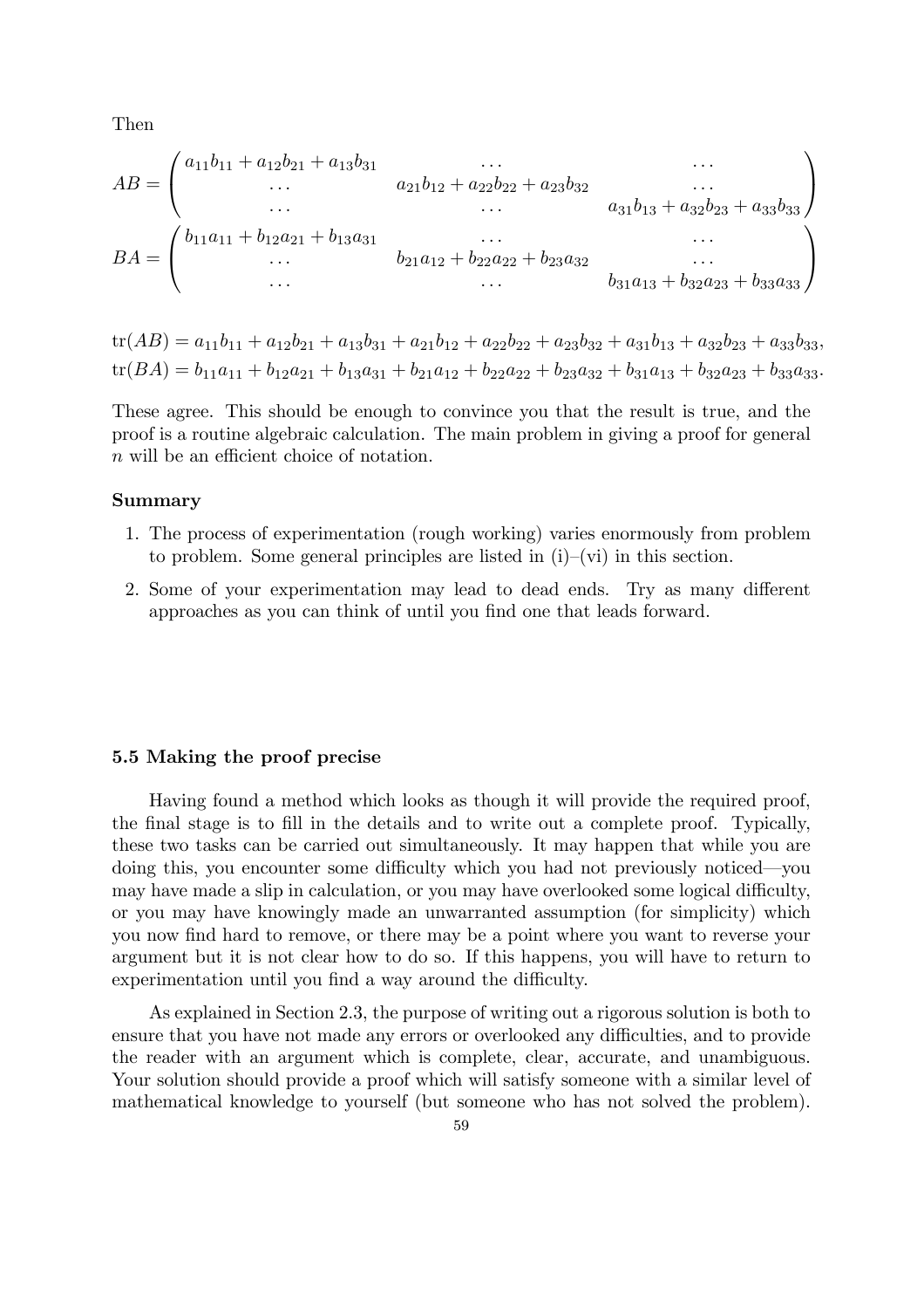Then

$$
AB = \begin{pmatrix} a_{11}b_{11} + a_{12}b_{21} + a_{13}b_{31} & \cdots & \cdots \\ \cdots & a_{21}b_{12} + a_{22}b_{22} + a_{23}b_{32} & \cdots \\ \cdots & \cdots & a_{31}b_{13} + a_{32}b_{23} + a_{33}b_{33} \end{pmatrix}
$$

$$
BA = \begin{pmatrix} b_{11}a_{11} + b_{12}a_{21} + b_{13}a_{31} & \cdots & \cdots \\ \cdots & b_{21}a_{12} + b_{22}a_{22} + b_{23}a_{32} & \cdots \\ \cdots & \cdots & b_{31}a_{13} + b_{32}a_{23} + b_{33}a_{33} \end{pmatrix}
$$

$$
\operatorname{tr}(AB) = a_{11}b_{11} + a_{12}b_{21} + a_{13}b_{31} + a_{21}b_{12} + a_{22}b_{22} + a_{23}b_{32} + a_{31}b_{13} + a_{32}b_{23} + a_{33}b_{33},
$$

$$
\operatorname{tr}(BA) = b_{11}a_{11} + b_{12}a_{21} + b_{13}a_{31} + b_{21}a_{12} + b_{22}a_{22} + b_{23}a_{32} + b_{31}a_{13} + b_{32}a_{23} + b_{33}a_{33}.
$$

These agree. This should be enough to convince you that the result is true, and the proof is a routine algebraic calculation. The main problem in giving a proof for general $n$ will be an efficient choice of notation.

**Summary**

1. The process of experimentation (rough working) varies enormously from problem to problem. Some general principles are listed in (i)–(vi) in this section.
2. Some of your experimentation may lead to dead ends. Try as many different approaches as you can think of until you find one that leads forward.

### 5.5 Making the proof precise

Having found a method which looks as though it will provide the required proof, the final stage is to fill in the details and to write out a complete proof. Typically, these two tasks can be carried out simultaneously. It may happen that while you are doing this, you encounter some difficulty which you had not previously noticed—you may have made a slip in calculation, or you may have overlooked some logical difficulty, or you may have knowingly made an unwarranted assumption (for simplicity) which you now find hard to remove, or there may be a point where you want to reverse your argument but it is not clear how to do so. If this happens, you will have to return to experimentation until you find a way around the difficulty.

As explained in Section 2.3, the purpose of writing out a rigorous solution is both to ensure that you have not made any errors or overlooked any difficulties, and to provide the reader with an argument which is complete, clear, accurate, and unambiguous. Your solution should provide a proof which will satisfy someone with a similar level of mathematical knowledge to yourself (but someone who has not solved the problem).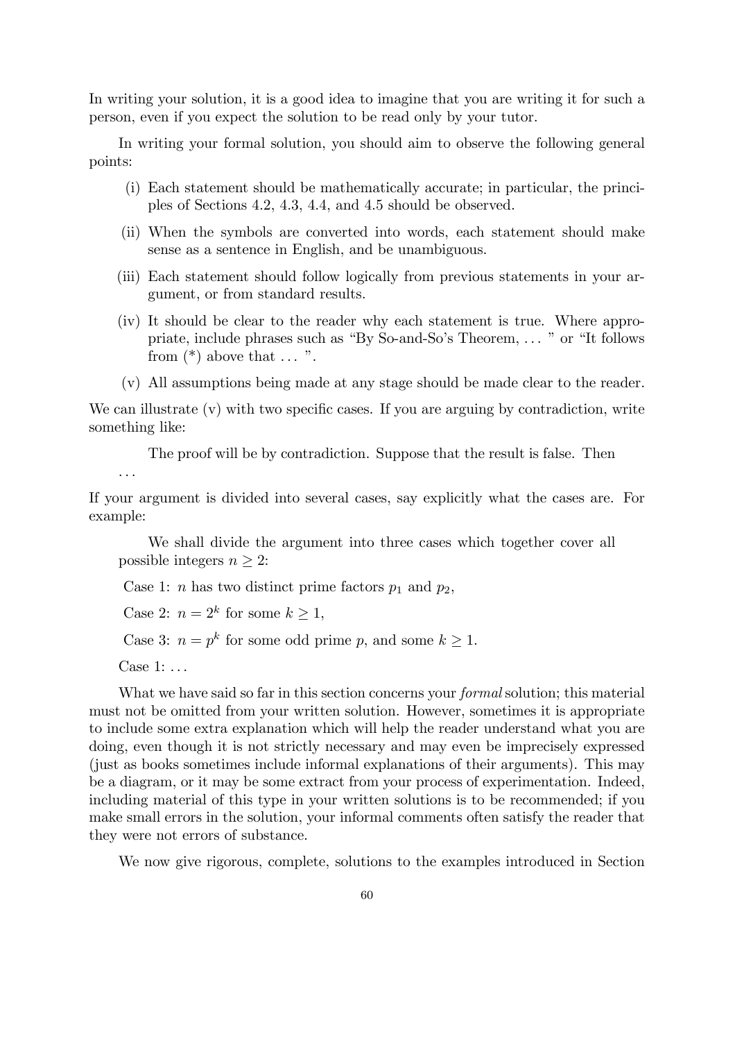In writing your solution, it is a good idea to imagine that you are writing it for such a person, even if you expect the solution to be read only by your tutor.

In writing your formal solution, you should aim to observe the following general points:

(i) Each statement should be mathematically accurate; in particular, the principles of Sections 4.2, 4.3, 4.4, and 4.5 should be observed.

(ii) When the symbols are converted into words, each statement should make sense as a sentence in English, and be unambiguous.

(iii) Each statement should follow logically from previous statements in your argument, or from standard results.

(iv) It should be clear to the reader why each statement is true. Where appropriate, include phrases such as "By So-and-So's Theorem, ... " or "It follows from (*) above that ... ".

(v) All assumptions being made at any stage should be made clear to the reader.

We can illustrate (v) with two specific cases. If you are arguing by contradiction, write something like:

> The proof will be by contradiction. Suppose that the result is false. Then ...

If your argument is divided into several cases, say explicitly what the cases are. For example:

> We shall divide the argument into three cases which together cover all possible integers $n \geq 2$:
>
> Case 1: $n$ has two distinct prime factors $p_1$ and $p_2$,
>
> Case 2: $n = 2^k$ for some $k \geq 1$,
>
> Case 3: $n = p^k$ for some odd prime $p$, and some $k \geq 1$.
>
> Case 1: ...

What we have said so far in this section concerns your *formal* solution; this material must not be omitted from your written solution. However, sometimes it is appropriate to include some extra explanation which will help the reader understand what you are doing, even though it is not strictly necessary and may even be imprecisely expressed (just as books sometimes include informal explanations of their arguments). This may be a diagram, or it may be some extract from your process of experimentation. Indeed, including material of this type in your written solutions is to be recommended; if you make small errors in the solution, your informal comments often satisfy the reader that they were not errors of substance.

We now give rigorous, complete, solutions to the examples introduced in Section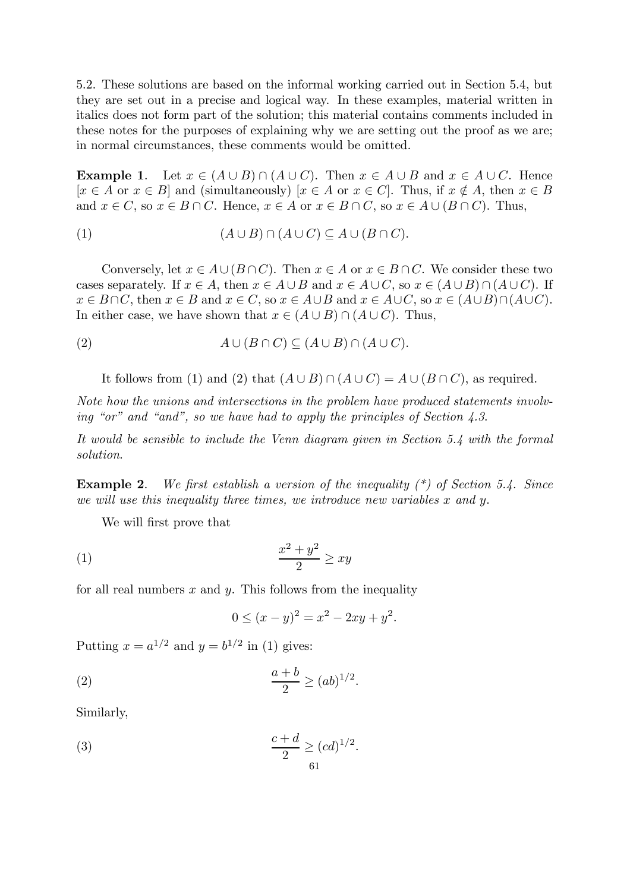5.2. These solutions are based on the informal working carried out in Section 5.4, but they are set out in a precise and logical way. In these examples, material written in italics does not form part of the solution; this material contains comments included in these notes for the purposes of explaining why we are setting out the proof as we are; in normal circumstances, these comments would be omitted.

**Example 1**. Let $x \in (A \cup B) \cap (A \cup C)$. Then $x \in A \cup B$ and $x \in A \cup C$. Hence $[x \in A$ or $x \in B]$ and (simultaneously) $[x \in A$ or $x \in C]$. Thus, if $x \notin A$, then $x \in B$ and $x \in C$, so $x \in B \cap C$. Hence, $x \in A$ or $x \in B \cap C$, so $x \in A \cup (B \cap C)$. Thus,

$$(1) \qquad (A \cup B) \cap (A \cup C) \subseteq A \cup (B \cap C).$$

Conversely, let $x \in A \cup (B \cap C)$. Then $x \in A$ or $x \in B \cap C$. We consider these two cases separately. If $x \in A$, then $x \in A \cup B$ and $x \in A \cup C$, so $x \in (A \cup B) \cap (A \cup C)$. If $x \in B \cap C$, then $x \in B$ and $x \in C$, so $x \in A \cup B$ and $x \in A \cup C$, so $x \in (A \cup B) \cap (A \cup C)$. In either case, we have shown that $x \in (A \cup B) \cap (A \cup C)$. Thus,

$$(2) \qquad A \cup (B \cap C) \subseteq (A \cup B) \cap (A \cup C).$$

It follows from (1) and (2) that $(A \cup B) \cap (A \cup C) = A \cup (B \cap C)$, as required.

*Note how the unions and intersections in the problem have produced statements involving "or" and "and", so we have had to apply the principles of Section 4.3.*

*It would be sensible to include the Venn diagram given in Section 5.4 with the formal solution.*

**Example 2**. *We first establish a version of the inequality (\*) of Section 5.4. Since we will use this inequality three times, we introduce new variables x and y.*

We will first prove that

$$(1) \qquad \frac{x^2 + y^2}{2} \geq xy$$

for all real numbers $x$ and $y$. This follows from the inequality

$$0 \leq (x - y)^2 = x^2 - 2xy + y^2.$$

Putting $x = a^{1/2}$ and $y = b^{1/2}$ in (1) gives:

$$(2) \qquad \frac{a + b}{2} \geq (ab)^{1/2}.$$

Similarly,

$$(3) \qquad \frac{c + d}{2} \geq (cd)^{1/2}.$$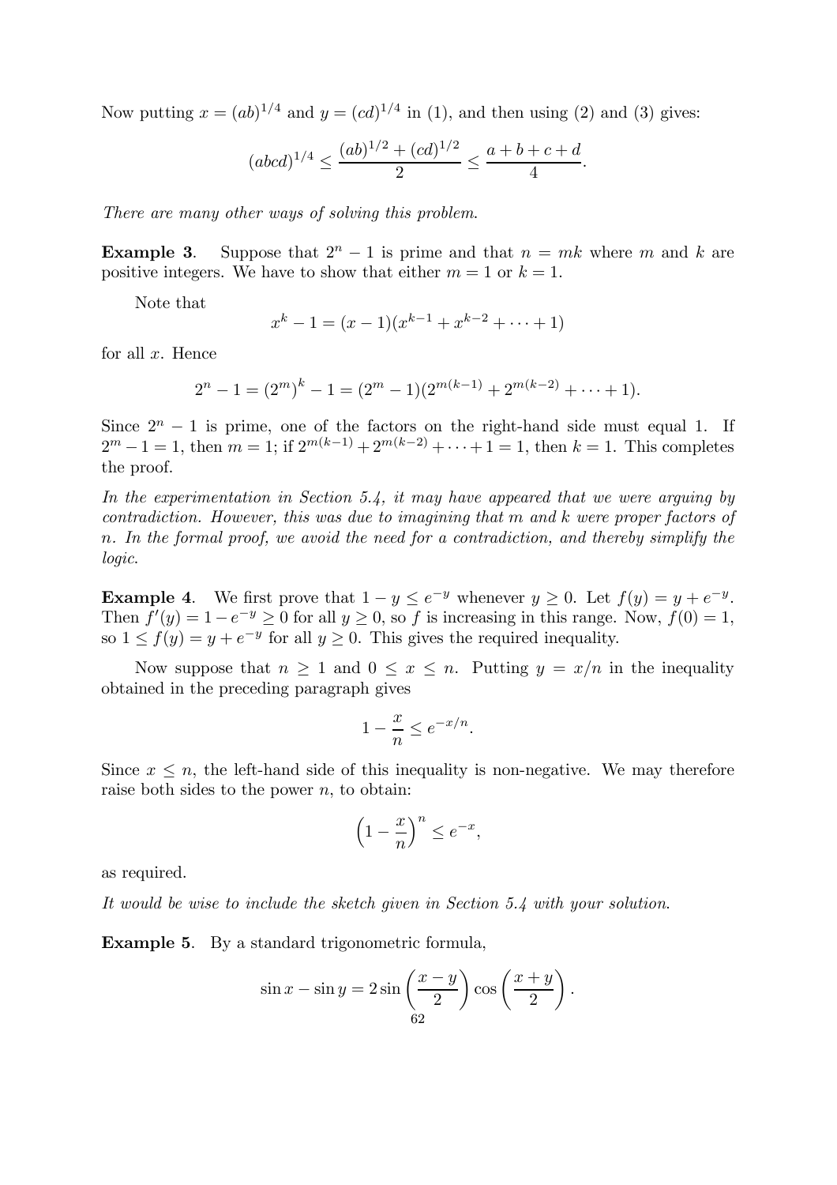Now putting $x = (ab)^{1/4}$ and $y = (cd)^{1/4}$ in (1), and then using (2) and (3) gives:

$$(abcd)^{1/4} \leq \frac{(ab)^{1/2} + (cd)^{1/2}}{2} \leq \frac{a+b+c+d}{4}.$$

*There are many other ways of solving this problem.*

**Example 3**. Suppose that $2^n - 1$ is prime and that $n = mk$ where $m$ and $k$ are positive integers. We have to show that either $m = 1$ or $k = 1$.

Note that

$$x^k - 1 = (x-1)(x^{k-1} + x^{k-2} + \cdots + 1)$$

for all $x$. Hence

$$2^n - 1 = (2^m)^k - 1 = (2^m - 1)(2^{m(k-1)} + 2^{m(k-2)} + \cdots + 1).$$

Since $2^n - 1$ is prime, one of the factors on the right-hand side must equal 1. If $2^m - 1 = 1$, then $m = 1$; if $2^{m(k-1)} + 2^{m(k-2)} + \cdots + 1 = 1$, then $k = 1$. This completes the proof.

*In the experimentation in Section 5.4, it may have appeared that we were arguing by contradiction. However, this was due to imagining that $m$ and $k$ were proper factors of $n$. In the formal proof, we avoid the need for a contradiction, and thereby simplify the logic.*

**Example 4**. We first prove that $1 - y \leq e^{-y}$ whenever $y \geq 0$. Let $f(y) = y + e^{-y}$. Then $f'(y) = 1 - e^{-y} \geq 0$ for all $y \geq 0$, so $f$ is increasing in this range. Now, $f(0) = 1$, so $1 \leq f(y) = y + e^{-y}$ for all $y \geq 0$. This gives the required inequality.

Now suppose that $n \geq 1$ and $0 \leq x \leq n$. Putting $y = x/n$ in the inequality obtained in the preceding paragraph gives

$$1 - \frac{x}{n} \leq e^{-x/n}.$$

Since $x \leq n$, the left-hand side of this inequality is non-negative. We may therefore raise both sides to the power $n$, to obtain:

$$\left(1 - \frac{x}{n}\right)^n \leq e^{-x},$$

as required.

*It would be wise to include the sketch given in Section 5.4 with your solution.*

**Example 5**. By a standard trigonometric formula,

$$\sin x - \sin y = 2 \sin\left(\frac{x-y}{2}\right) \cos\left(\frac{x+y}{2}\right).$$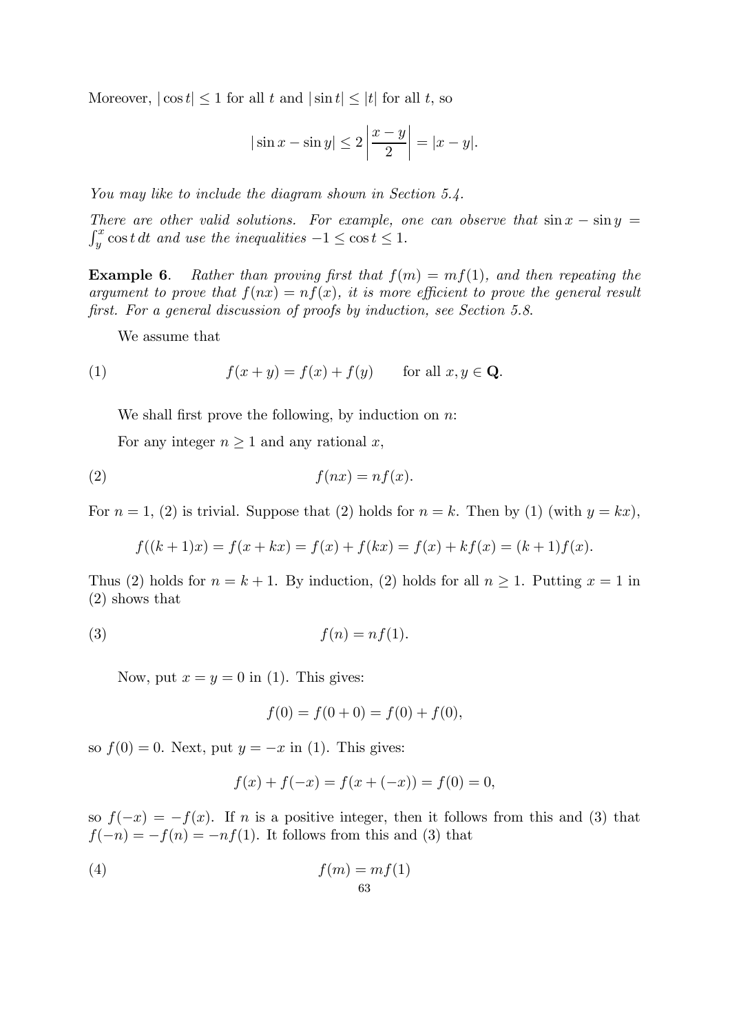Moreover, $|\cos t| \leq 1$ for all $t$ and $|\sin t| \leq |t|$ for all $t$, so

$$|\sin x - \sin y| \leq 2\left|\frac{x-y}{2}\right| = |x-y|.$$

*You may like to include the diagram shown in Section 5.4.*

*There are other valid solutions. For example, one can observe that $\sin x - \sin y = \int_y^x \cos t\, dt$ and use the inequalities $-1 \leq \cos t \leq 1$.*

**Example 6**. *Rather than proving first that $f(m) = mf(1)$, and then repeating the argument to prove that $f(nx) = nf(x)$, it is more efficient to prove the general result first. For a general discussion of proofs by induction, see Section 5.8.*

We assume that

$$f(x+y) = f(x) + f(y) \qquad \text{for all } x, y \in \mathbf{Q}. \tag{1}$$

We shall first prove the following, by induction on $n$:

For any integer $n \geq 1$ and any rational $x$,

$$f(nx) = nf(x). \tag{2}$$

For $n = 1$, (2) is trivial. Suppose that (2) holds for $n = k$. Then by (1) (with $y = kx$),

$$f((k+1)x) = f(x + kx) = f(x) + f(kx) = f(x) + kf(x) = (k+1)f(x).$$

Thus (2) holds for $n = k+1$. By induction, (2) holds for all $n \geq 1$. Putting $x = 1$ in (2) shows that

$$f(n) = nf(1). \tag{3}$$

Now, put $x = y = 0$ in (1). This gives:

$$f(0) = f(0+0) = f(0) + f(0),$$

so $f(0) = 0$. Next, put $y = -x$ in (1). This gives:

$$f(x) + f(-x) = f(x + (-x)) = f(0) = 0,$$

so $f(-x) = -f(x)$. If $n$ is a positive integer, then it follows from this and (3) that $f(-n) = -f(n) = -nf(1)$. It follows from this and (3) that

$$f(m) = mf(1) \tag{4}$$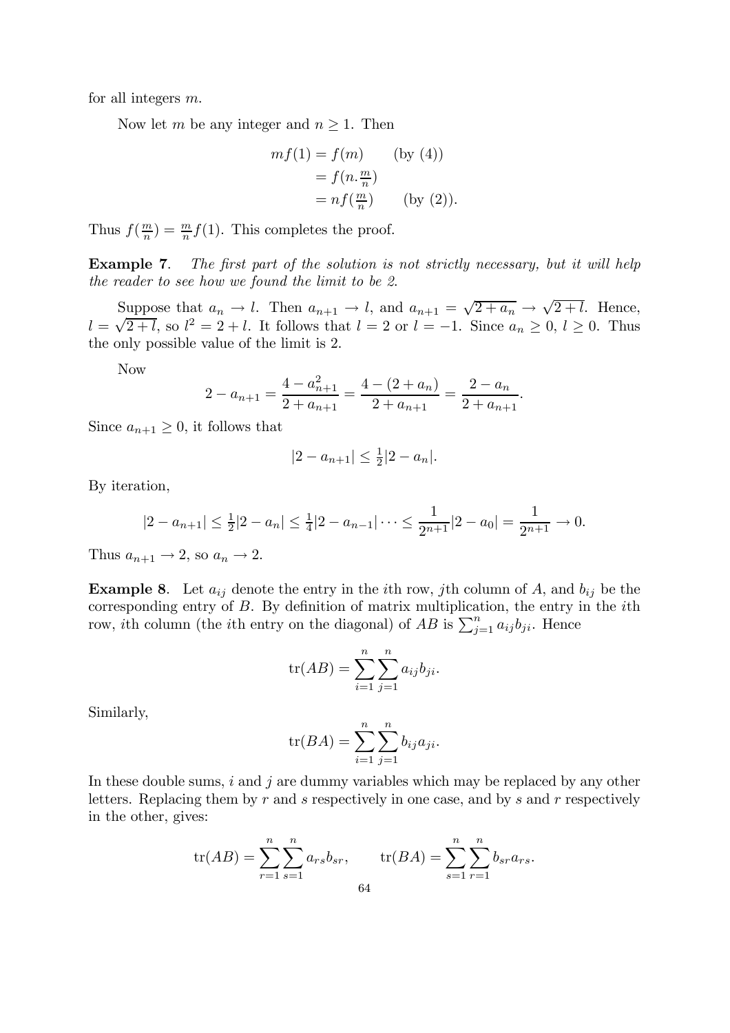for all integers $m$.

Now let $m$ be any integer and $n \geq 1$. Then

$$
\begin{aligned}
mf(1) &= f(m) \qquad \text{(by (4))} \\
&= f(n.\tfrac{m}{n}) \\
&= nf(\tfrac{m}{n}) \qquad \text{(by (2))}.
\end{aligned}
$$

Thus $f(\frac{m}{n}) = \frac{m}{n} f(1)$. This completes the proof.

**Example 7**. *The first part of the solution is not strictly necessary, but it will help the reader to see how we found the limit to be 2.*

Suppose that $a_n \to l$. Then $a_{n+1} \to l$, and $a_{n+1} = \sqrt{2 + a_n} \to \sqrt{2 + l}$. Hence, $l = \sqrt{2 + l}$, so $l^2 = 2 + l$. It follows that $l = 2$ or $l = -1$. Since $a_n \geq 0$, $l \geq 0$. Thus the only possible value of the limit is 2.

Now

$$
2 - a_{n+1} = \frac{4 - a_{n+1}^2}{2 + a_{n+1}} = \frac{4 - (2 + a_n)}{2 + a_{n+1}} = \frac{2 - a_n}{2 + a_{n+1}}.
$$

Since $a_{n+1} \geq 0$, it follows that

$$
|2 - a_{n+1}| \leq \tfrac{1}{2} |2 - a_n|.
$$

By iteration,

$$
|2 - a_{n+1}| \leq \tfrac{1}{2} |2 - a_n| \leq \tfrac{1}{4} |2 - a_{n-1}| \cdots \leq \frac{1}{2^{n+1}} |2 - a_0| = \frac{1}{2^{n+1}} \to 0.
$$

Thus $a_{n+1} \to 2$, so $a_n \to 2$.

**Example 8**. Let $a_{ij}$ denote the entry in the $i$th row, $j$th column of $A$, and $b_{ij}$ be the corresponding entry of $B$. By definition of matrix multiplication, the entry in the $i$th row, $i$th column (the $i$th entry on the diagonal) of $AB$ is $\sum_{j=1}^{n} a_{ij} b_{ji}$. Hence

$$
\operatorname{tr}(AB) = \sum_{i=1}^{n} \sum_{j=1}^{n} a_{ij} b_{ji}.
$$

Similarly,

$$
\operatorname{tr}(BA) = \sum_{i=1}^{n} \sum_{j=1}^{n} b_{ij} a_{ji}.
$$

In these double sums, $i$ and $j$ are dummy variables which may be replaced by any other letters. Replacing them by $r$ and $s$ respectively in one case, and by $s$ and $r$ respectively in the other, gives:

$$
\operatorname{tr}(AB) = \sum_{r=1}^{n} \sum_{s=1}^{n} a_{rs} b_{sr}, \qquad \operatorname{tr}(BA) = \sum_{s=1}^{n} \sum_{r=1}^{n} b_{sr} a_{rs}.
$$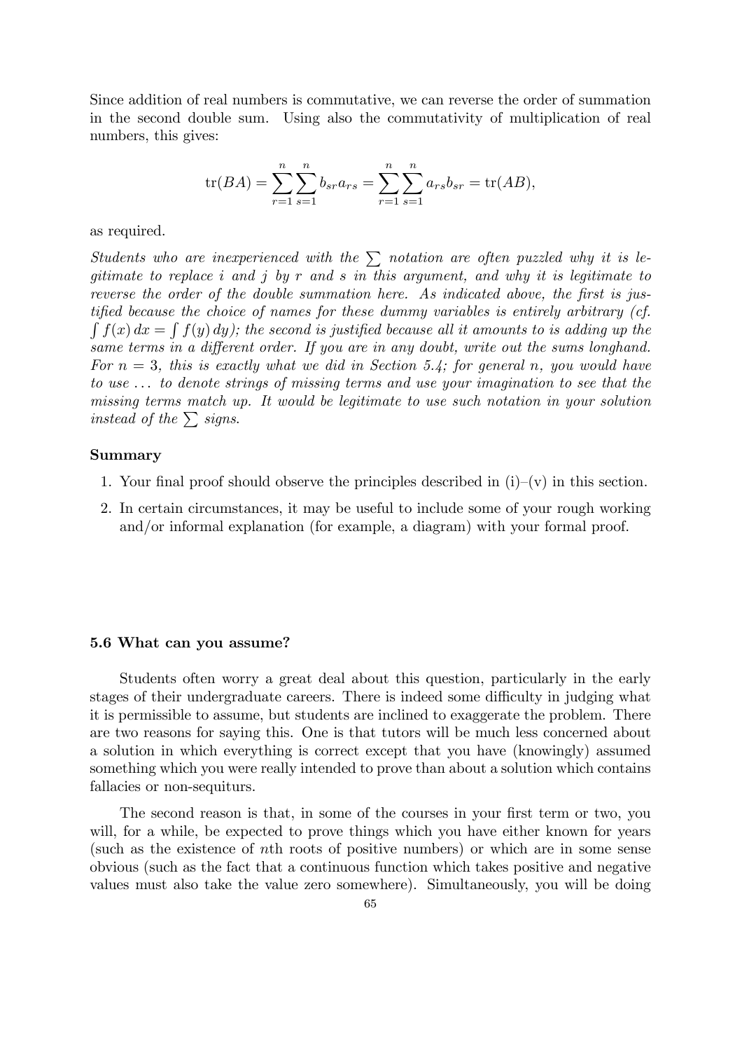Since addition of real numbers is commutative, we can reverse the order of summation in the second double sum. Using also the commutativity of multiplication of real numbers, this gives:

$$\operatorname{tr}(BA) = \sum_{r=1}^{n} \sum_{s=1}^{n} b_{sr} a_{rs} = \sum_{r=1}^{n} \sum_{s=1}^{n} a_{rs} b_{sr} = \operatorname{tr}(AB),$$

as required.

*Students who are inexperienced with the $\sum$ notation are often puzzled why it is legitimate to replace $i$ and $j$ by $r$ and $s$ in this argument, and why it is legitimate to reverse the order of the double summation here. As indicated above, the first is justified because the choice of names for these dummy variables is entirely arbitrary (cf. $\int f(x)\,dx = \int f(y)\,dy$); the second is justified because all it amounts to is adding up the same terms in a different order. If you are in any doubt, write out the sums longhand. For $n = 3$, this is exactly what we did in Section 5.4; for general $n$, you would have to use $\ldots$ to denote strings of missing terms and use your imagination to see that the missing terms match up. It would be legitimate to use such notation in your solution instead of the $\sum$ signs.*

**Summary**

1. Your final proof should observe the principles described in (i)–(v) in this section.
2. In certain circumstances, it may be useful to include some of your rough working and/or informal explanation (for example, a diagram) with your formal proof.

### 5.6 What can you assume?

Students often worry a great deal about this question, particularly in the early stages of their undergraduate careers. There is indeed some difficulty in judging what it is permissible to assume, but students are inclined to exaggerate the problem. There are two reasons for saying this. One is that tutors will be much less concerned about a solution in which everything is correct except that you have (knowingly) assumed something which you were really intended to prove than about a solution which contains fallacies or non-sequiturs.

The second reason is that, in some of the courses in your first term or two, you will, for a while, be expected to prove things which you have either known for years (such as the existence of $n$th roots of positive numbers) or which are in some sense obvious (such as the fact that a continuous function which takes positive and negative values must also take the value zero somewhere). Simultaneously, you will be doing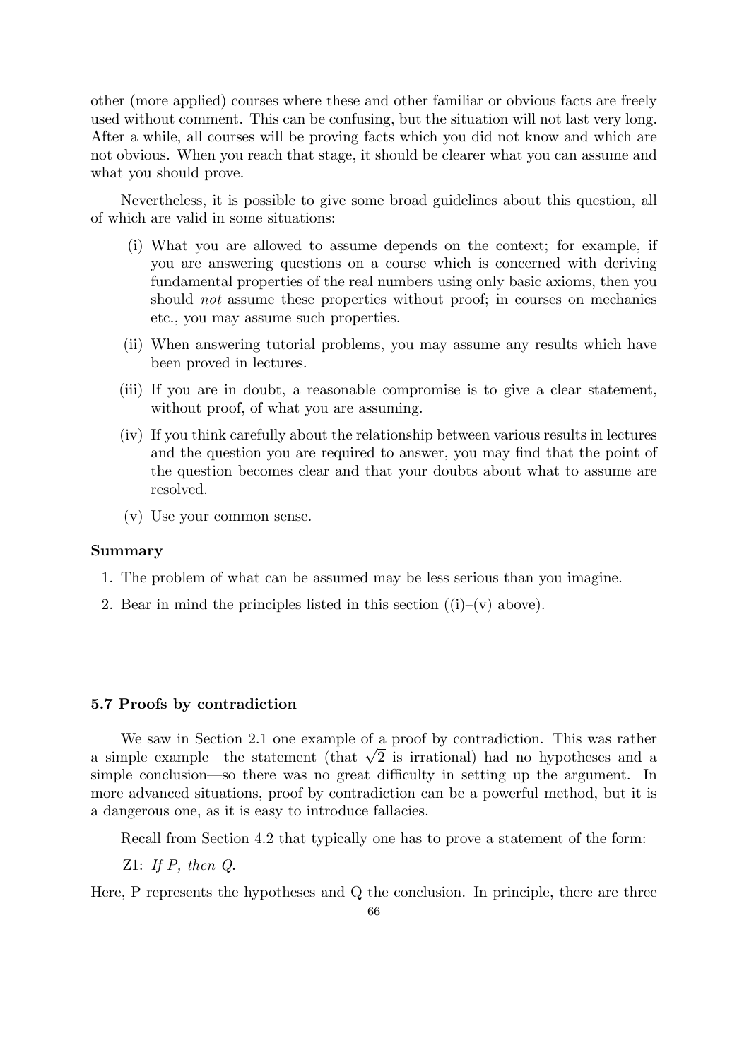other (more applied) courses where these and other familiar or obvious facts are freely used without comment. This can be confusing, but the situation will not last very long. After a while, all courses will be proving facts which you did not know and which are not obvious. When you reach that stage, it should be clearer what you can assume and what you should prove.

Nevertheless, it is possible to give some broad guidelines about this question, all of which are valid in some situations:

- (i) What you are allowed to assume depends on the context; for example, if you are answering questions on a course which is concerned with deriving fundamental properties of the real numbers using only basic axioms, then you should *not* assume these properties without proof; in courses on mechanics etc., you may assume such properties.
- (ii) When answering tutorial problems, you may assume any results which have been proved in lectures.
- (iii) If you are in doubt, a reasonable compromise is to give a clear statement, without proof, of what you are assuming.
- (iv) If you think carefully about the relationship between various results in lectures and the question you are required to answer, you may find that the point of the question becomes clear and that your doubts about what to assume are resolved.
- (v) Use your common sense.

**Summary**

1. The problem of what can be assumed may be less serious than you imagine.
2. Bear in mind the principles listed in this section ((i)–(v) above).

### 5.7 Proofs by contradiction

We saw in Section 2.1 one example of a proof by contradiction. This was rather a simple example—the statement (that $\sqrt{2}$ is irrational) had no hypotheses and a simple conclusion—so there was no great difficulty in setting up the argument. In more advanced situations, proof by contradiction can be a powerful method, but it is a dangerous one, as it is easy to introduce fallacies.

Recall from Section 4.2 that typically one has to prove a statement of the form:

Z1: *If P, then Q.*

Here, P represents the hypotheses and Q the conclusion. In principle, there are three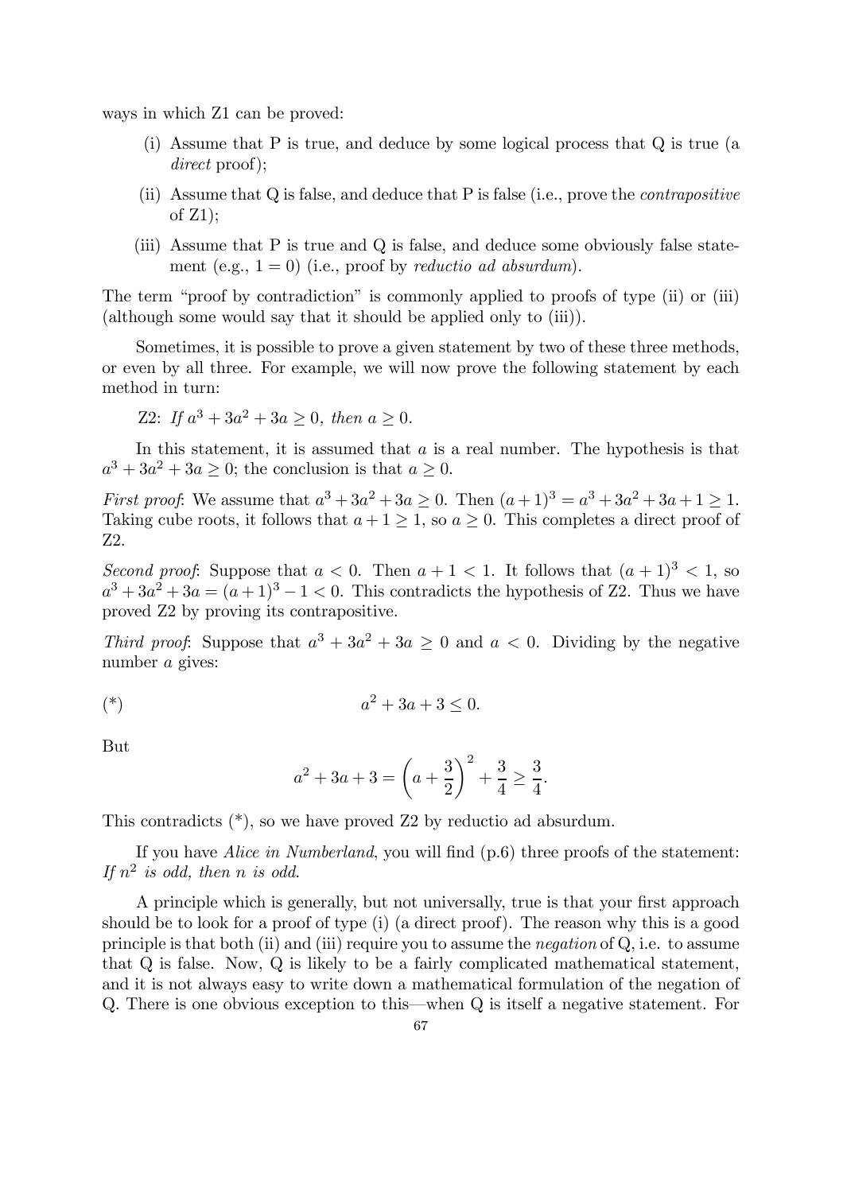ways in which Z1 can be proved:

(i) Assume that P is true, and deduce by some logical process that Q is true (a *direct* proof);

(ii) Assume that Q is false, and deduce that P is false (i.e., prove the *contrapositive* of Z1);

(iii) Assume that P is true and Q is false, and deduce some obviously false statement (e.g., $1 = 0$) (i.e., proof by *reductio ad absurdum*).

The term "proof by contradiction" is commonly applied to proofs of type (ii) or (iii) (although some would say that it should be applied only to (iii)).

Sometimes, it is possible to prove a given statement by two of these three methods, or even by all three. For example, we will now prove the following statement by each method in turn:

Z2: *If* $a^3 + 3a^2 + 3a \geq 0$, *then* $a \geq 0$.

In this statement, it is assumed that $a$ is a real number. The hypothesis is that $a^3 + 3a^2 + 3a \geq 0$; the conclusion is that $a \geq 0$.

*First proof*: We assume that $a^3 + 3a^2 + 3a \geq 0$. Then $(a+1)^3 = a^3 + 3a^2 + 3a + 1 \geq 1$. Taking cube roots, it follows that $a + 1 \geq 1$, so $a \geq 0$. This completes a direct proof of Z2.

*Second proof*: Suppose that $a < 0$. Then $a + 1 < 1$. It follows that $(a+1)^3 < 1$, so $a^3 + 3a^2 + 3a = (a+1)^3 - 1 < 0$. This contradicts the hypothesis of Z2. Thus we have proved Z2 by proving its contrapositive.

*Third proof*: Suppose that $a^3 + 3a^2 + 3a \geq 0$ and $a < 0$. Dividing by the negative number $a$ gives:

$$(*) \qquad a^2 + 3a + 3 \leq 0.$$

But

$$a^2 + 3a + 3 = \left(a + \frac{3}{2}\right)^2 + \frac{3}{4} \geq \frac{3}{4}.$$

This contradicts (*), so we have proved Z2 by reductio ad absurdum.

If you have *Alice in Numberland*, you will find (p.6) three proofs of the statement: *If* $n^2$ *is odd, then* $n$ *is odd.*

A principle which is generally, but not universally, true is that your first approach should be to look for a proof of type (i) (a direct proof). The reason why this is a good principle is that both (ii) and (iii) require you to assume the *negation* of Q, i.e. to assume that Q is false. Now, Q is likely to be a fairly complicated mathematical statement, and it is not always easy to write down a mathematical formulation of the negation of Q. There is one obvious exception to this—when Q is itself a negative statement. For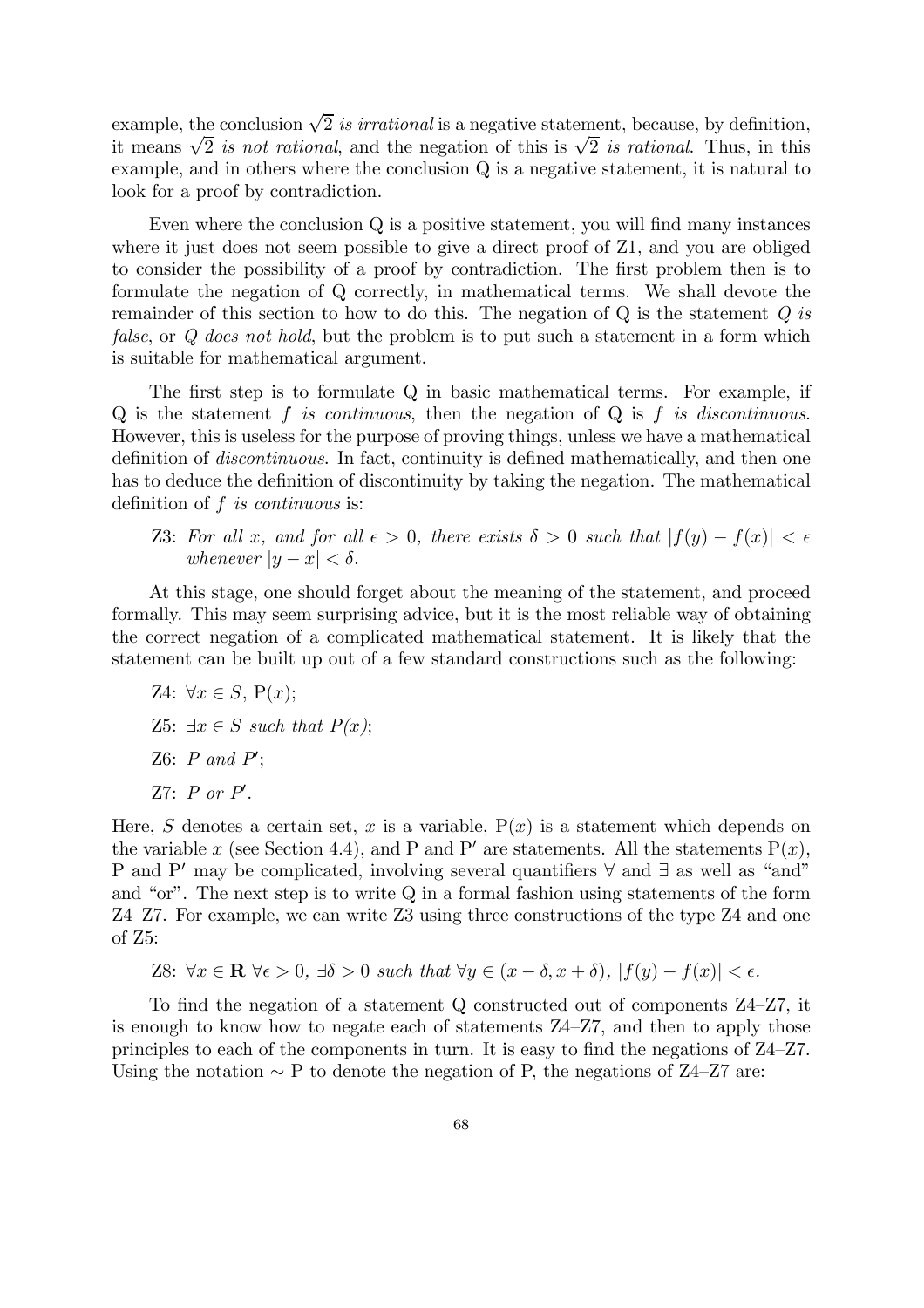example, the conclusion $\sqrt{2}$ *is irrational* is a negative statement, because, by definition, it means $\sqrt{2}$ *is not rational*, and the negation of this is $\sqrt{2}$ *is rational*. Thus, in this example, and in others where the conclusion Q is a negative statement, it is natural to look for a proof by contradiction.

Even where the conclusion Q is a positive statement, you will find many instances where it just does not seem possible to give a direct proof of Z1, and you are obliged to consider the possibility of a proof by contradiction. The first problem then is to formulate the negation of Q correctly, in mathematical terms. We shall devote the remainder of this section to how to do this. The negation of Q is the statement *Q is false*, or *Q does not hold*, but the problem is to put such a statement in a form which is suitable for mathematical argument.

The first step is to formulate Q in basic mathematical terms. For example, if Q is the statement *$f$ is continuous*, then the negation of Q is *$f$ is discontinuous*. However, this is useless for the purpose of proving things, unless we have a mathematical definition of *discontinuous*. In fact, continuity is defined mathematically, and then one has to deduce the definition of discontinuity by taking the negation. The mathematical definition of *$f$ is continuous* is:

Z3: *For all $x$, and for all $\epsilon > 0$, there exists $\delta > 0$ such that $|f(y) - f(x)| < \epsilon$ whenever $|y - x| < \delta$.*

At this stage, one should forget about the meaning of the statement, and proceed formally. This may seem surprising advice, but it is the most reliable way of obtaining the correct negation of a complicated mathematical statement. It is likely that the statement can be built up out of a few standard constructions such as the following:

Z4: $\forall x \in S$, P$(x)$;

Z5: $\exists x \in S$ *such that $P(x)$*;

Z6: *$P$ and $P'$*;

Z7: *$P$ or $P'$*.

Here, $S$ denotes a certain set, $x$ is a variable, P$(x)$ is a statement which depends on the variable $x$ (see Section 4.4), and P and P$'$ are statements. All the statements P$(x)$, P and P$'$ may be complicated, involving several quantifiers $\forall$ and $\exists$ as well as "and" and "or". The next step is to write Q in a formal fashion using statements of the form Z4–Z7. For example, we can write Z3 using three constructions of the type Z4 and one of Z5:

Z8: $\forall x \in \mathbf{R}\ \forall \epsilon > 0,\ \exists \delta > 0$ *such that* $\forall y \in (x - \delta, x + \delta),\ |f(y) - f(x)| < \epsilon$.

To find the negation of a statement Q constructed out of components Z4–Z7, it is enough to know how to negate each of statements Z4–Z7, and then to apply those principles to each of the components in turn. It is easy to find the negations of Z4–Z7. Using the notation $\sim$ P to denote the negation of P, the negations of Z4–Z7 are: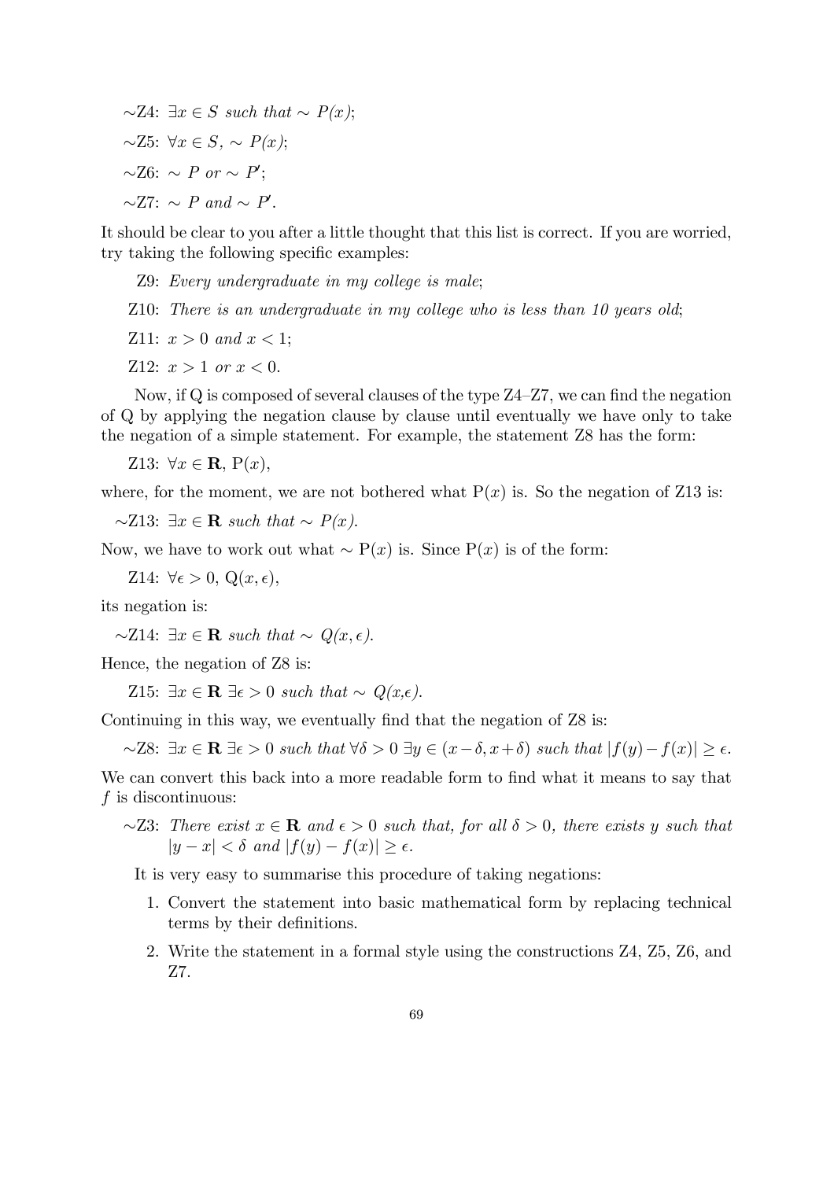$\sim$Z4: $\exists x \in S$ *such that* $\sim P(x)$;

$\sim$Z5: $\forall x \in S, \sim P(x)$;

$\sim$Z6: $\sim P$ *or* $\sim P'$;

$\sim$Z7: $\sim P$ *and* $\sim P'$.

It should be clear to you after a little thought that this list is correct. If you are worried, try taking the following specific examples:

Z9: *Every undergraduate in my college is male*;

Z10: *There is an undergraduate in my college who is less than 10 years old*;

Z11: $x > 0$ *and* $x < 1$;

Z12: $x > 1$ *or* $x < 0$.

Now, if Q is composed of several clauses of the type Z4–Z7, we can find the negation of Q by applying the negation clause by clause until eventually we have only to take the negation of a simple statement. For example, the statement Z8 has the form:

Z13: $\forall x \in \mathbf{R}$, P$(x)$,

where, for the moment, we are not bothered what P$(x)$ is. So the negation of Z13 is:

$\sim$Z13: $\exists x \in \mathbf{R}$ *such that* $\sim P(x)$.

Now, we have to work out what $\sim$ P$(x)$ is. Since P$(x)$ is of the form:

Z14: $\forall \epsilon > 0$, Q$(x, \epsilon)$,

its negation is:

$\sim$Z14: $\exists x \in \mathbf{R}$ *such that* $\sim Q(x, \epsilon)$.

Hence, the negation of Z8 is:

Z15: $\exists x \in \mathbf{R}\ \exists \epsilon > 0$ *such that* $\sim Q(x,\epsilon)$.

Continuing in this way, we eventually find that the negation of Z8 is:

$\sim$Z8: $\exists x \in \mathbf{R}\ \exists \epsilon > 0$ *such that* $\forall \delta > 0\ \exists y \in (x-\delta, x+\delta)$ *such that* $|f(y) - f(x)| \geq \epsilon$.

We can convert this back into a more readable form to find what it means to say that $f$ is discontinuous:

$\sim$Z3: *There exist* $x \in \mathbf{R}$ *and* $\epsilon > 0$ *such that, for all* $\delta > 0$*, there exists* $y$ *such that* $|y - x| < \delta$ *and* $|f(y) - f(x)| \geq \epsilon$.

It is very easy to summarise this procedure of taking negations:

1. Convert the statement into basic mathematical form by replacing technical terms by their definitions.
2. Write the statement in a formal style using the constructions Z4, Z5, Z6, and Z7.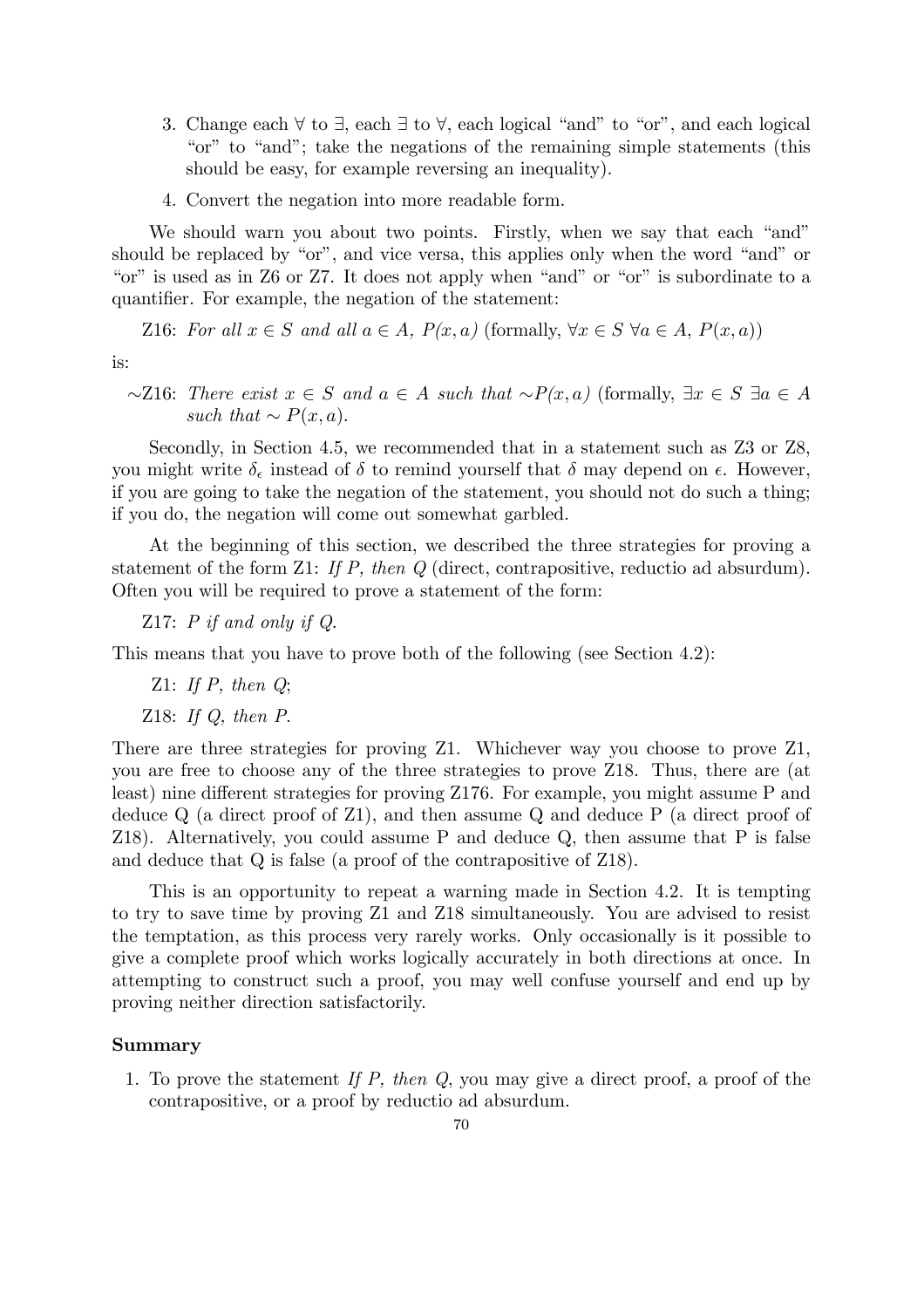3. Change each $\forall$ to $\exists$, each $\exists$ to $\forall$, each logical "and" to "or", and each logical "or" to "and"; take the negations of the remaining simple statements (this should be easy, for example reversing an inequality).
4. Convert the negation into more readable form.

We should warn you about two points. Firstly, when we say that each "and" should be replaced by "or", and vice versa, this applies only when the word "and" or "or" is used as in Z6 or Z7. It does not apply when "and" or "or" is subordinate to a quantifier. For example, the negation of the statement:

Z16: *For all $x \in S$ and all $a \in A$, $P(x, a)$* (formally, $\forall x \in S\ \forall a \in A,\ P(x, a)$)

is:

$\sim$Z16: *There exist $x \in S$ and $a \in A$ such that $\sim P(x, a)$* (formally, $\exists x \in S\ \exists a \in A$ *such that* $\sim P(x, a)$.

Secondly, in Section 4.5, we recommended that in a statement such as Z3 or Z8, you might write $\delta_\epsilon$ instead of $\delta$ to remind yourself that $\delta$ may depend on $\epsilon$. However, if you are going to take the negation of the statement, you should not do such a thing; if you do, the negation will come out somewhat garbled.

At the beginning of this section, we described the three strategies for proving a statement of the form Z1: *If P, then Q* (direct, contrapositive, reductio ad absurdum). Often you will be required to prove a statement of the form:

Z17: *P if and only if Q.*

This means that you have to prove both of the following (see Section 4.2):

Z1: *If P, then Q*;

Z18: *If Q, then P.*

There are three strategies for proving Z1. Whichever way you choose to prove Z1, you are free to choose any of the three strategies to prove Z18. Thus, there are (at least) nine different strategies for proving Z176. For example, you might assume P and deduce Q (a direct proof of Z1), and then assume Q and deduce P (a direct proof of Z18). Alternatively, you could assume P and deduce Q, then assume that P is false and deduce that Q is false (a proof of the contrapositive of Z18).

This is an opportunity to repeat a warning made in Section 4.2. It is tempting to try to save time by proving Z1 and Z18 simultaneously. You are advised to resist the temptation, as this process very rarely works. Only occasionally is it possible to give a complete proof which works logically accurately in both directions at once. In attempting to construct such a proof, you may well confuse yourself and end up by proving neither direction satisfactorily.

**Summary**

1. To prove the statement *If P, then Q*, you may give a direct proof, a proof of the contrapositive, or a proof by reductio ad absurdum.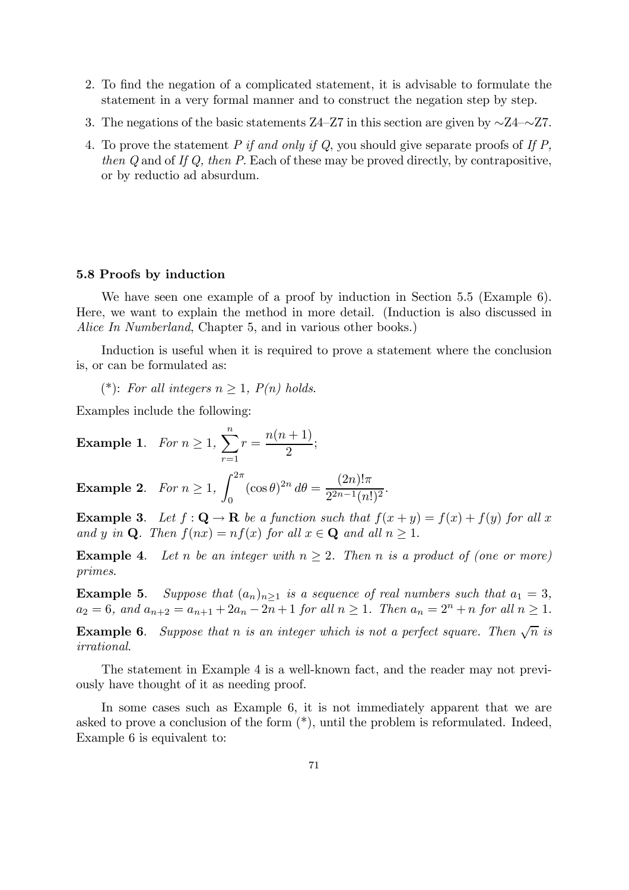2. To find the negation of a complicated statement, it is advisable to formulate the statement in a very formal manner and to construct the negation step by step.
3. The negations of the basic statements Z4–Z7 in this section are given by ∼Z4–∼Z7.
4. To prove the statement *P if and only if Q*, you should give separate proofs of *If P, then Q* and of *If Q, then P*. Each of these may be proved directly, by contrapositive, or by reductio ad absurdum.

### 5.8 Proofs by induction

We have seen one example of a proof by induction in Section 5.5 (Example 6). Here, we want to explain the method in more detail. (Induction is also discussed in *Alice In Numberland*, Chapter 5, and in various other books.)

Induction is useful when it is required to prove a statement where the conclusion is, or can be formulated as:

(*): *For all integers $n \geq 1$, $P(n)$ holds.*

Examples include the following:

**Example 1**. *For $n \geq 1$, $\displaystyle\sum_{r=1}^{n} r = \frac{n(n+1)}{2}$;*

**Example 2**. *For $n \geq 1$, $\displaystyle\int_0^{2\pi} (\cos\theta)^{2n}\, d\theta = \frac{(2n)!\pi}{2^{2n-1}(n!)^2}$.*

**Example 3**. *Let $f : \mathbf{Q} \to \mathbf{R}$ be a function such that $f(x+y) = f(x) + f(y)$ for all $x$ and $y$ in $\mathbf{Q}$. Then $f(nx) = nf(x)$ for all $x \in \mathbf{Q}$ and all $n \geq 1$.*

**Example 4**. *Let $n$ be an integer with $n \geq 2$. Then $n$ is a product of (one or more) primes.*

**Example 5**. *Suppose that $(a_n)_{n\geq 1}$ is a sequence of real numbers such that $a_1 = 3$, $a_2 = 6$, and $a_{n+2} = a_{n+1} + 2a_n - 2n + 1$ for all $n \geq 1$. Then $a_n = 2^n + n$ for all $n \geq 1$.*

**Example 6**. *Suppose that $n$ is an integer which is not a perfect square. Then $\sqrt{n}$ is irrational.*

The statement in Example 4 is a well-known fact, and the reader may not previously have thought of it as needing proof.

In some cases such as Example 6, it is not immediately apparent that we are asked to prove a conclusion of the form (*), until the problem is reformulated. Indeed, Example 6 is equivalent to: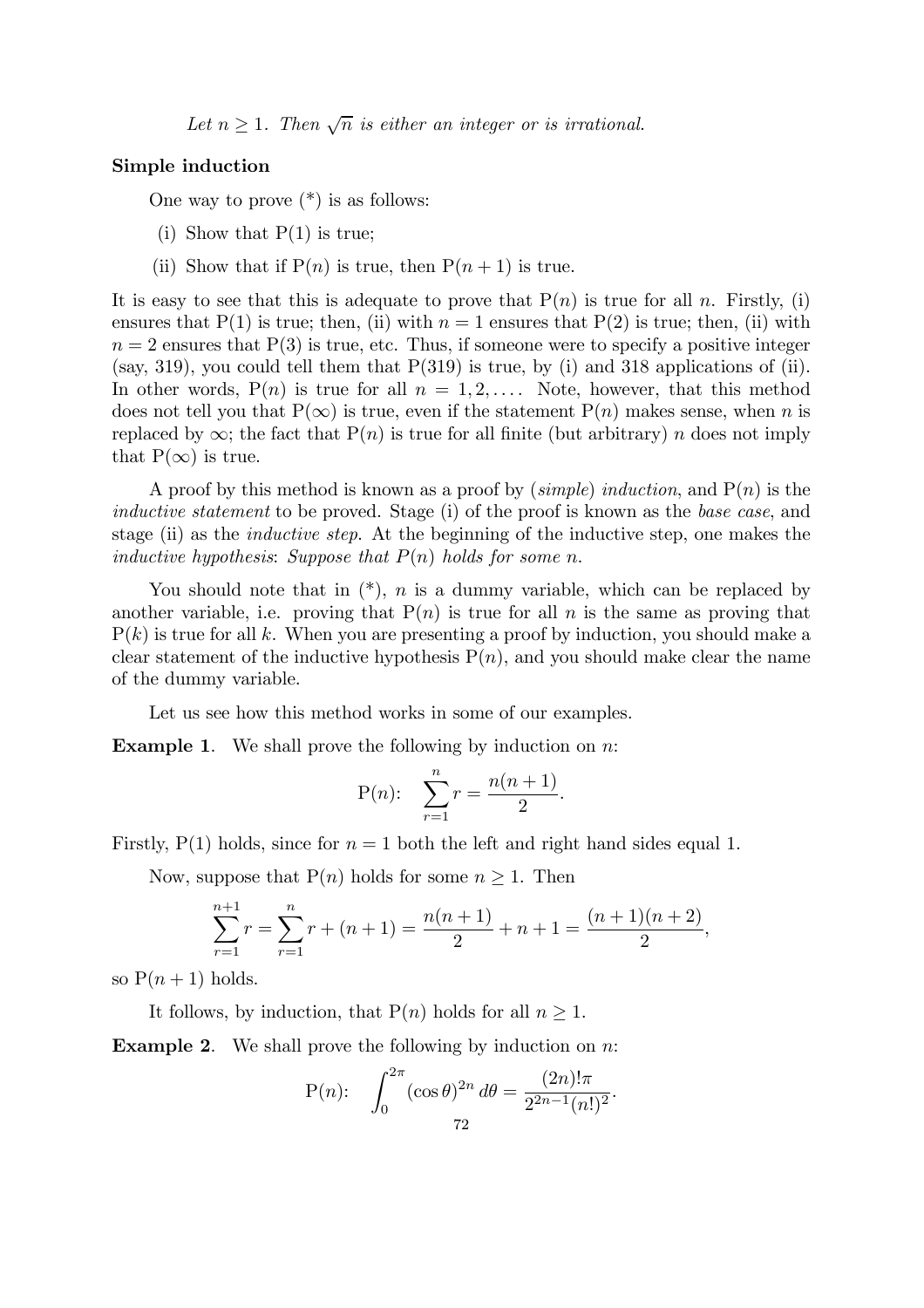*Let $n \geq 1$. Then $\sqrt{n}$ is either an integer or is irrational.*

### Simple induction

One way to prove (*) is as follows:

(i) Show that P(1) is true;

(ii) Show that if P($n$) is true, then P($n+1$) is true.

It is easy to see that this is adequate to prove that P($n$) is true for all $n$. Firstly, (i) ensures that P(1) is true; then, (ii) with $n = 1$ ensures that P(2) is true; then, (ii) with $n = 2$ ensures that P(3) is true, etc. Thus, if someone were to specify a positive integer (say, 319), you could tell them that P(319) is true, by (i) and 318 applications of (ii). In other words, P($n$) is true for all $n = 1, 2, \ldots$. Note, however, that this method does not tell you that P($\infty$) is true, even if the statement P($n$) makes sense, when $n$ is replaced by $\infty$; the fact that P($n$) is true for all finite (but arbitrary) $n$ does not imply that P($\infty$) is true.

A proof by this method is known as a proof by (*simple*) *induction*, and P($n$) is the *inductive statement* to be proved. Stage (i) of the proof is known as the *base case*, and stage (ii) as the *inductive step*. At the beginning of the inductive step, one makes the *inductive hypothesis*: *Suppose that $P(n)$ holds for some $n$.*

You should note that in (*), $n$ is a dummy variable, which can be replaced by another variable, i.e. proving that P($n$) is true for all $n$ is the same as proving that P($k$) is true for all $k$. When you are presenting a proof by induction, you should make a clear statement of the inductive hypothesis P($n$), and you should make clear the name of the dummy variable.

Let us see how this method works in some of our examples.

**Example 1**. We shall prove the following by induction on $n$:

$$\mathrm{P}(n): \quad \sum_{r=1}^{n} r = \frac{n(n+1)}{2}.$$

Firstly, P(1) holds, since for $n = 1$ both the left and right hand sides equal 1.

Now, suppose that P($n$) holds for some $n \geq 1$. Then

$$\sum_{r=1}^{n+1} r = \sum_{r=1}^{n} r + (n+1) = \frac{n(n+1)}{2} + n + 1 = \frac{(n+1)(n+2)}{2},$$

so P($n+1$) holds.

It follows, by induction, that P($n$) holds for all $n \geq 1$.

**Example 2**. We shall prove the following by induction on $n$:

$$\mathrm{P}(n): \quad \int_0^{2\pi} (\cos\theta)^{2n}\, d\theta = \frac{(2n)!\pi}{2^{2n-1}(n!)^2}.$$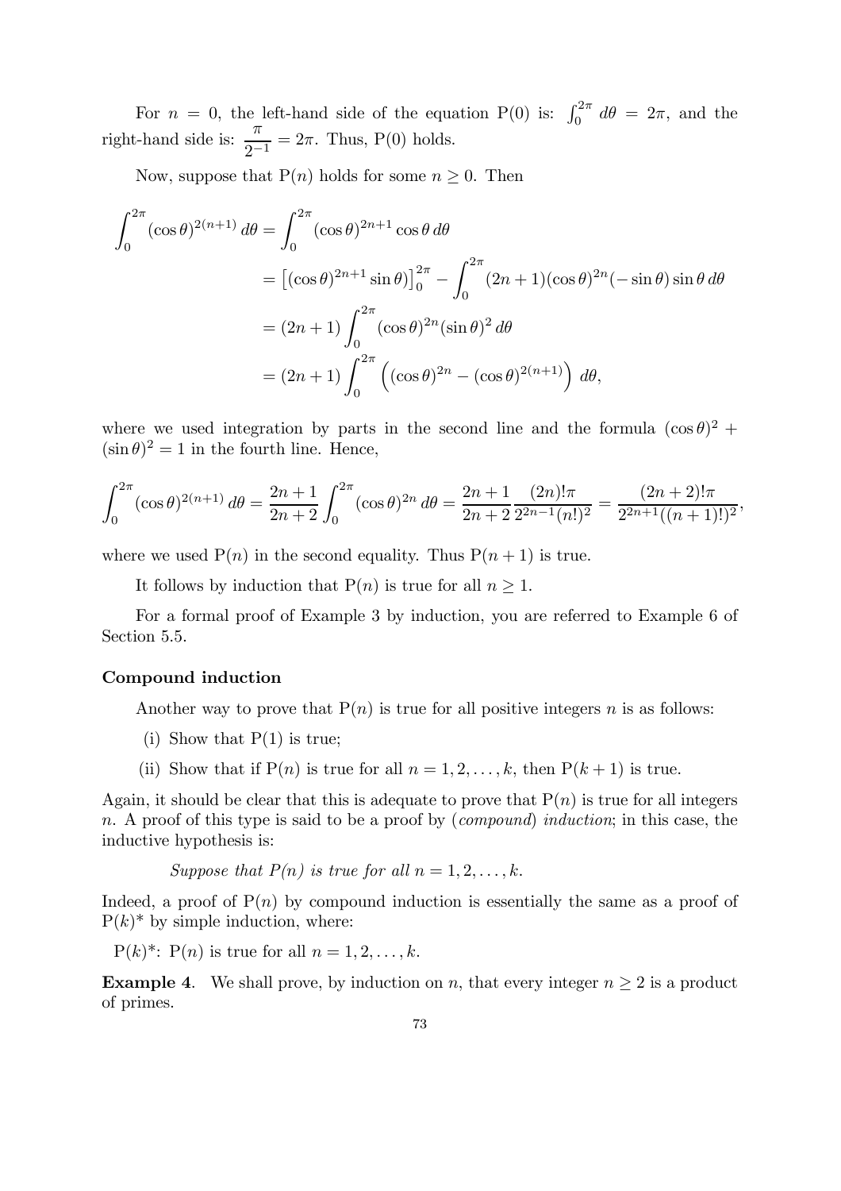For $n = 0$, the left-hand side of the equation P(0) is: $\int_0^{2\pi} d\theta = 2\pi$, and the right-hand side is: $\dfrac{\pi}{2^{-1}} = 2\pi$. Thus, P(0) holds.

Now, suppose that P($n$) holds for some $n \geq 0$. Then

$$
\begin{aligned}
\int_0^{2\pi} (\cos\theta)^{2(n+1)}\, d\theta &= \int_0^{2\pi} (\cos\theta)^{2n+1} \cos\theta\, d\theta \\
&= \left[(\cos\theta)^{2n+1}\sin\theta\right]_0^{2\pi} - \int_0^{2\pi} (2n+1)(\cos\theta)^{2n}(-\sin\theta)\sin\theta\, d\theta \\
&= (2n+1)\int_0^{2\pi} (\cos\theta)^{2n}(\sin\theta)^2\, d\theta \\
&= (2n+1)\int_0^{2\pi} \left((\cos\theta)^{2n} - (\cos\theta)^{2(n+1)}\right)\, d\theta,
\end{aligned}
$$

where we used integration by parts in the second line and the formula $(\cos\theta)^2 + (\sin\theta)^2 = 1$ in the fourth line. Hence,

$$
\int_0^{2\pi} (\cos\theta)^{2(n+1)}\, d\theta = \frac{2n+1}{2n+2}\int_0^{2\pi} (\cos\theta)^{2n}\, d\theta = \frac{2n+1}{2n+2}\frac{(2n)!\pi}{2^{2n-1}(n!)^2} = \frac{(2n+2)!\pi}{2^{2n+1}((n+1)!)^2},
$$

where we used P($n$) in the second equality. Thus P($n+1$) is true.

It follows by induction that P($n$) is true for all $n \geq 1$.

For a formal proof of Example 3 by induction, you are referred to Example 6 of Section 5.5.

**Compound induction**

Another way to prove that P($n$) is true for all positive integers $n$ is as follows:

(i) Show that P(1) is true;

(ii) Show that if P($n$) is true for all $n = 1, 2, \ldots, k$, then P($k+1$) is true.

Again, it should be clear that this is adequate to prove that P($n$) is true for all integers $n$. A proof of this type is said to be a proof by (*compound*) *induction*; in this case, the inductive hypothesis is:

*Suppose that P($n$) is true for all $n = 1, 2, \ldots, k$.*

Indeed, a proof of P($n$) by compound induction is essentially the same as a proof of P($k$)* by simple induction, where:

P($k$)*: P($n$) is true for all $n = 1, 2, \ldots, k$.

**Example 4**. We shall prove, by induction on $n$, that every integer $n \geq 2$ is a product of primes.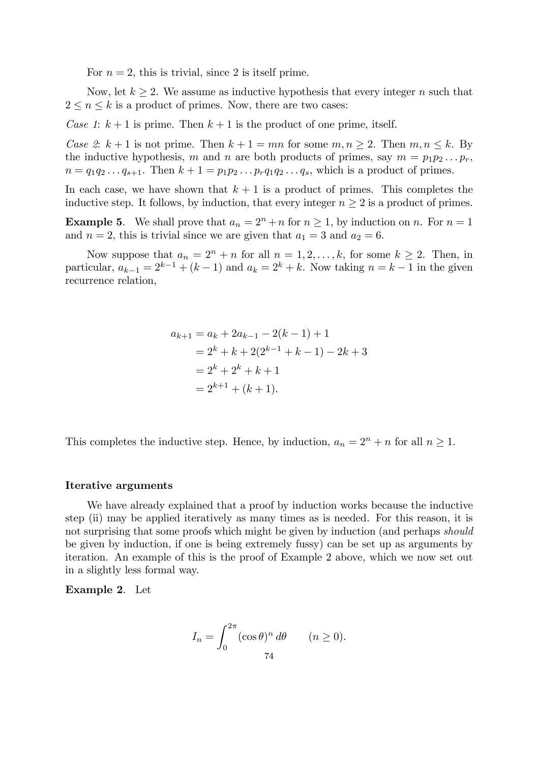For $n = 2$, this is trivial, since 2 is itself prime.

Now, let $k \geq 2$. We assume as inductive hypothesis that every integer $n$ such that $2 \leq n \leq k$ is a product of primes. Now, there are two cases:

*Case 1*: $k + 1$ is prime. Then $k + 1$ is the product of one prime, itself.

*Case 2*: $k + 1$ is not prime. Then $k + 1 = mn$ for some $m, n \geq 2$. Then $m, n \leq k$. By the inductive hypothesis, $m$ and $n$ are both products of primes, say $m = p_1 p_2 \ldots p_r$, $n = q_1 q_2 \ldots q_{s+1}$. Then $k + 1 = p_1 p_2 \ldots p_r q_1 q_2 \ldots q_s$, which is a product of primes.

In each case, we have shown that $k + 1$ is a product of primes. This completes the inductive step. It follows, by induction, that every integer $n \geq 2$ is a product of primes.

**Example 5**. We shall prove that $a_n = 2^n + n$ for $n \geq 1$, by induction on $n$. For $n = 1$ and $n = 2$, this is trivial since we are given that $a_1 = 3$ and $a_2 = 6$.

Now suppose that $a_n = 2^n + n$ for all $n = 1, 2, \ldots, k$, for some $k \geq 2$. Then, in particular, $a_{k-1} = 2^{k-1} + (k - 1)$ and $a_k = 2^k + k$. Now taking $n = k - 1$ in the given recurrence relation,

$$
\begin{aligned}
a_{k+1} &= a_k + 2a_{k-1} - 2(k-1) + 1 \\
&= 2^k + k + 2(2^{k-1} + k - 1) - 2k + 3 \\
&= 2^k + 2^k + k + 1 \\
&= 2^{k+1} + (k+1).
\end{aligned}
$$

This completes the inductive step. Hence, by induction, $a_n = 2^n + n$ for all $n \geq 1$.

### Iterative arguments

We have already explained that a proof by induction works because the inductive step (ii) may be applied iteratively as many times as is needed. For this reason, it is not surprising that some proofs which might be given by induction (and perhaps *should* be given by induction, if one is being extremely fussy) can be set up as arguments by iteration. An example of this is the proof of Example 2 above, which we now set out in a slightly less formal way.

**Example 2**. Let

$$I_n = \int_0^{2\pi} (\cos\theta)^n \, d\theta \qquad (n \geq 0).$$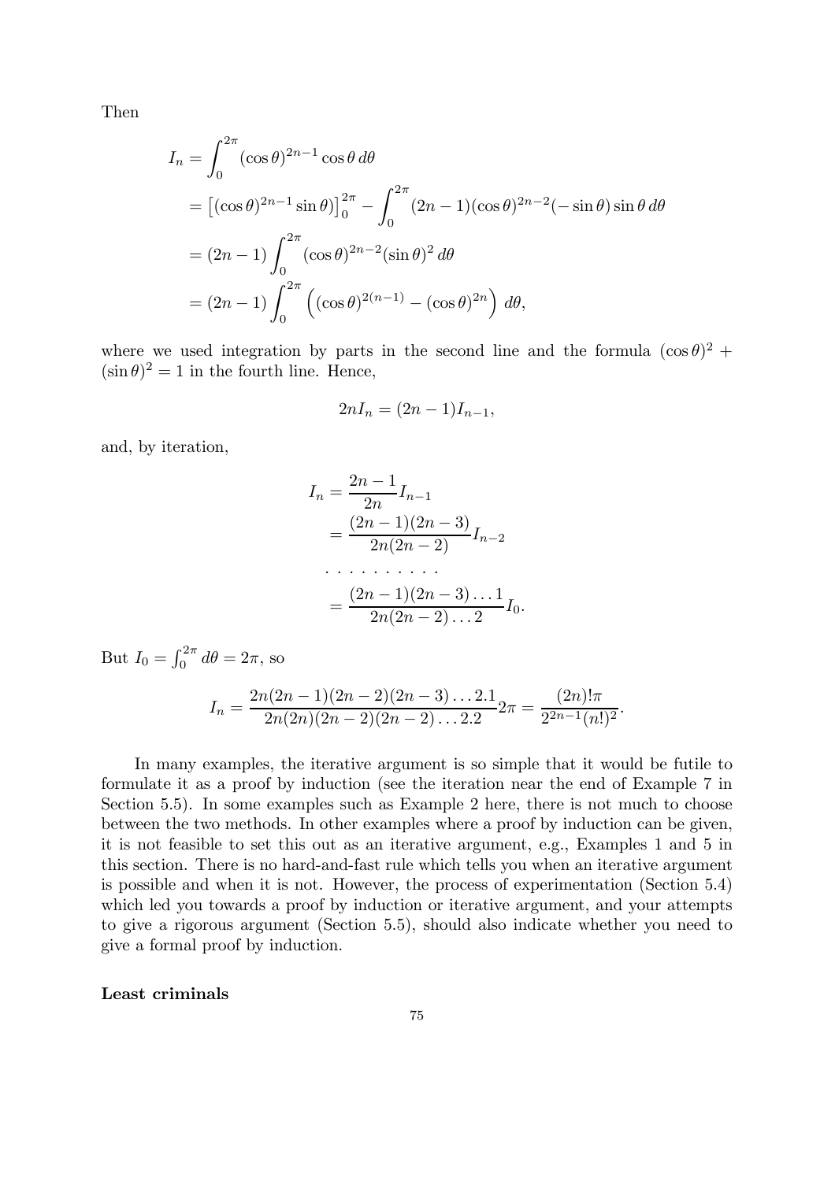Then

$$
\begin{aligned}
I_n &= \int_0^{2\pi} (\cos\theta)^{2n-1} \cos\theta \, d\theta \\
&= \left[(\cos\theta)^{2n-1} \sin\theta\right]_0^{2\pi} - \int_0^{2\pi} (2n-1)(\cos\theta)^{2n-2}(-\sin\theta)\sin\theta \, d\theta \\
&= (2n-1)\int_0^{2\pi} (\cos\theta)^{2n-2}(\sin\theta)^2 \, d\theta \\
&= (2n-1)\int_0^{2\pi} \left( (\cos\theta)^{2(n-1)} - (\cos\theta)^{2n} \right) d\theta,
\end{aligned}
$$

where we used integration by parts in the second line and the formula $(\cos\theta)^2 + (\sin\theta)^2 = 1$ in the fourth line. Hence,

$$
2nI_n = (2n-1)I_{n-1},
$$

and, by iteration,

$$
\begin{aligned}
I_n &= \frac{2n-1}{2n} I_{n-1} \\
&= \frac{(2n-1)(2n-3)}{2n(2n-2)} I_{n-2} \\
&\cdots\cdots\cdots\cdots \\
&= \frac{(2n-1)(2n-3)\dots 1}{2n(2n-2)\dots 2} I_0.
\end{aligned}
$$

But $I_0 = \int_0^{2\pi} d\theta = 2\pi$, so

$$
I_n = \frac{2n(2n-1)(2n-2)(2n-3)\dots 2.1}{2n(2n)(2n-2)(2n-2)\dots 2.2} 2\pi = \frac{(2n)!\pi}{2^{2n-1}(n!)^2}.
$$

In many examples, the iterative argument is so simple that it would be futile to formulate it as a proof by induction (see the iteration near the end of Example 7 in Section 5.5). In some examples such as Example 2 here, there is not much to choose between the two methods. In other examples where a proof by induction can be given, it is not feasible to set this out as an iterative argument, e.g., Examples 1 and 5 in this section. There is no hard-and-fast rule which tells you when an iterative argument is possible and when it is not. However, the process of experimentation (Section 5.4) which led you towards a proof by induction or iterative argument, and your attempts to give a rigorous argument (Section 5.5), should also indicate whether you need to give a formal proof by induction.

**Least criminals**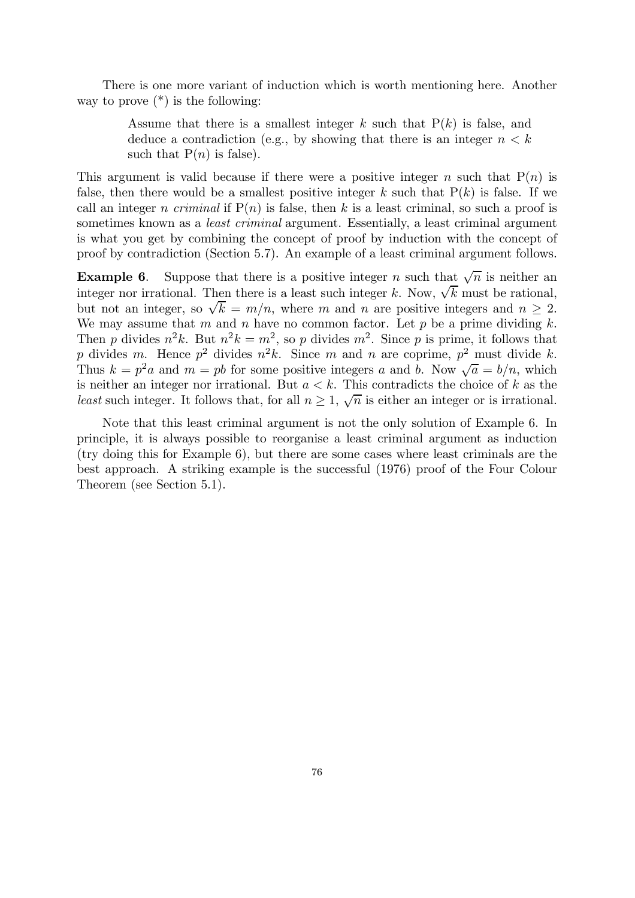There is one more variant of induction which is worth mentioning here. Another way to prove (*) is the following:

> Assume that there is a smallest integer $k$ such that $\mathrm{P}(k)$ is false, and deduce a contradiction (e.g., by showing that there is an integer $n < k$ such that $\mathrm{P}(n)$ is false).

This argument is valid because if there were a positive integer $n$ such that $\mathrm{P}(n)$ is false, then there would be a smallest positive integer $k$ such that $\mathrm{P}(k)$ is false. If we call an integer $n$ *criminal* if $\mathrm{P}(n)$ is false, then $k$ is a least criminal, so such a proof is sometimes known as a *least criminal* argument. Essentially, a least criminal argument is what you get by combining the concept of proof by induction with the concept of proof by contradiction (Section 5.7). An example of a least criminal argument follows.

**Example 6**. Suppose that there is a positive integer $n$ such that $\sqrt{n}$ is neither an integer nor irrational. Then there is a least such integer $k$. Now, $\sqrt{k}$ must be rational, but not an integer, so $\sqrt{k} = m/n$, where $m$ and $n$ are positive integers and $n \geq 2$. We may assume that $m$ and $n$ have no common factor. Let $p$ be a prime dividing $k$. Then $p$ divides $n^2k$. But $n^2k = m^2$, so $p$ divides $m^2$. Since $p$ is prime, it follows that $p$ divides $m$. Hence $p^2$ divides $n^2k$. Since $m$ and $n$ are coprime, $p^2$ must divide $k$. Thus $k = p^2a$ and $m = pb$ for some positive integers $a$ and $b$. Now $\sqrt{a} = b/n$, which is neither an integer nor irrational. But $a < k$. This contradicts the choice of $k$ as the *least* such integer. It follows that, for all $n \geq 1$, $\sqrt{n}$ is either an integer or is irrational.

Note that this least criminal argument is not the only solution of Example 6. In principle, it is always possible to reorganise a least criminal argument as induction (try doing this for Example 6), but there are some cases where least criminals are the best approach. A striking example is the successful (1976) proof of the Four Colour Theorem (see Section 5.1).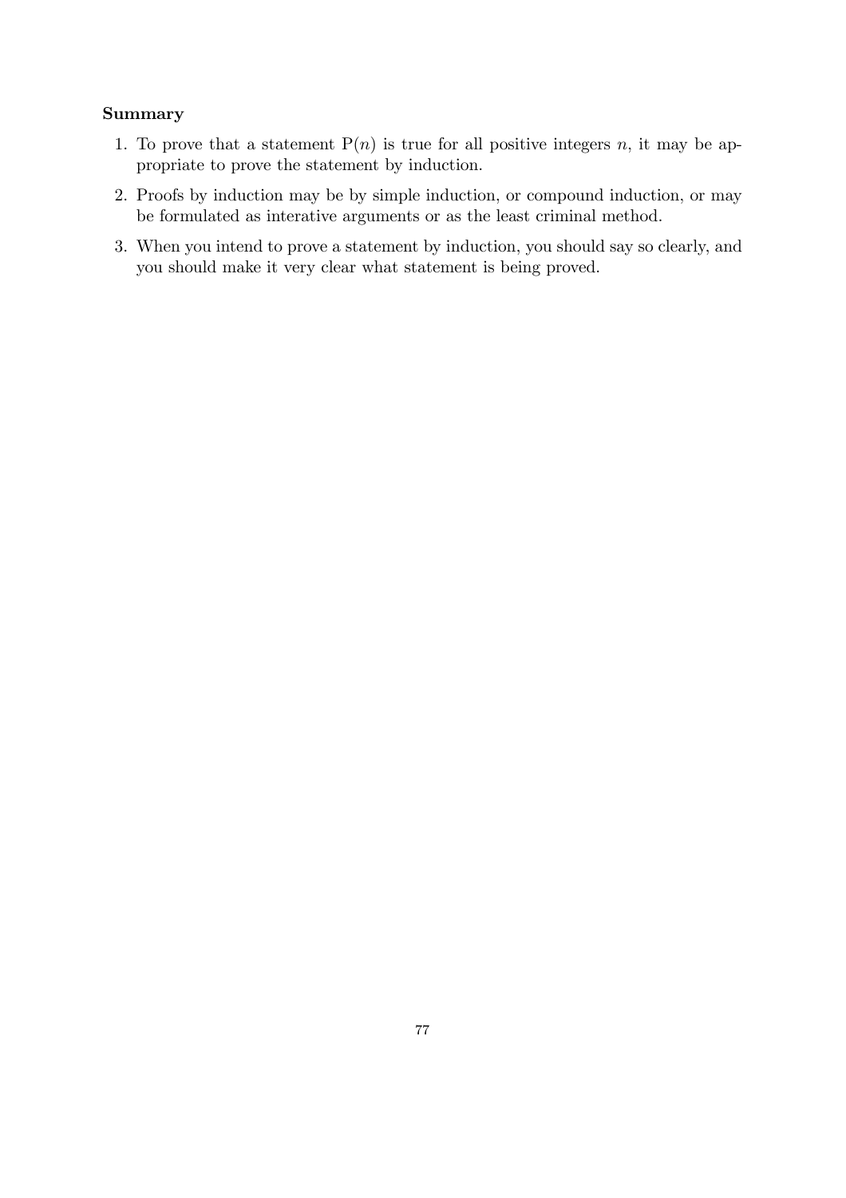**Summary**

1. To prove that a statement $\mathrm{P}(n)$ is true for all positive integers $n$, it may be appropriate to prove the statement by induction.
2. Proofs by induction may be by simple induction, or compound induction, or may be formulated as interative arguments or as the least criminal method.
3. When you intend to prove a statement by induction, you should say so clearly, and you should make it very clear what statement is being proved.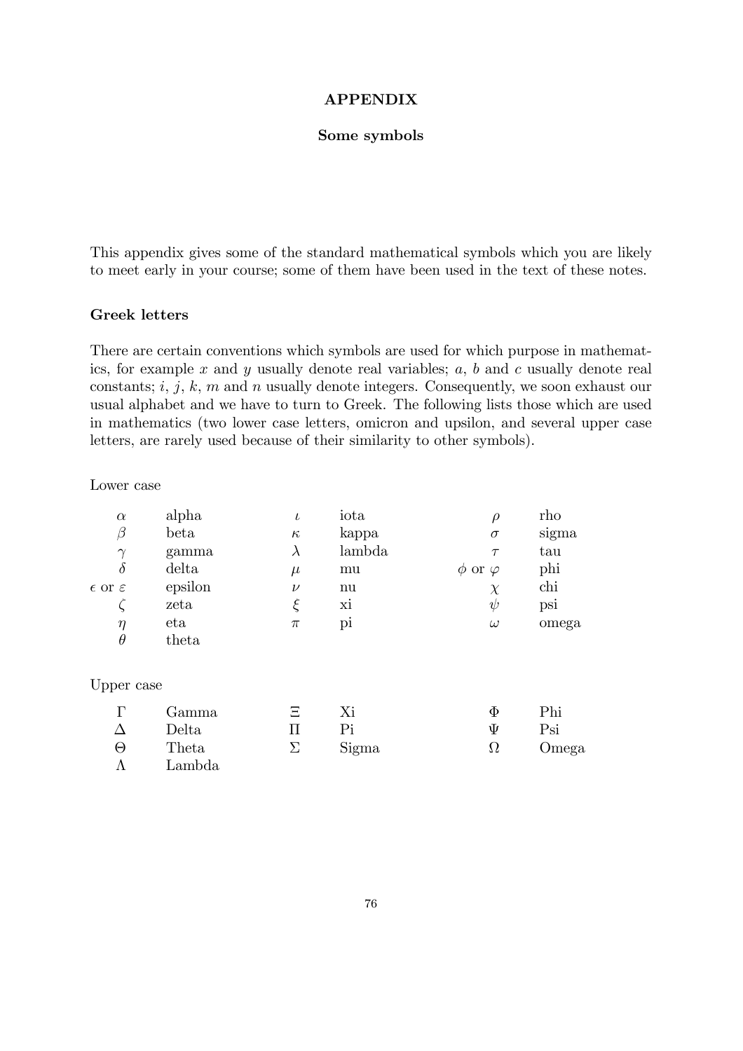# APPENDIX

## Some symbols

This appendix gives some of the standard mathematical symbols which you are likely to meet early in your course; some of them have been used in the text of these notes.

### Greek letters

There are certain conventions which symbols are used for which purpose in mathematics, for example $x$ and $y$ usually denote real variables; $a$, $b$ and $c$ usually denote real constants; $i$, $j$, $k$, $m$ and $n$ usually denote integers. Consequently, we soon exhaust our usual alphabet and we have to turn to Greek. The following lists those which are used in mathematics (two lower case letters, omicron and upsilon, and several upper case letters, are rarely used because of their similarity to other symbols).

Lower case

| | | | | | |
|---|---|---|---|---|---|
| $\alpha$ | alpha | $\iota$ | iota | $\rho$ | rho |
| $\beta$ | beta | $\kappa$ | kappa | $\sigma$ | sigma |
| $\gamma$ | gamma | $\lambda$ | lambda | $\tau$ | tau |
| $\delta$ | delta | $\mu$ | mu | $\phi$ or $\varphi$ | phi |
| $\epsilon$ or $\varepsilon$ | epsilon | $\nu$ | nu | $\chi$ | chi |
| $\zeta$ | zeta | $\xi$ | xi | $\psi$ | psi |
| $\eta$ | eta | $\pi$ | pi | $\omega$ | omega |
| $\theta$ | theta | | | | |

Upper case

| | | | | | |
|---|---|---|---|---|---|
| $\Gamma$ | Gamma | $\Xi$ | Xi | $\Phi$ | Phi |
| $\Delta$ | Delta | $\Pi$ | Pi | $\Psi$ | Psi |
| $\Theta$ | Theta | $\Sigma$ | Sigma | $\Omega$ | Omega |
| $\Lambda$ | Lambda | | | | |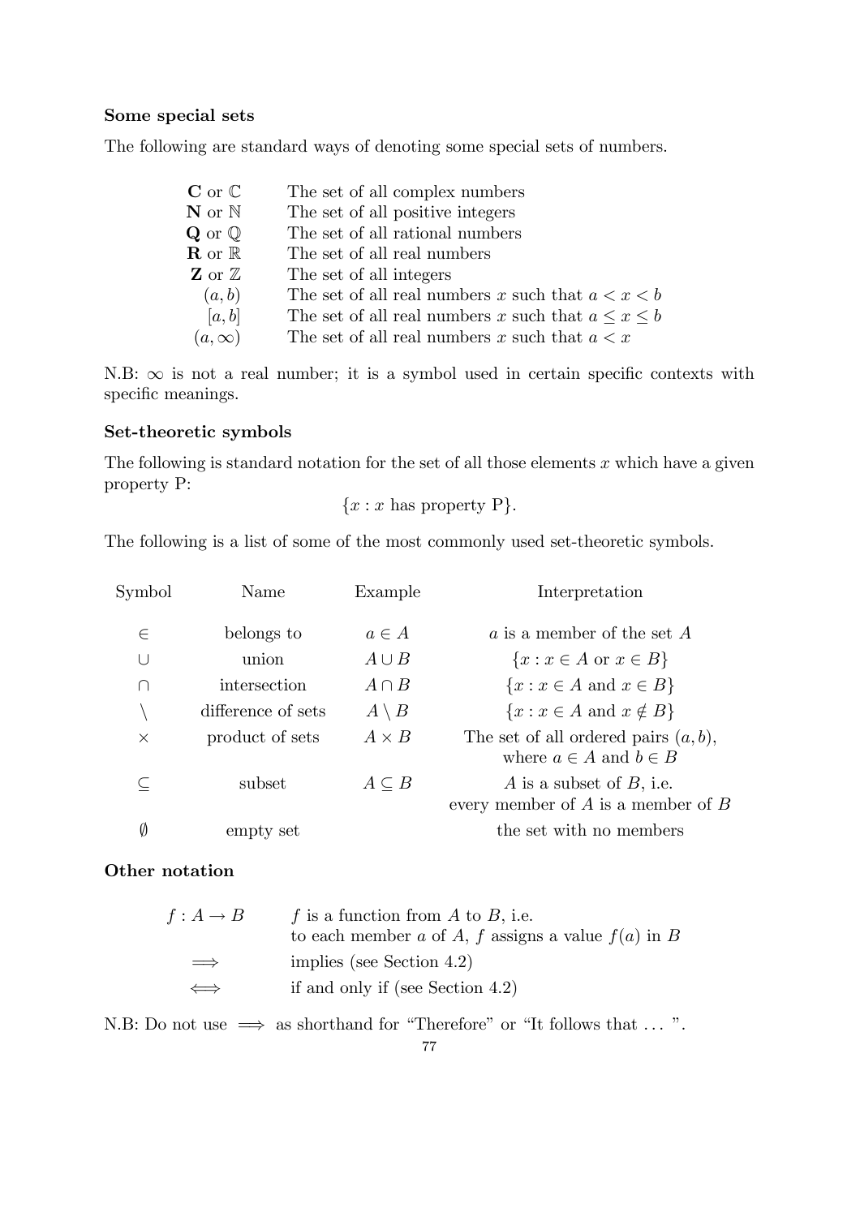**Some special sets**

The following are standard ways of denoting some special sets of numbers.

| | |
|---|---|
| $\mathbf{C}$ or $\mathbb{C}$ | The set of all complex numbers |
| $\mathbf{N}$ or $\mathbb{N}$ | The set of all positive integers |
| $\mathbf{Q}$ or $\mathbb{Q}$ | The set of all rational numbers |
| $\mathbf{R}$ or $\mathbb{R}$ | The set of all real numbers |
| $\mathbf{Z}$ or $\mathbb{Z}$ | The set of all integers |
| $(a, b)$ | The set of all real numbers $x$ such that $a < x < b$ |
| $[a, b]$ | The set of all real numbers $x$ such that $a \leq x \leq b$ |
| $(a, \infty)$ | The set of all real numbers $x$ such that $a < x$ |

N.B: $\infty$ is not a real number; it is a symbol used in certain specific contexts with specific meanings.

**Set-theoretic symbols**

The following is standard notation for the set of all those elements $x$ which have a given property P:

$$\{x : x \text{ has property P}\}.$$

The following is a list of some of the most commonly used set-theoretic symbols.

| Symbol | Name | Example | Interpretation |
|---|---|---|---|
| $\in$ | belongs to | $a \in A$ | $a$ is a member of the set $A$ |
| $\cup$ | union | $A \cup B$ | $\{x : x \in A \text{ or } x \in B\}$ |
| $\cap$ | intersection | $A \cap B$ | $\{x : x \in A \text{ and } x \in B\}$ |
| $\setminus$ | difference of sets | $A \setminus B$ | $\{x : x \in A \text{ and } x \notin B\}$ |
| $\times$ | product of sets | $A \times B$ | The set of all ordered pairs $(a, b)$, where $a \in A$ and $b \in B$ |
| $\subseteq$ | subset | $A \subseteq B$ | $A$ is a subset of $B$, i.e. every member of $A$ is a member of $B$ |
| $\emptyset$ | empty set | | the set with no members |

**Other notation**

| | |
|---|---|
| $f : A \to B$ | $f$ is a function from $A$ to $B$, i.e. to each member $a$ of $A$, $f$ assigns a value $f(a)$ in $B$ |
| $\implies$ | implies (see Section 4.2) |
| $\iff$ | if and only if (see Section 4.2) |

N.B: Do not use $\implies$ as shorthand for "Therefore" or "It follows that … ".